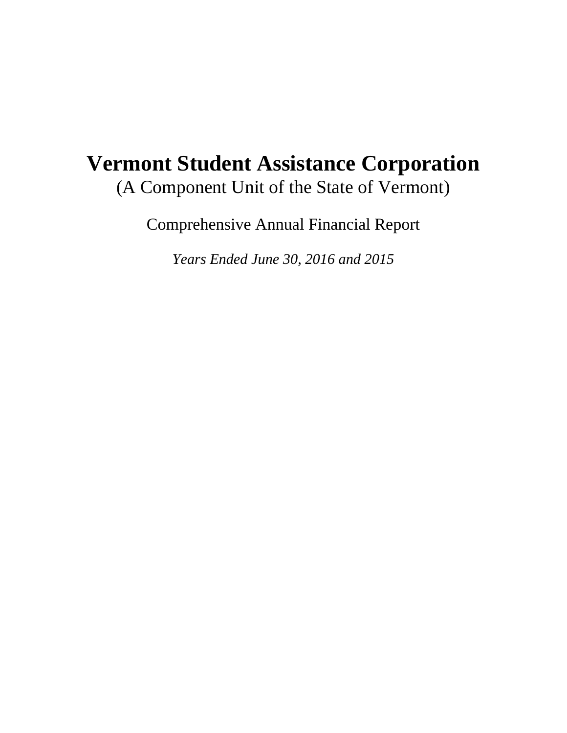# Vermont Student Assistance Corporation

(A Component Unit of the State of Vermont)

Comprehensive Annual Financial Report

*Years Ended June 30, 2016 and 2015*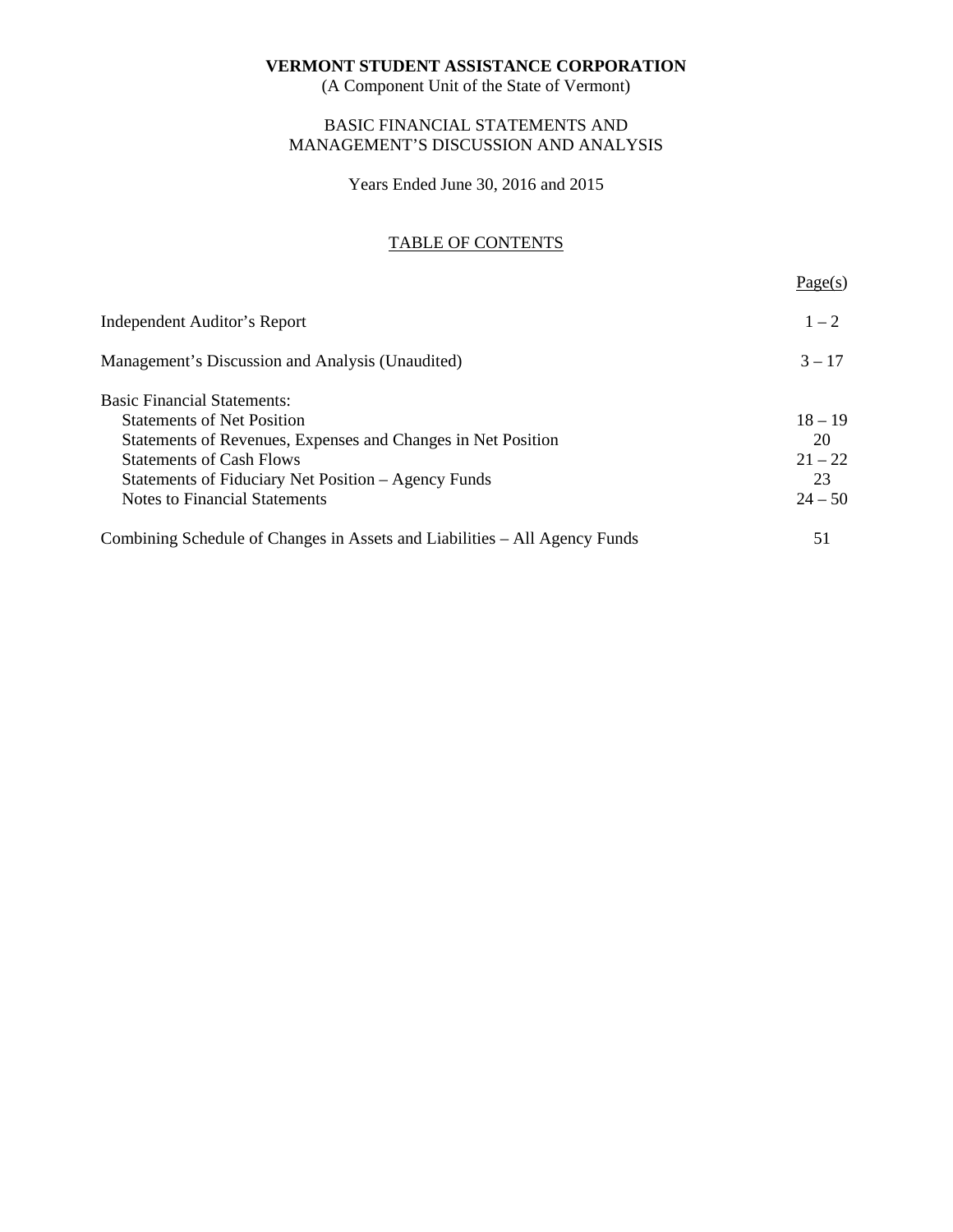**VERMONT STUDENT ASSISTANCE CORPORATION**
(A Component Unit of the State of Vermont)

BASIC FINANCIAL STATEMENTS AND
MANAGEMENT'S DISCUSSION AND ANALYSIS

Years Ended June 30, 2016 and 2015

TABLE OF CONTENTS

| | Page(s) |
|---|---|
| Independent Auditor's Report | 1 – 2 |
| Management's Discussion and Analysis (Unaudited) | 3 – 17 |
| Basic Financial Statements: | |
| Statements of Net Position | 18 – 19 |
| Statements of Revenues, Expenses and Changes in Net Position | 20 |
| Statements of Cash Flows | 21 – 22 |
| Statements of Fiduciary Net Position – Agency Funds | 23 |
| Notes to Financial Statements | 24 – 50 |
| Combining Schedule of Changes in Assets and Liabilities – All Agency Funds | 51 |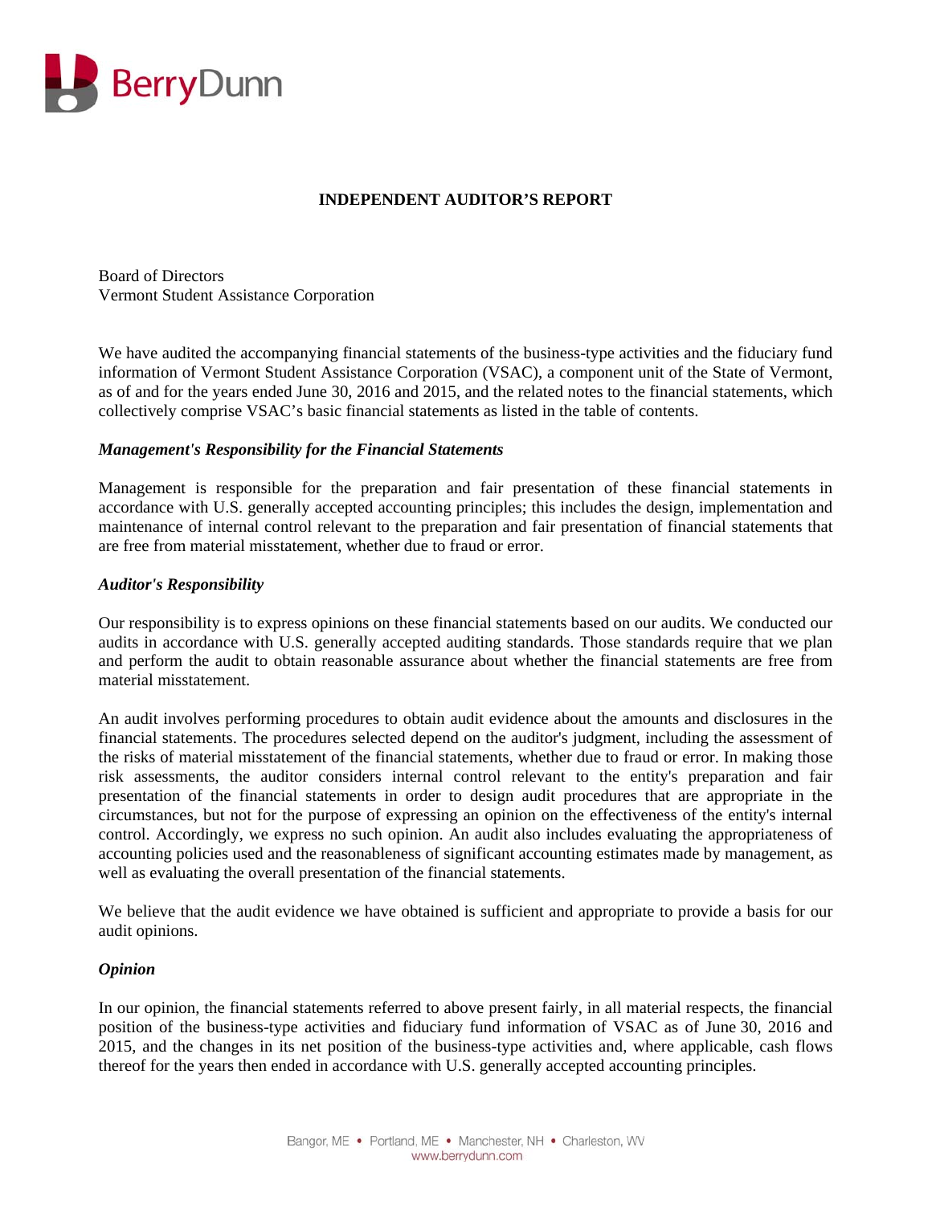# INDEPENDENT AUDITOR'S REPORT

Board of Directors
Vermont Student Assistance Corporation

We have audited the accompanying financial statements of the business-type activities and the fiduciary fund information of Vermont Student Assistance Corporation (VSAC), a component unit of the State of Vermont, as of and for the years ended June 30, 2016 and 2015, and the related notes to the financial statements, which collectively comprise VSAC's basic financial statements as listed in the table of contents.

### *Management's Responsibility for the Financial Statements*

Management is responsible for the preparation and fair presentation of these financial statements in accordance with U.S. generally accepted accounting principles; this includes the design, implementation and maintenance of internal control relevant to the preparation and fair presentation of financial statements that are free from material misstatement, whether due to fraud or error.

### *Auditor's Responsibility*

Our responsibility is to express opinions on these financial statements based on our audits. We conducted our audits in accordance with U.S. generally accepted auditing standards. Those standards require that we plan and perform the audit to obtain reasonable assurance about whether the financial statements are free from material misstatement.

An audit involves performing procedures to obtain audit evidence about the amounts and disclosures in the financial statements. The procedures selected depend on the auditor's judgment, including the assessment of the risks of material misstatement of the financial statements, whether due to fraud or error. In making those risk assessments, the auditor considers internal control relevant to the entity's preparation and fair presentation of the financial statements in order to design audit procedures that are appropriate in the circumstances, but not for the purpose of expressing an opinion on the effectiveness of the entity's internal control. Accordingly, we express no such opinion. An audit also includes evaluating the appropriateness of accounting policies used and the reasonableness of significant accounting estimates made by management, as well as evaluating the overall presentation of the financial statements.

We believe that the audit evidence we have obtained is sufficient and appropriate to provide a basis for our audit opinions.

### *Opinion*

In our opinion, the financial statements referred to above present fairly, in all material respects, the financial position of the business-type activities and fiduciary fund information of VSAC as of June 30, 2016 and 2015, and the changes in its net position of the business-type activities and, where applicable, cash flows thereof for the years then ended in accordance with U.S. generally accepted accounting principles.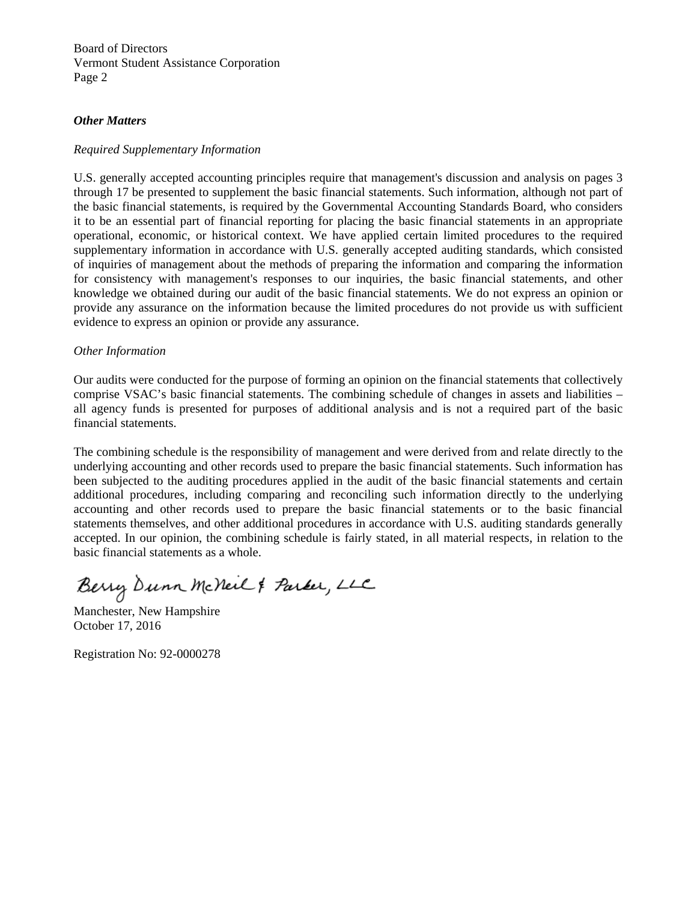Board of Directors
Vermont Student Assistance Corporation
Page 2

***Other Matters***

*Required Supplementary Information*

U.S. generally accepted accounting principles require that management's discussion and analysis on pages 3 through 17 be presented to supplement the basic financial statements. Such information, although not part of the basic financial statements, is required by the Governmental Accounting Standards Board, who considers it to be an essential part of financial reporting for placing the basic financial statements in an appropriate operational, economic, or historical context. We have applied certain limited procedures to the required supplementary information in accordance with U.S. generally accepted auditing standards, which consisted of inquiries of management about the methods of preparing the information and comparing the information for consistency with management's responses to our inquiries, the basic financial statements, and other knowledge we obtained during our audit of the basic financial statements. We do not express an opinion or provide any assurance on the information because the limited procedures do not provide us with sufficient evidence to express an opinion or provide any assurance.

*Other Information*

Our audits were conducted for the purpose of forming an opinion on the financial statements that collectively comprise VSAC's basic financial statements. The combining schedule of changes in assets and liabilities – all agency funds is presented for purposes of additional analysis and is not a required part of the basic financial statements.

The combining schedule is the responsibility of management and were derived from and relate directly to the underlying accounting and other records used to prepare the basic financial statements. Such information has been subjected to the auditing procedures applied in the audit of the basic financial statements and certain additional procedures, including comparing and reconciling such information directly to the underlying accounting and other records used to prepare the basic financial statements or to the basic financial statements themselves, and other additional procedures in accordance with U.S. auditing standards generally accepted. In our opinion, the combining schedule is fairly stated, in all material respects, in relation to the basic financial statements as a whole.

Berry Dunn McNeil & Parker, LLC

Manchester, New Hampshire
October 17, 2016

Registration No: 92-0000278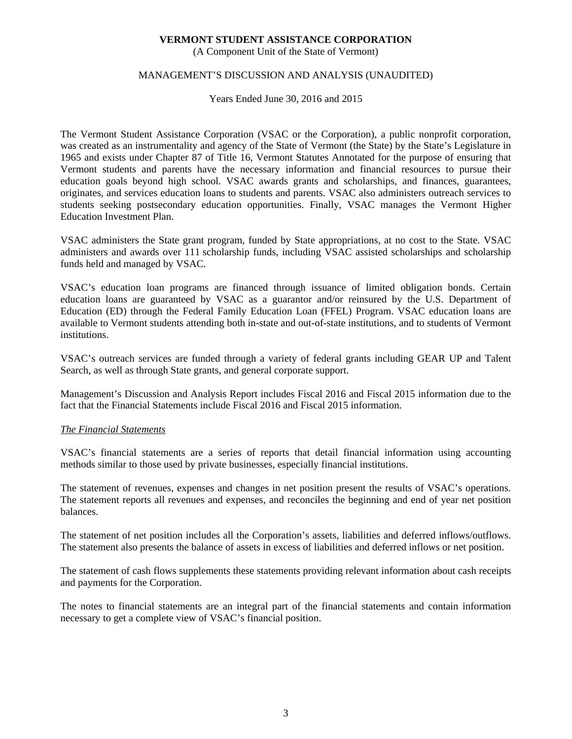**VERMONT STUDENT ASSISTANCE CORPORATION**
(A Component Unit of the State of Vermont)

MANAGEMENT'S DISCUSSION AND ANALYSIS (UNAUDITED)

Years Ended June 30, 2016 and 2015

The Vermont Student Assistance Corporation (VSAC or the Corporation), a public nonprofit corporation, was created as an instrumentality and agency of the State of Vermont (the State) by the State's Legislature in 1965 and exists under Chapter 87 of Title 16, Vermont Statutes Annotated for the purpose of ensuring that Vermont students and parents have the necessary information and financial resources to pursue their education goals beyond high school. VSAC awards grants and scholarships, and finances, guarantees, originates, and services education loans to students and parents. VSAC also administers outreach services to students seeking postsecondary education opportunities. Finally, VSAC manages the Vermont Higher Education Investment Plan.

VSAC administers the State grant program, funded by State appropriations, at no cost to the State. VSAC administers and awards over 111 scholarship funds, including VSAC assisted scholarships and scholarship funds held and managed by VSAC.

VSAC's education loan programs are financed through issuance of limited obligation bonds. Certain education loans are guaranteed by VSAC as a guarantor and/or reinsured by the U.S. Department of Education (ED) through the Federal Family Education Loan (FFEL) Program. VSAC education loans are available to Vermont students attending both in-state and out-of-state institutions, and to students of Vermont institutions.

VSAC's outreach services are funded through a variety of federal grants including GEAR UP and Talent Search, as well as through State grants, and general corporate support.

Management's Discussion and Analysis Report includes Fiscal 2016 and Fiscal 2015 information due to the fact that the Financial Statements include Fiscal 2016 and Fiscal 2015 information.

*The Financial Statements*

VSAC's financial statements are a series of reports that detail financial information using accounting methods similar to those used by private businesses, especially financial institutions.

The statement of revenues, expenses and changes in net position present the results of VSAC's operations. The statement reports all revenues and expenses, and reconciles the beginning and end of year net position balances.

The statement of net position includes all the Corporation's assets, liabilities and deferred inflows/outflows. The statement also presents the balance of assets in excess of liabilities and deferred inflows or net position.

The statement of cash flows supplements these statements providing relevant information about cash receipts and payments for the Corporation.

The notes to financial statements are an integral part of the financial statements and contain information necessary to get a complete view of VSAC's financial position.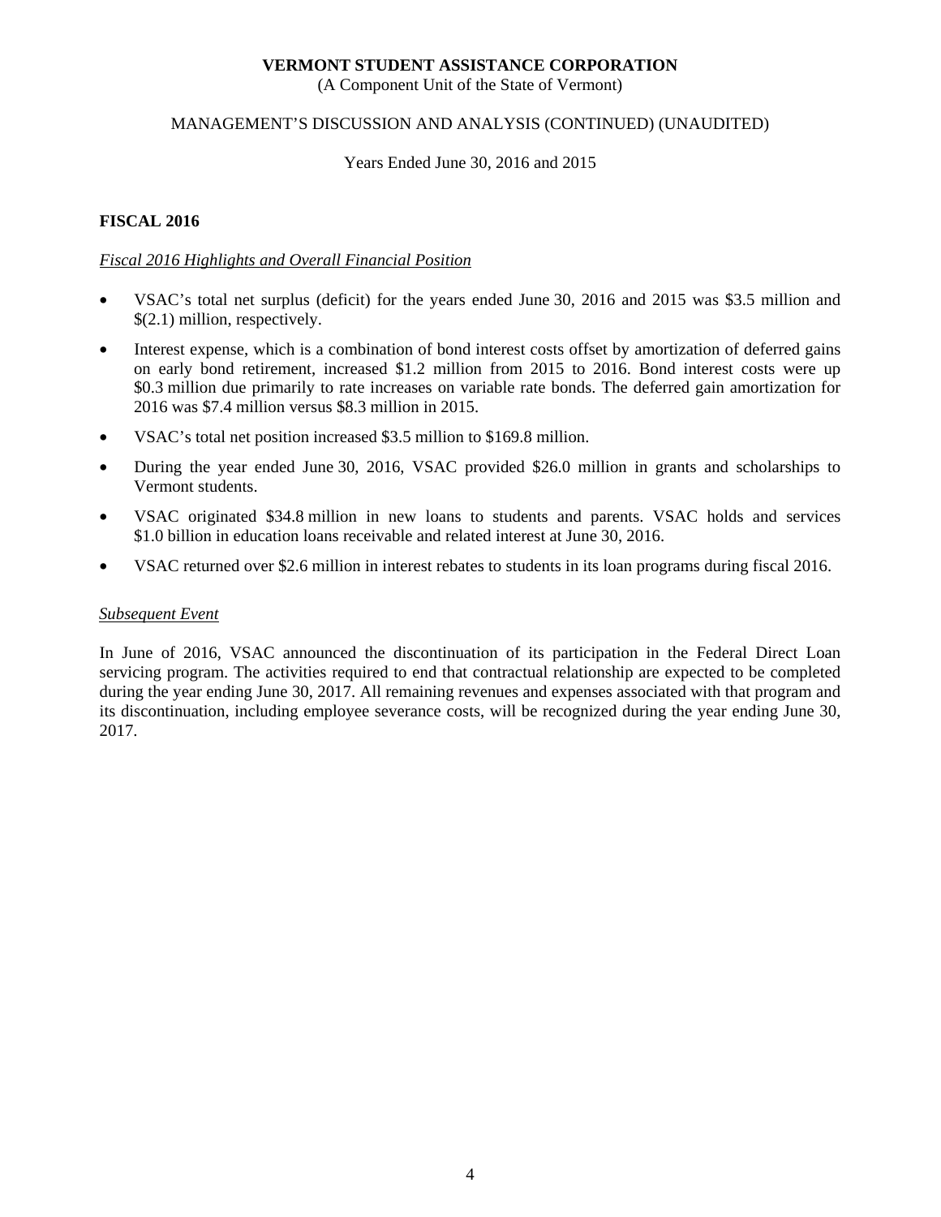## FISCAL 2016

### *Fiscal 2016 Highlights and Overall Financial Position*

- VSAC's total net surplus (deficit) for the years ended June 30, 2016 and 2015 was $3.5 million and $(2.1) million, respectively.
- Interest expense, which is a combination of bond interest costs offset by amortization of deferred gains on early bond retirement, increased $1.2 million from 2015 to 2016. Bond interest costs were up $0.3 million due primarily to rate increases on variable rate bonds. The deferred gain amortization for 2016 was $7.4 million versus $8.3 million in 2015.
- VSAC's total net position increased $3.5 million to $169.8 million.
- During the year ended June 30, 2016, VSAC provided $26.0 million in grants and scholarships to Vermont students.
- VSAC originated $34.8 million in new loans to students and parents. VSAC holds and services $1.0 billion in education loans receivable and related interest at June 30, 2016.
- VSAC returned over $2.6 million in interest rebates to students in its loan programs during fiscal 2016.

### *Subsequent Event*

In June of 2016, VSAC announced the discontinuation of its participation in the Federal Direct Loan servicing program. The activities required to end that contractual relationship are expected to be completed during the year ending June 30, 2017. All remaining revenues and expenses associated with that program and its discontinuation, including employee severance costs, will be recognized during the year ending June 30, 2017.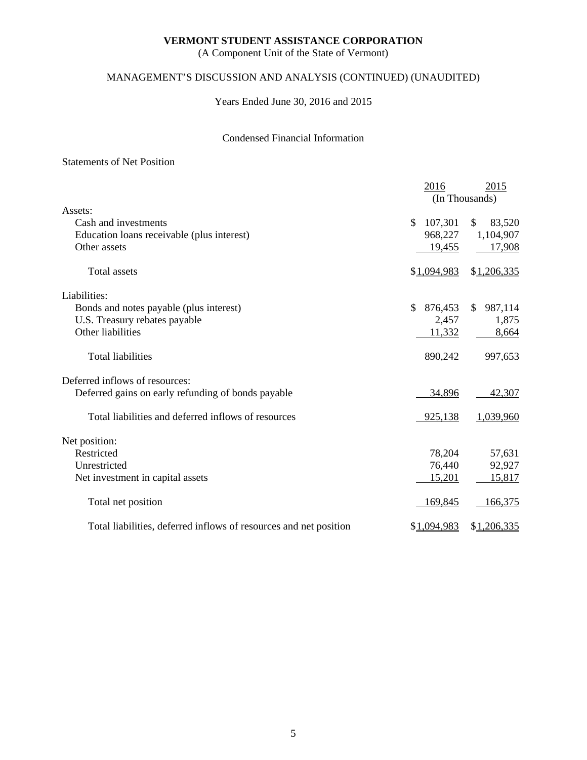**VERMONT STUDENT ASSISTANCE CORPORATION**
(A Component Unit of the State of Vermont)

MANAGEMENT'S DISCUSSION AND ANALYSIS (CONTINUED) (UNAUDITED)

Years Ended June 30, 2016 and 2015

Condensed Financial Information

Statements of Net Position

| | 2016 | 2015 |
|---|---|---|
| | (In Thousands) | |
| Assets: | | |
| Cash and investments | $ 107,301 | $ 83,520 |
| Education loans receivable (plus interest) | 968,227 | 1,104,907 |
| Other assets | 19,455 | 17,908 |
| Total assets | $1,094,983 | $1,206,335 |
| Liabilities: | | |
| Bonds and notes payable (plus interest) | $ 876,453 | $ 987,114 |
| U.S. Treasury rebates payable | 2,457 | 1,875 |
| Other liabilities | 11,332 | 8,664 |
| Total liabilities | 890,242 | 997,653 |
| Deferred inflows of resources: | | |
| Deferred gains on early refunding of bonds payable | 34,896 | 42,307 |
| Total liabilities and deferred inflows of resources | 925,138 | 1,039,960 |
| Net position: | | |
| Restricted | 78,204 | 57,631 |
| Unrestricted | 76,440 | 92,927 |
| Net investment in capital assets | 15,201 | 15,817 |
| Total net position | 169,845 | 166,375 |
| Total liabilities, deferred inflows of resources and net position | $1,094,983 | $1,206,335 |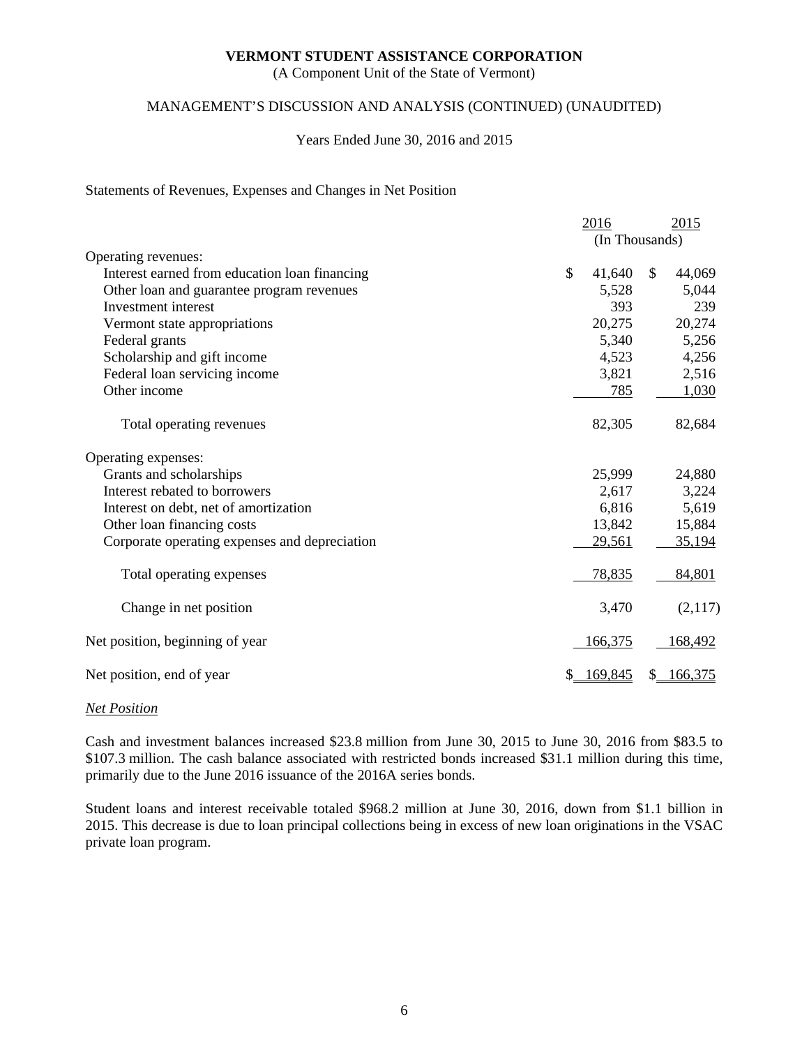**VERMONT STUDENT ASSISTANCE CORPORATION**
(A Component Unit of the State of Vermont)

MANAGEMENT'S DISCUSSION AND ANALYSIS (CONTINUED) (UNAUDITED)

Years Ended June 30, 2016 and 2015

Statements of Revenues, Expenses and Changes in Net Position

| | 2016 | 2015 |
|---|---|---|
| | (In Thousands) | |
| Operating revenues: | | |
| Interest earned from education loan financing | $ 41,640 | $ 44,069 |
| Other loan and guarantee program revenues | 5,528 | 5,044 |
| Investment interest | 393 | 239 |
| Vermont state appropriations | 20,275 | 20,274 |
| Federal grants | 5,340 | 5,256 |
| Scholarship and gift income | 4,523 | 4,256 |
| Federal loan servicing income | 3,821 | 2,516 |
| Other income | 785 | 1,030 |
| Total operating revenues | 82,305 | 82,684 |
| Operating expenses: | | |
| Grants and scholarships | 25,999 | 24,880 |
| Interest rebated to borrowers | 2,617 | 3,224 |
| Interest on debt, net of amortization | 6,816 | 5,619 |
| Other loan financing costs | 13,842 | 15,884 |
| Corporate operating expenses and depreciation | 29,561 | 35,194 |
| Total operating expenses | 78,835 | 84,801 |
| Change in net position | 3,470 | (2,117) |
| Net position, beginning of year | 166,375 | 168,492 |
| Net position, end of year | $ 169,845 | $ 166,375 |

*Net Position*

Cash and investment balances increased $23.8 million from June 30, 2015 to June 30, 2016 from $83.5 to $107.3 million. The cash balance associated with restricted bonds increased $31.1 million during this time, primarily due to the June 2016 issuance of the 2016A series bonds.

Student loans and interest receivable totaled $968.2 million at June 30, 2016, down from $1.1 billion in 2015. This decrease is due to loan principal collections being in excess of new loan originations in the VSAC private loan program.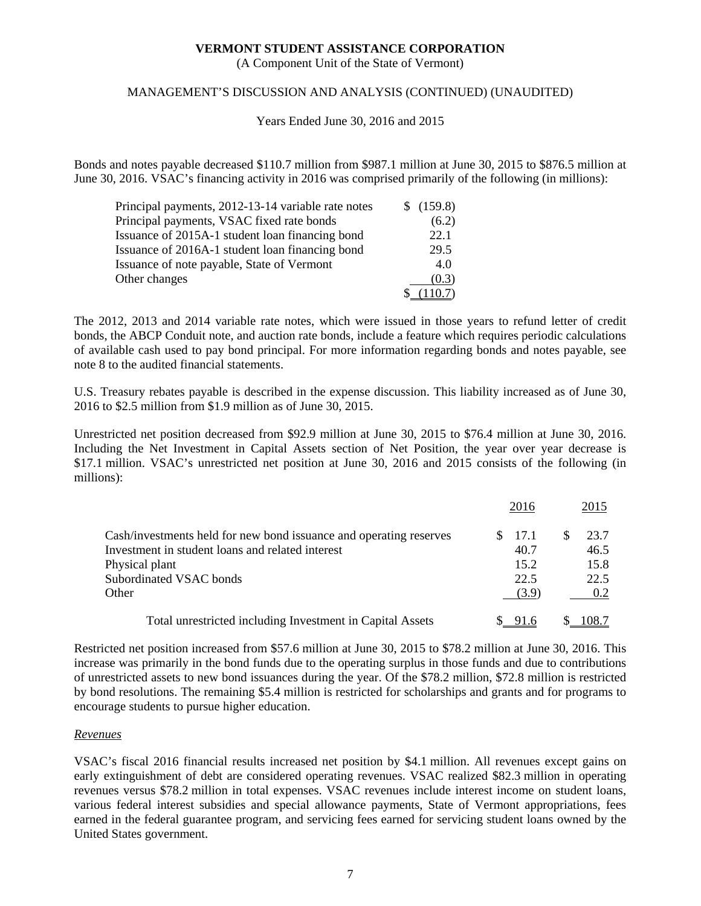Bonds and notes payable decreased $110.7 million from $987.1 million at June 30, 2015 to $876.5 million at June 30, 2016. VSAC's financing activity in 2016 was comprised primarily of the following (in millions):

| | |
|---|---|
| Principal payments, 2012-13-14 variable rate notes | $ (159.8) |
| Principal payments, VSAC fixed rate bonds | (6.2) |
| Issuance of 2015A-1 student loan financing bond | 22.1 |
| Issuance of 2016A-1 student loan financing bond | 29.5 |
| Issuance of note payable, State of Vermont | 4.0 |
| Other changes | (0.3) |
| | $ (110.7) |

The 2012, 2013 and 2014 variable rate notes, which were issued in those years to refund letter of credit bonds, the ABCP Conduit note, and auction rate bonds, include a feature which requires periodic calculations of available cash used to pay bond principal. For more information regarding bonds and notes payable, see note 8 to the audited financial statements.

U.S. Treasury rebates payable is described in the expense discussion. This liability increased as of June 30, 2016 to $2.5 million from $1.9 million as of June 30, 2015.

Unrestricted net position decreased from $92.9 million at June 30, 2015 to $76.4 million at June 30, 2016. Including the Net Investment in Capital Assets section of Net Position, the year over year decrease is $17.1 million. VSAC's unrestricted net position at June 30, 2016 and 2015 consists of the following (in millions):

| | 2016 | 2015 |
|---|---|---|
| Cash/investments held for new bond issuance and operating reserves | $ 17.1 | $ 23.7 |
| Investment in student loans and related interest | 40.7 | 46.5 |
| Physical plant | 15.2 | 15.8 |
| Subordinated VSAC bonds | 22.5 | 22.5 |
| Other | (3.9) | 0.2 |
| Total unrestricted including Investment in Capital Assets | $ 91.6 | $ 108.7 |

Restricted net position increased from $57.6 million at June 30, 2015 to $78.2 million at June 30, 2016. This increase was primarily in the bond funds due to the operating surplus in those funds and due to contributions of unrestricted assets to new bond issuances during the year. Of the $78.2 million, $72.8 million is restricted by bond resolutions. The remaining $5.4 million is restricted for scholarships and grants and for programs to encourage students to pursue higher education.

*Revenues*

VSAC's fiscal 2016 financial results increased net position by $4.1 million. All revenues except gains on early extinguishment of debt are considered operating revenues. VSAC realized $82.3 million in operating revenues versus $78.2 million in total expenses. VSAC revenues include interest income on student loans, various federal interest subsidies and special allowance payments, State of Vermont appropriations, fees earned in the federal guarantee program, and servicing fees earned for servicing student loans owned by the United States government.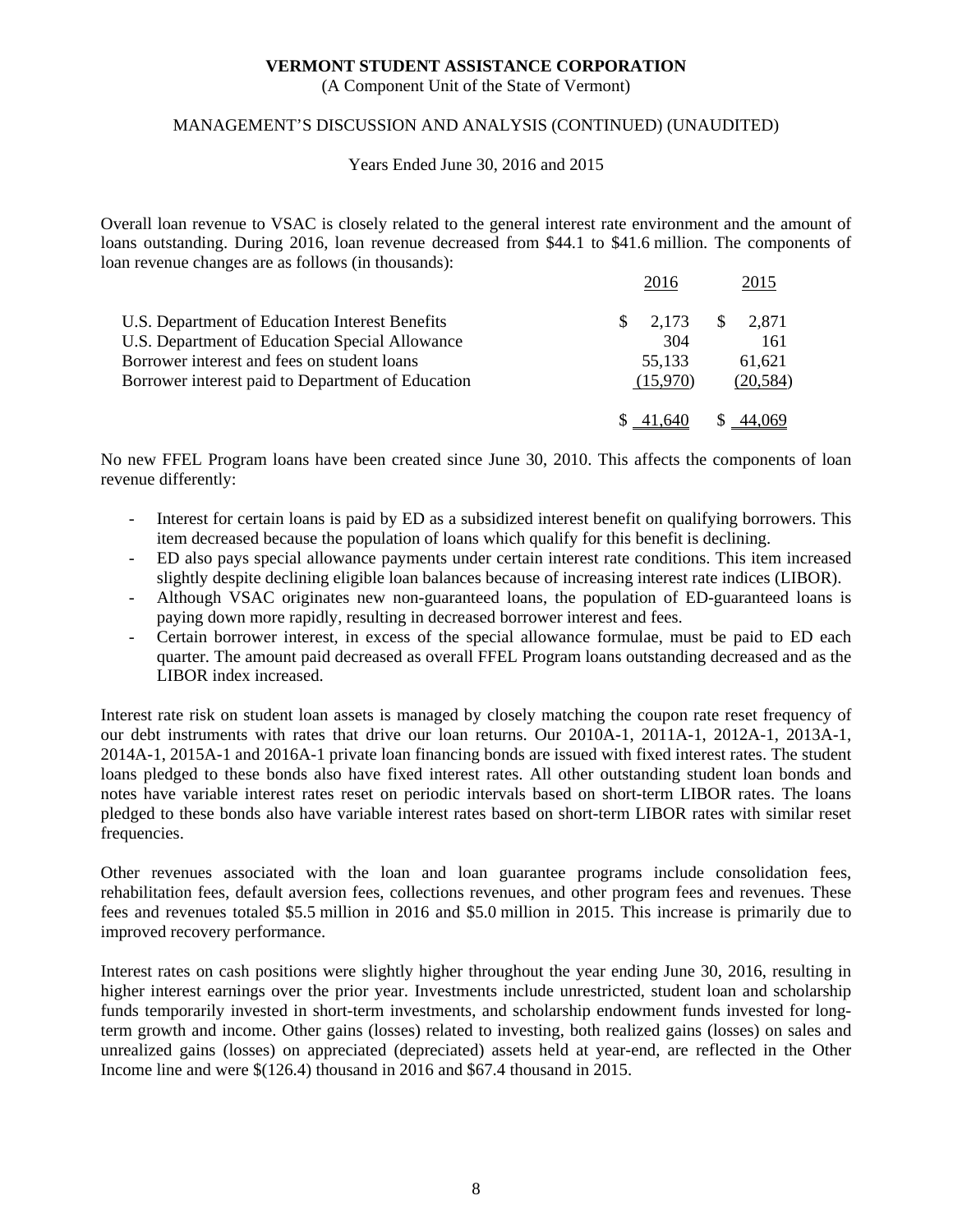**VERMONT STUDENT ASSISTANCE CORPORATION**
(A Component Unit of the State of Vermont)

MANAGEMENT'S DISCUSSION AND ANALYSIS (CONTINUED) (UNAUDITED)

Years Ended June 30, 2016 and 2015

Overall loan revenue to VSAC is closely related to the general interest rate environment and the amount of loans outstanding. During 2016, loan revenue decreased from \$44.1 to \$41.6 million. The components of loan revenue changes are as follows (in thousands):

| | 2016 | 2015 |
|---|---|---|
| U.S. Department of Education Interest Benefits | \$ 2,173 | \$ 2,871 |
| U.S. Department of Education Special Allowance | 304 | 161 |
| Borrower interest and fees on student loans | 55,133 | 61,621 |
| Borrower interest paid to Department of Education | (15,970) | (20,584) |
| | \$ 41,640 | \$ 44,069 |

No new FFEL Program loans have been created since June 30, 2010. This affects the components of loan revenue differently:

- Interest for certain loans is paid by ED as a subsidized interest benefit on qualifying borrowers. This item decreased because the population of loans which qualify for this benefit is declining.
- ED also pays special allowance payments under certain interest rate conditions. This item increased slightly despite declining eligible loan balances because of increasing interest rate indices (LIBOR).
- Although VSAC originates new non-guaranteed loans, the population of ED-guaranteed loans is paying down more rapidly, resulting in decreased borrower interest and fees.
- Certain borrower interest, in excess of the special allowance formulae, must be paid to ED each quarter. The amount paid decreased as overall FFEL Program loans outstanding decreased and as the LIBOR index increased.

Interest rate risk on student loan assets is managed by closely matching the coupon rate reset frequency of our debt instruments with rates that drive our loan returns. Our 2010A-1, 2011A-1, 2012A-1, 2013A-1, 2014A-1, 2015A-1 and 2016A-1 private loan financing bonds are issued with fixed interest rates. The student loans pledged to these bonds also have fixed interest rates. All other outstanding student loan bonds and notes have variable interest rates reset on periodic intervals based on short-term LIBOR rates. The loans pledged to these bonds also have variable interest rates based on short-term LIBOR rates with similar reset frequencies.

Other revenues associated with the loan and loan guarantee programs include consolidation fees, rehabilitation fees, default aversion fees, collections revenues, and other program fees and revenues. These fees and revenues totaled \$5.5 million in 2016 and \$5.0 million in 2015. This increase is primarily due to improved recovery performance.

Interest rates on cash positions were slightly higher throughout the year ending June 30, 2016, resulting in higher interest earnings over the prior year. Investments include unrestricted, student loan and scholarship funds temporarily invested in short-term investments, and scholarship endowment funds invested for long-term growth and income. Other gains (losses) related to investing, both realized gains (losses) on sales and unrealized gains (losses) on appreciated (depreciated) assets held at year-end, are reflected in the Other Income line and were \$(126.4) thousand in 2016 and \$67.4 thousand in 2015.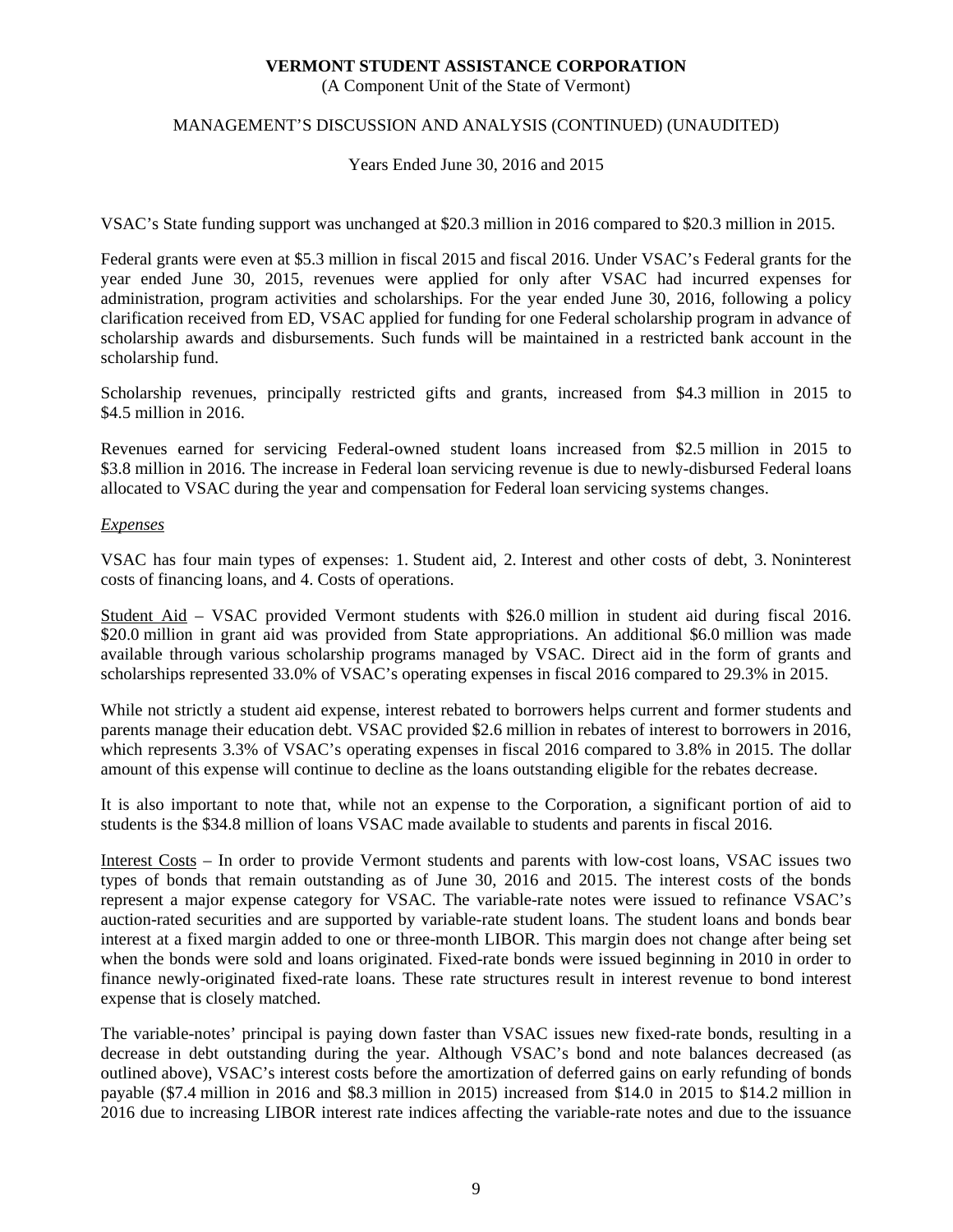VSAC's State funding support was unchanged at $20.3 million in 2016 compared to $20.3 million in 2015.

Federal grants were even at $5.3 million in fiscal 2015 and fiscal 2016. Under VSAC's Federal grants for the year ended June 30, 2015, revenues were applied for only after VSAC had incurred expenses for administration, program activities and scholarships. For the year ended June 30, 2016, following a policy clarification received from ED, VSAC applied for funding for one Federal scholarship program in advance of scholarship awards and disbursements. Such funds will be maintained in a restricted bank account in the scholarship fund.

Scholarship revenues, principally restricted gifts and grants, increased from $4.3 million in 2015 to $4.5 million in 2016.

Revenues earned for servicing Federal-owned student loans increased from $2.5 million in 2015 to $3.8 million in 2016. The increase in Federal loan servicing revenue is due to newly-disbursed Federal loans allocated to VSAC during the year and compensation for Federal loan servicing systems changes.

*Expenses*

VSAC has four main types of expenses: 1. Student aid, 2. Interest and other costs of debt, 3. Noninterest costs of financing loans, and 4. Costs of operations.

Student Aid – VSAC provided Vermont students with $26.0 million in student aid during fiscal 2016. $20.0 million in grant aid was provided from State appropriations. An additional $6.0 million was made available through various scholarship programs managed by VSAC. Direct aid in the form of grants and scholarships represented 33.0% of VSAC's operating expenses in fiscal 2016 compared to 29.3% in 2015.

While not strictly a student aid expense, interest rebated to borrowers helps current and former students and parents manage their education debt. VSAC provided $2.6 million in rebates of interest to borrowers in 2016, which represents 3.3% of VSAC's operating expenses in fiscal 2016 compared to 3.8% in 2015. The dollar amount of this expense will continue to decline as the loans outstanding eligible for the rebates decrease.

It is also important to note that, while not an expense to the Corporation, a significant portion of aid to students is the $34.8 million of loans VSAC made available to students and parents in fiscal 2016.

Interest Costs – In order to provide Vermont students and parents with low-cost loans, VSAC issues two types of bonds that remain outstanding as of June 30, 2016 and 2015. The interest costs of the bonds represent a major expense category for VSAC. The variable-rate notes were issued to refinance VSAC's auction-rated securities and are supported by variable-rate student loans. The student loans and bonds bear interest at a fixed margin added to one or three-month LIBOR. This margin does not change after being set when the bonds were sold and loans originated. Fixed-rate bonds were issued beginning in 2010 in order to finance newly-originated fixed-rate loans. These rate structures result in interest revenue to bond interest expense that is closely matched.

The variable-notes' principal is paying down faster than VSAC issues new fixed-rate bonds, resulting in a decrease in debt outstanding during the year. Although VSAC's bond and note balances decreased (as outlined above), VSAC's interest costs before the amortization of deferred gains on early refunding of bonds payable ($7.4 million in 2016 and $8.3 million in 2015) increased from $14.0 in 2015 to $14.2 million in 2016 due to increasing LIBOR interest rate indices affecting the variable-rate notes and due to the issuance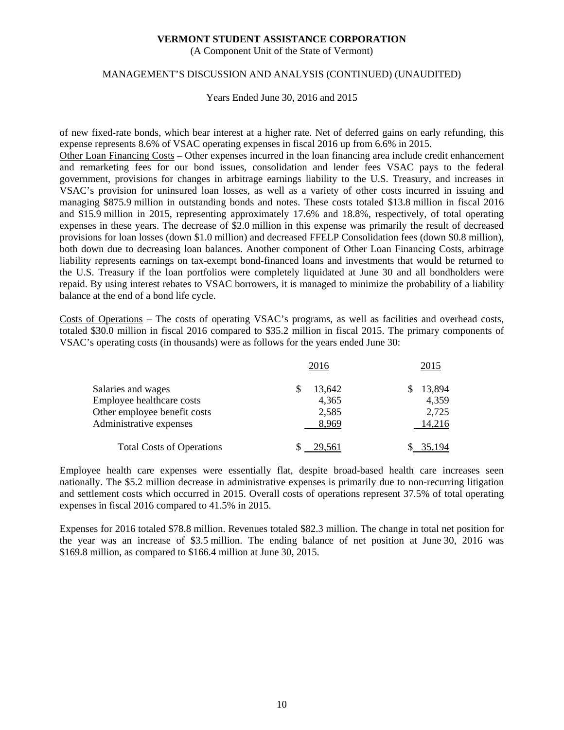of new fixed-rate bonds, which bear interest at a higher rate. Net of deferred gains on early refunding, this expense represents 8.6% of VSAC operating expenses in fiscal 2016 up from 6.6% in 2015.

Other Loan Financing Costs – Other expenses incurred in the loan financing area include credit enhancement and remarketing fees for our bond issues, consolidation and lender fees VSAC pays to the federal government, provisions for changes in arbitrage earnings liability to the U.S. Treasury, and increases in VSAC's provision for uninsured loan losses, as well as a variety of other costs incurred in issuing and managing $875.9 million in outstanding bonds and notes. These costs totaled $13.8 million in fiscal 2016 and $15.9 million in 2015, representing approximately 17.6% and 18.8%, respectively, of total operating expenses in these years. The decrease of $2.0 million in this expense was primarily the result of decreased provisions for loan losses (down $1.0 million) and decreased FFELP Consolidation fees (down $0.8 million), both down due to decreasing loan balances. Another component of Other Loan Financing Costs, arbitrage liability represents earnings on tax-exempt bond-financed loans and investments that would be returned to the U.S. Treasury if the loan portfolios were completely liquidated at June 30 and all bondholders were repaid. By using interest rebates to VSAC borrowers, it is managed to minimize the probability of a liability balance at the end of a bond life cycle.

Costs of Operations – The costs of operating VSAC's programs, as well as facilities and overhead costs, totaled $30.0 million in fiscal 2016 compared to $35.2 million in fiscal 2015. The primary components of VSAC's operating costs (in thousands) were as follows for the years ended June 30:

| | 2016 | 2015 |
|---|---|---|
| Salaries and wages | $ 13,642 | $ 13,894 |
| Employee healthcare costs | 4,365 | 4,359 |
| Other employee benefit costs | 2,585 | 2,725 |
| Administrative expenses | 8,969 | 14,216 |
| Total Costs of Operations | $ 29,561 | $ 35,194 |

Employee health care expenses were essentially flat, despite broad-based health care increases seen nationally. The $5.2 million decrease in administrative expenses is primarily due to non-recurring litigation and settlement costs which occurred in 2015. Overall costs of operations represent 37.5% of total operating expenses in fiscal 2016 compared to 41.5% in 2015.

Expenses for 2016 totaled $78.8 million. Revenues totaled $82.3 million. The change in total net position for the year was an increase of $3.5 million. The ending balance of net position at June 30, 2016 was $169.8 million, as compared to $166.4 million at June 30, 2015.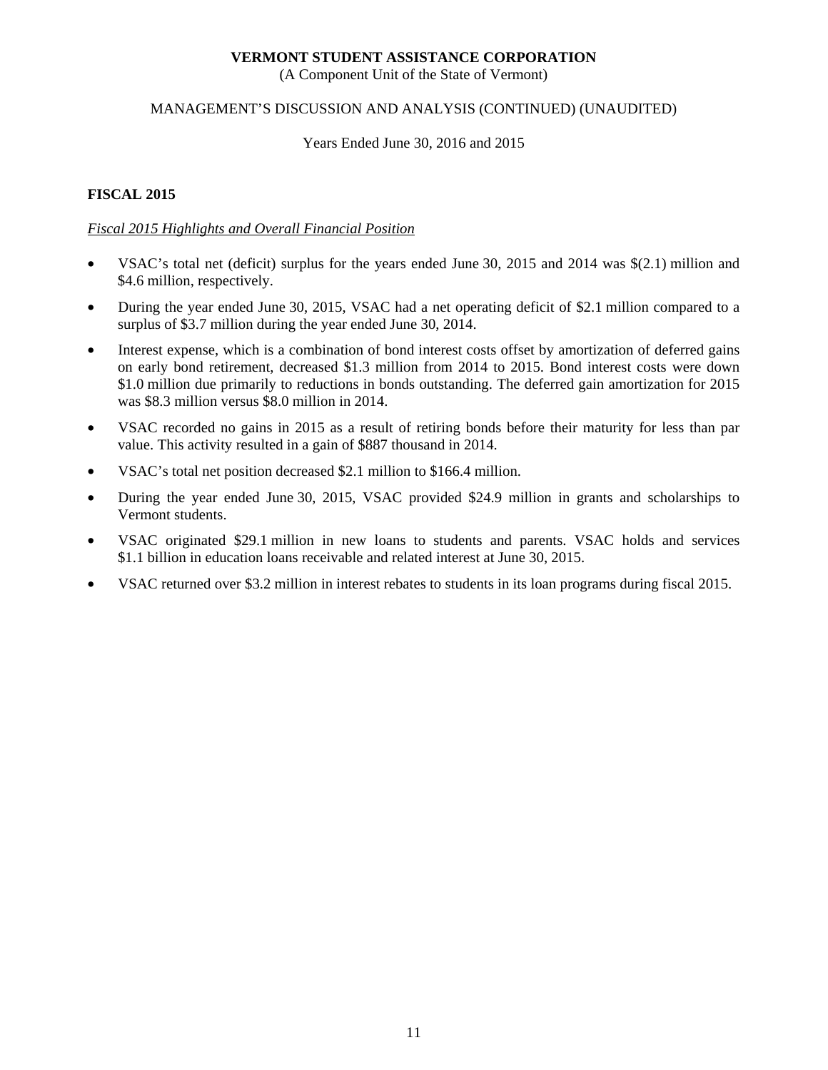## FISCAL 2015

*Fiscal 2015 Highlights and Overall Financial Position*

- VSAC's total net (deficit) surplus for the years ended June 30, 2015 and 2014 was $(2.1) million and $4.6 million, respectively.
- During the year ended June 30, 2015, VSAC had a net operating deficit of $2.1 million compared to a surplus of $3.7 million during the year ended June 30, 2014.
- Interest expense, which is a combination of bond interest costs offset by amortization of deferred gains on early bond retirement, decreased $1.3 million from 2014 to 2015. Bond interest costs were down $1.0 million due primarily to reductions in bonds outstanding. The deferred gain amortization for 2015 was $8.3 million versus $8.0 million in 2014.
- VSAC recorded no gains in 2015 as a result of retiring bonds before their maturity for less than par value. This activity resulted in a gain of $887 thousand in 2014.
- VSAC's total net position decreased $2.1 million to $166.4 million.
- During the year ended June 30, 2015, VSAC provided $24.9 million in grants and scholarships to Vermont students.
- VSAC originated $29.1 million in new loans to students and parents. VSAC holds and services $1.1 billion in education loans receivable and related interest at June 30, 2015.
- VSAC returned over $3.2 million in interest rebates to students in its loan programs during fiscal 2015.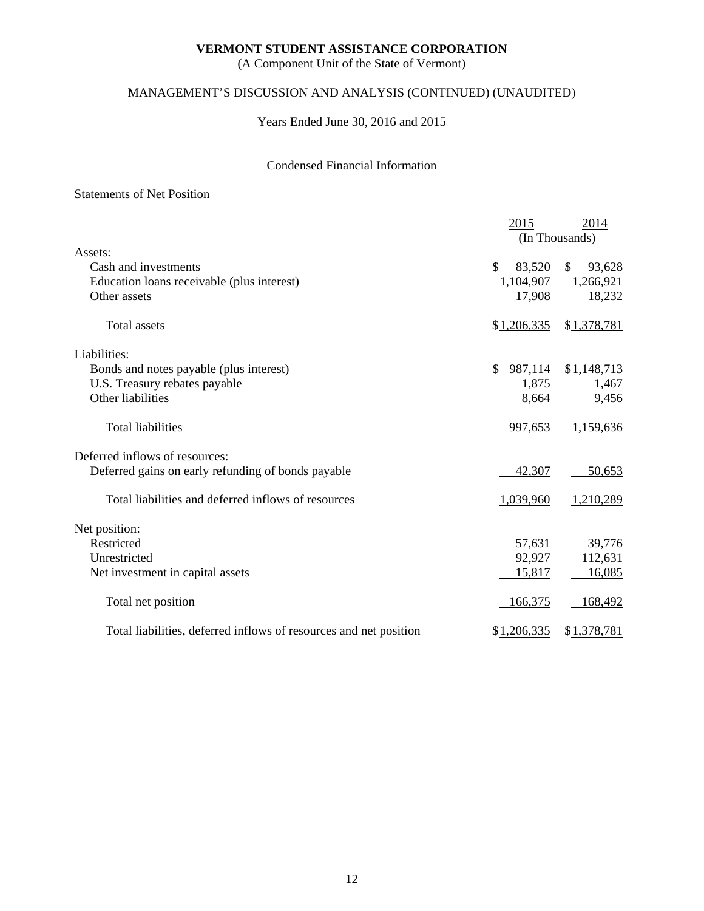**VERMONT STUDENT ASSISTANCE CORPORATION**

(A Component Unit of the State of Vermont)

MANAGEMENT'S DISCUSSION AND ANALYSIS (CONTINUED) (UNAUDITED)

Years Ended June 30, 2016 and 2015

Condensed Financial Information

Statements of Net Position

| | 2015 | 2014 |
|---|---|---|
| | (In Thousands) | |
| Assets: | | |
| Cash and investments | $ 83,520 | $ 93,628 |
| Education loans receivable (plus interest) | 1,104,907 | 1,266,921 |
| Other assets | 17,908 | 18,232 |
| Total assets | $1,206,335 | $1,378,781 |
| Liabilities: | | |
| Bonds and notes payable (plus interest) | $ 987,114 | $1,148,713 |
| U.S. Treasury rebates payable | 1,875 | 1,467 |
| Other liabilities | 8,664 | 9,456 |
| Total liabilities | 997,653 | 1,159,636 |
| Deferred inflows of resources: | | |
| Deferred gains on early refunding of bonds payable | 42,307 | 50,653 |
| Total liabilities and deferred inflows of resources | 1,039,960 | 1,210,289 |
| Net position: | | |
| Restricted | 57,631 | 39,776 |
| Unrestricted | 92,927 | 112,631 |
| Net investment in capital assets | 15,817 | 16,085 |
| Total net position | 166,375 | 168,492 |
| Total liabilities, deferred inflows of resources and net position | $1,206,335 | $1,378,781 |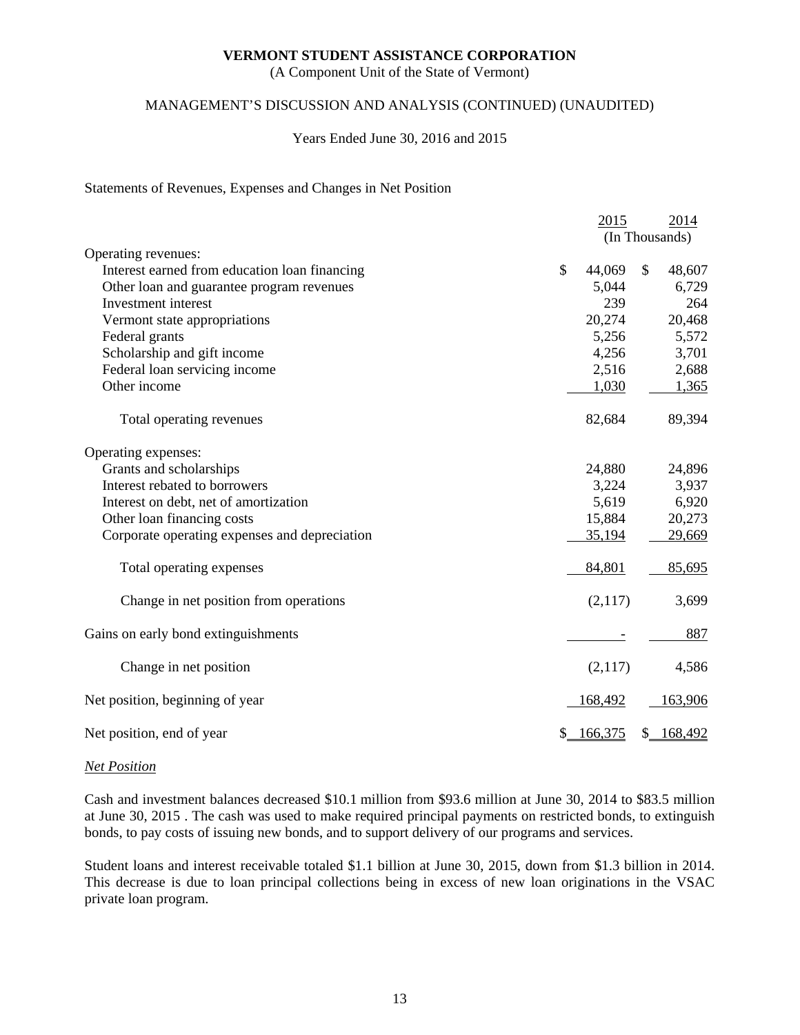**VERMONT STUDENT ASSISTANCE CORPORATION**
(A Component Unit of the State of Vermont)

MANAGEMENT'S DISCUSSION AND ANALYSIS (CONTINUED) (UNAUDITED)

Years Ended June 30, 2016 and 2015

Statements of Revenues, Expenses and Changes in Net Position

| | 2015 | 2014 |
|---|---|---|
| | (In Thousands) | |
| Operating revenues: | | |
| Interest earned from education loan financing | $ 44,069 | $ 48,607 |
| Other loan and guarantee program revenues | 5,044 | 6,729 |
| Investment interest | 239 | 264 |
| Vermont state appropriations | 20,274 | 20,468 |
| Federal grants | 5,256 | 5,572 |
| Scholarship and gift income | 4,256 | 3,701 |
| Federal loan servicing income | 2,516 | 2,688 |
| Other income | 1,030 | 1,365 |
| Total operating revenues | 82,684 | 89,394 |
| Operating expenses: | | |
| Grants and scholarships | 24,880 | 24,896 |
| Interest rebated to borrowers | 3,224 | 3,937 |
| Interest on debt, net of amortization | 5,619 | 6,920 |
| Other loan financing costs | 15,884 | 20,273 |
| Corporate operating expenses and depreciation | 35,194 | 29,669 |
| Total operating expenses | 84,801 | 85,695 |
| Change in net position from operations | (2,117) | 3,699 |
| Gains on early bond extinguishments | - | 887 |
| Change in net position | (2,117) | 4,586 |
| Net position, beginning of year | 168,492 | 163,906 |
| Net position, end of year | $ 166,375 | $ 168,492 |

*Net Position*

Cash and investment balances decreased $10.1 million from $93.6 million at June 30, 2014 to $83.5 million at June 30, 2015 . The cash was used to make required principal payments on restricted bonds, to extinguish bonds, to pay costs of issuing new bonds, and to support delivery of our programs and services.

Student loans and interest receivable totaled $1.1 billion at June 30, 2015, down from $1.3 billion in 2014. This decrease is due to loan principal collections being in excess of new loan originations in the VSAC private loan program.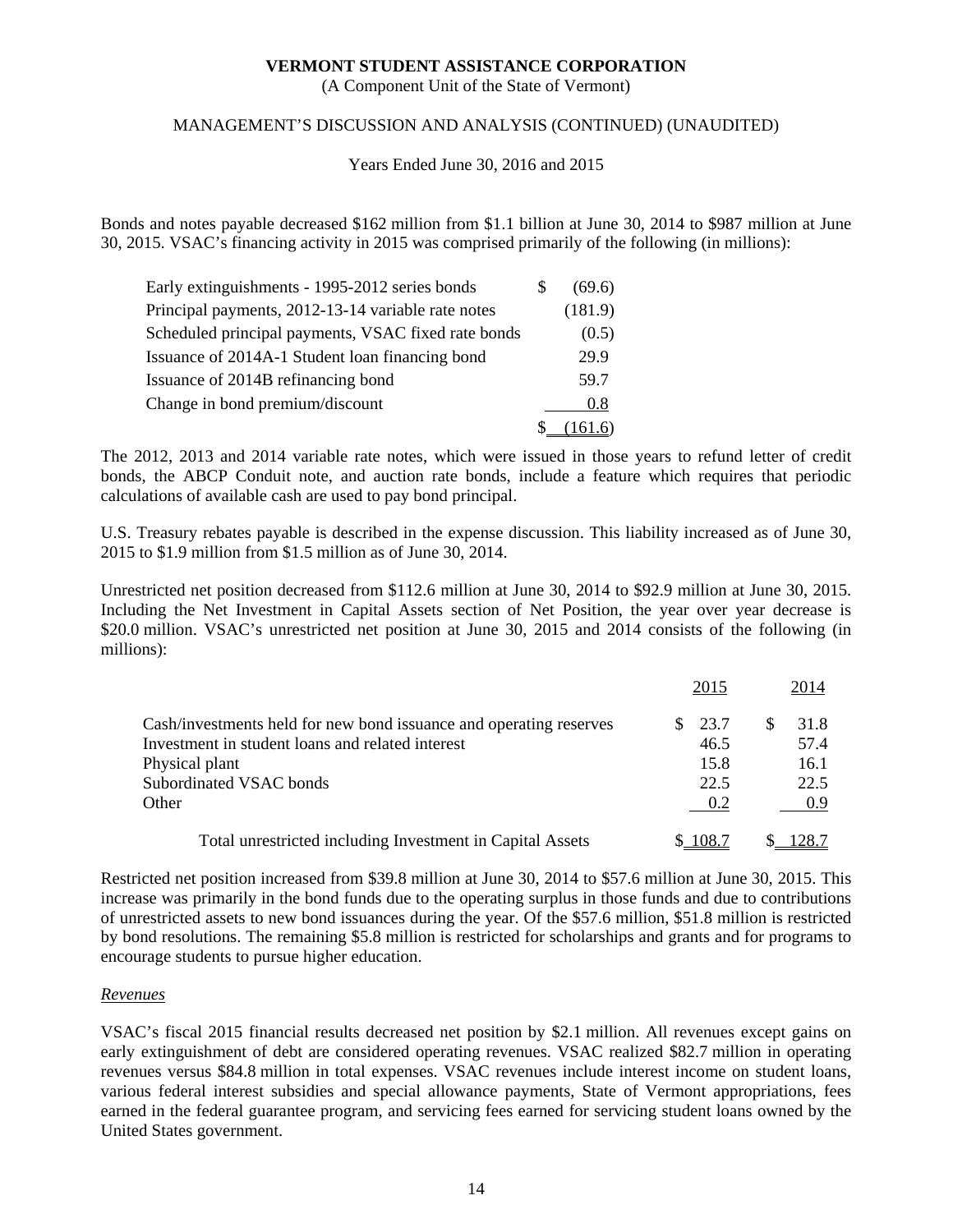Bonds and notes payable decreased $162 million from $1.1 billion at June 30, 2014 to $987 million at June 30, 2015. VSAC's financing activity in 2015 was comprised primarily of the following (in millions):

| | |
|---|---|
| Early extinguishments - 1995-2012 series bonds | $ (69.6) |
| Principal payments, 2012-13-14 variable rate notes | (181.9) |
| Scheduled principal payments, VSAC fixed rate bonds | (0.5) |
| Issuance of 2014A-1 Student loan financing bond | 29.9 |
| Issuance of 2014B refinancing bond | 59.7 |
| Change in bond premium/discount | 0.8 |
| | $ (161.6) |

The 2012, 2013 and 2014 variable rate notes, which were issued in those years to refund letter of credit bonds, the ABCP Conduit note, and auction rate bonds, include a feature which requires that periodic calculations of available cash are used to pay bond principal.

U.S. Treasury rebates payable is described in the expense discussion. This liability increased as of June 30, 2015 to $1.9 million from $1.5 million as of June 30, 2014.

Unrestricted net position decreased from $112.6 million at June 30, 2014 to $92.9 million at June 30, 2015. Including the Net Investment in Capital Assets section of Net Position, the year over year decrease is $20.0 million. VSAC's unrestricted net position at June 30, 2015 and 2014 consists of the following (in millions):

| | 2015 | 2014 |
|---|---|---|
| Cash/investments held for new bond issuance and operating reserves | $ 23.7 | $ 31.8 |
| Investment in student loans and related interest | 46.5 | 57.4 |
| Physical plant | 15.8 | 16.1 |
| Subordinated VSAC bonds | 22.5 | 22.5 |
| Other | 0.2 | 0.9 |
| Total unrestricted including Investment in Capital Assets | $ 108.7 | $ 128.7 |

Restricted net position increased from $39.8 million at June 30, 2014 to $57.6 million at June 30, 2015. This increase was primarily in the bond funds due to the operating surplus in those funds and due to contributions of unrestricted assets to new bond issuances during the year. Of the $57.6 million, $51.8 million is restricted by bond resolutions. The remaining $5.8 million is restricted for scholarships and grants and for programs to encourage students to pursue higher education.

*Revenues*

VSAC's fiscal 2015 financial results decreased net position by $2.1 million. All revenues except gains on early extinguishment of debt are considered operating revenues. VSAC realized $82.7 million in operating revenues versus $84.8 million in total expenses. VSAC revenues include interest income on student loans, various federal interest subsidies and special allowance payments, State of Vermont appropriations, fees earned in the federal guarantee program, and servicing fees earned for servicing student loans owned by the United States government.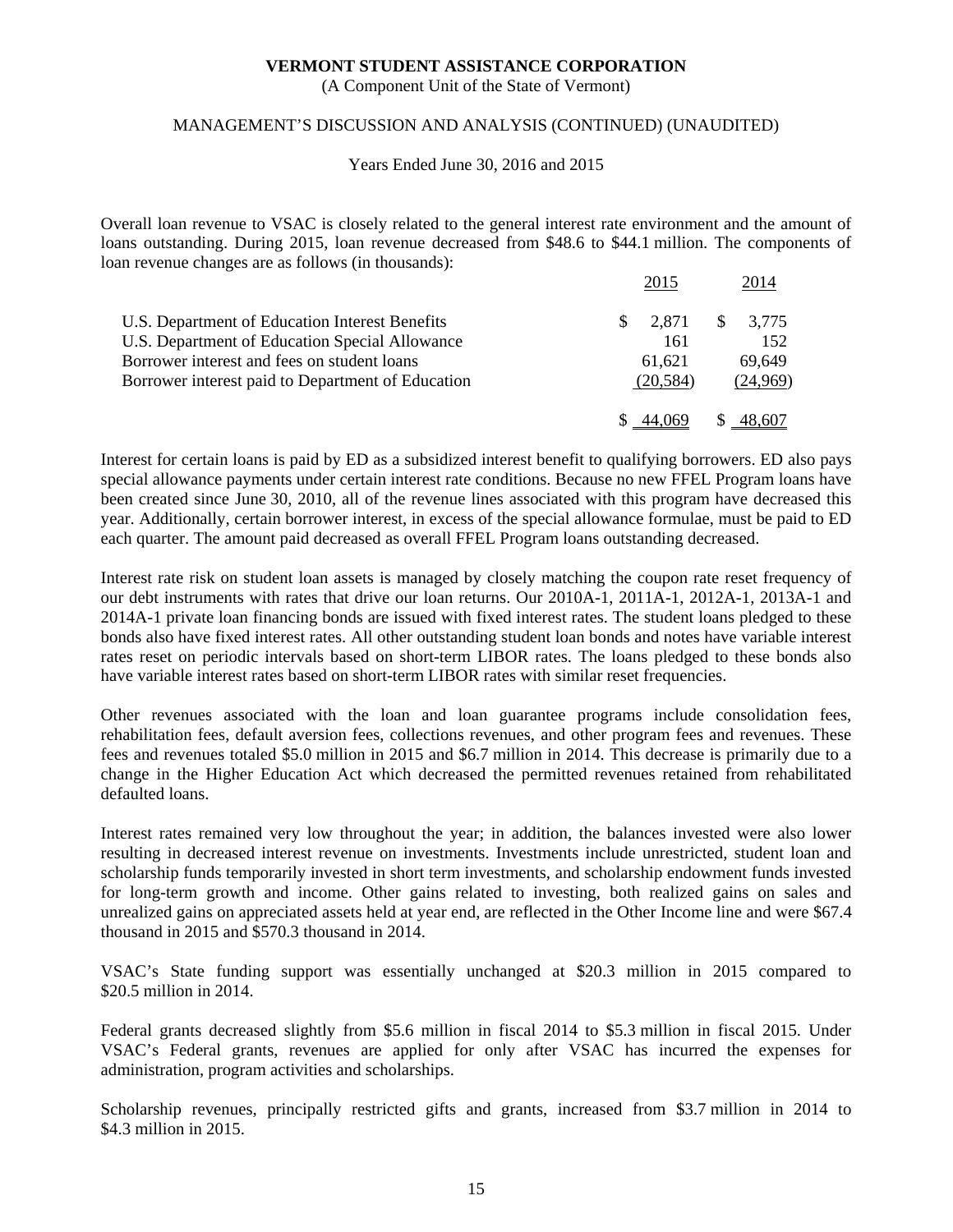Overall loan revenue to VSAC is closely related to the general interest rate environment and the amount of loans outstanding. During 2015, loan revenue decreased from $48.6 to $44.1 million. The components of loan revenue changes are as follows (in thousands):

| | 2015 | 2014 |
|---|---|---|
| U.S. Department of Education Interest Benefits | $ 2,871 | $ 3,775 |
| U.S. Department of Education Special Allowance | 161 | 152 |
| Borrower interest and fees on student loans | 61,621 | 69,649 |
| Borrower interest paid to Department of Education | (20,584) | (24,969) |
| | $ 44,069 | $ 48,607 |

Interest for certain loans is paid by ED as a subsidized interest benefit to qualifying borrowers. ED also pays special allowance payments under certain interest rate conditions. Because no new FFEL Program loans have been created since June 30, 2010, all of the revenue lines associated with this program have decreased this year. Additionally, certain borrower interest, in excess of the special allowance formulae, must be paid to ED each quarter. The amount paid decreased as overall FFEL Program loans outstanding decreased.

Interest rate risk on student loan assets is managed by closely matching the coupon rate reset frequency of our debt instruments with rates that drive our loan returns. Our 2010A-1, 2011A-1, 2012A-1, 2013A-1 and 2014A-1 private loan financing bonds are issued with fixed interest rates. The student loans pledged to these bonds also have fixed interest rates. All other outstanding student loan bonds and notes have variable interest rates reset on periodic intervals based on short-term LIBOR rates. The loans pledged to these bonds also have variable interest rates based on short-term LIBOR rates with similar reset frequencies.

Other revenues associated with the loan and loan guarantee programs include consolidation fees, rehabilitation fees, default aversion fees, collections revenues, and other program fees and revenues. These fees and revenues totaled $5.0 million in 2015 and $6.7 million in 2014. This decrease is primarily due to a change in the Higher Education Act which decreased the permitted revenues retained from rehabilitated defaulted loans.

Interest rates remained very low throughout the year; in addition, the balances invested were also lower resulting in decreased interest revenue on investments. Investments include unrestricted, student loan and scholarship funds temporarily invested in short term investments, and scholarship endowment funds invested for long-term growth and income. Other gains related to investing, both realized gains on sales and unrealized gains on appreciated assets held at year end, are reflected in the Other Income line and were $67.4 thousand in 2015 and $570.3 thousand in 2014.

VSAC's State funding support was essentially unchanged at $20.3 million in 2015 compared to $20.5 million in 2014.

Federal grants decreased slightly from $5.6 million in fiscal 2014 to $5.3 million in fiscal 2015. Under VSAC's Federal grants, revenues are applied for only after VSAC has incurred the expenses for administration, program activities and scholarships.

Scholarship revenues, principally restricted gifts and grants, increased from $3.7 million in 2014 to $4.3 million in 2015.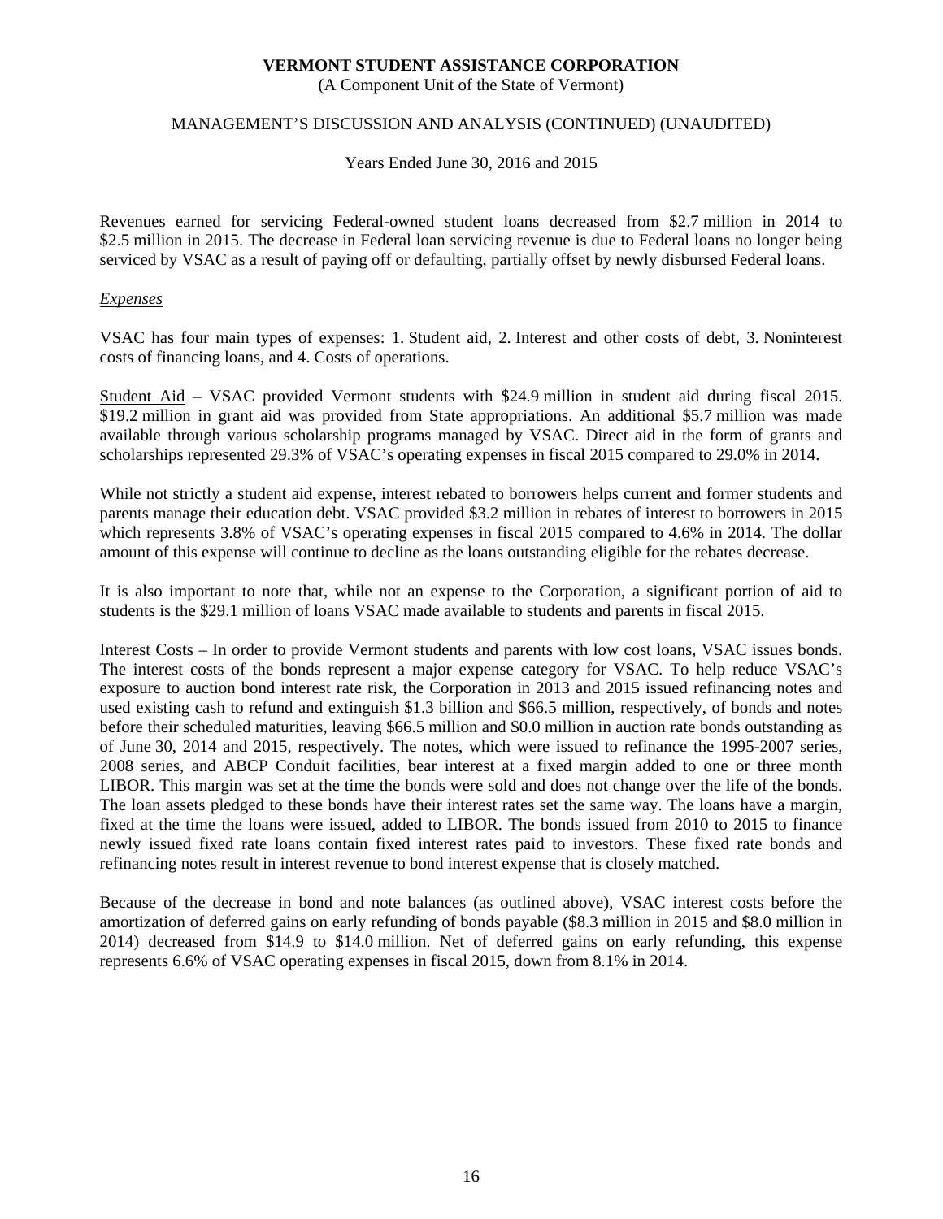Revenues earned for servicing Federal-owned student loans decreased from $2.7 million in 2014 to $2.5 million in 2015. The decrease in Federal loan servicing revenue is due to Federal loans no longer being serviced by VSAC as a result of paying off or defaulting, partially offset by newly disbursed Federal loans.

*Expenses*

VSAC has four main types of expenses: 1. Student aid, 2. Interest and other costs of debt, 3. Noninterest costs of financing loans, and 4. Costs of operations.

Student Aid – VSAC provided Vermont students with $24.9 million in student aid during fiscal 2015. $19.2 million in grant aid was provided from State appropriations. An additional $5.7 million was made available through various scholarship programs managed by VSAC. Direct aid in the form of grants and scholarships represented 29.3% of VSAC's operating expenses in fiscal 2015 compared to 29.0% in 2014.

While not strictly a student aid expense, interest rebated to borrowers helps current and former students and parents manage their education debt. VSAC provided $3.2 million in rebates of interest to borrowers in 2015 which represents 3.8% of VSAC's operating expenses in fiscal 2015 compared to 4.6% in 2014. The dollar amount of this expense will continue to decline as the loans outstanding eligible for the rebates decrease.

It is also important to note that, while not an expense to the Corporation, a significant portion of aid to students is the $29.1 million of loans VSAC made available to students and parents in fiscal 2015.

Interest Costs – In order to provide Vermont students and parents with low cost loans, VSAC issues bonds. The interest costs of the bonds represent a major expense category for VSAC. To help reduce VSAC's exposure to auction bond interest rate risk, the Corporation in 2013 and 2015 issued refinancing notes and used existing cash to refund and extinguish $1.3 billion and $66.5 million, respectively, of bonds and notes before their scheduled maturities, leaving $66.5 million and $0.0 million in auction rate bonds outstanding as of June 30, 2014 and 2015, respectively. The notes, which were issued to refinance the 1995-2007 series, 2008 series, and ABCP Conduit facilities, bear interest at a fixed margin added to one or three month LIBOR. This margin was set at the time the bonds were sold and does not change over the life of the bonds. The loan assets pledged to these bonds have their interest rates set the same way. The loans have a margin, fixed at the time the loans were issued, added to LIBOR. The bonds issued from 2010 to 2015 to finance newly issued fixed rate loans contain fixed interest rates paid to investors. These fixed rate bonds and refinancing notes result in interest revenue to bond interest expense that is closely matched.

Because of the decrease in bond and note balances (as outlined above), VSAC interest costs before the amortization of deferred gains on early refunding of bonds payable ($8.3 million in 2015 and $8.0 million in 2014) decreased from $14.9 to $14.0 million. Net of deferred gains on early refunding, this expense represents 6.6% of VSAC operating expenses in fiscal 2015, down from 8.1% in 2014.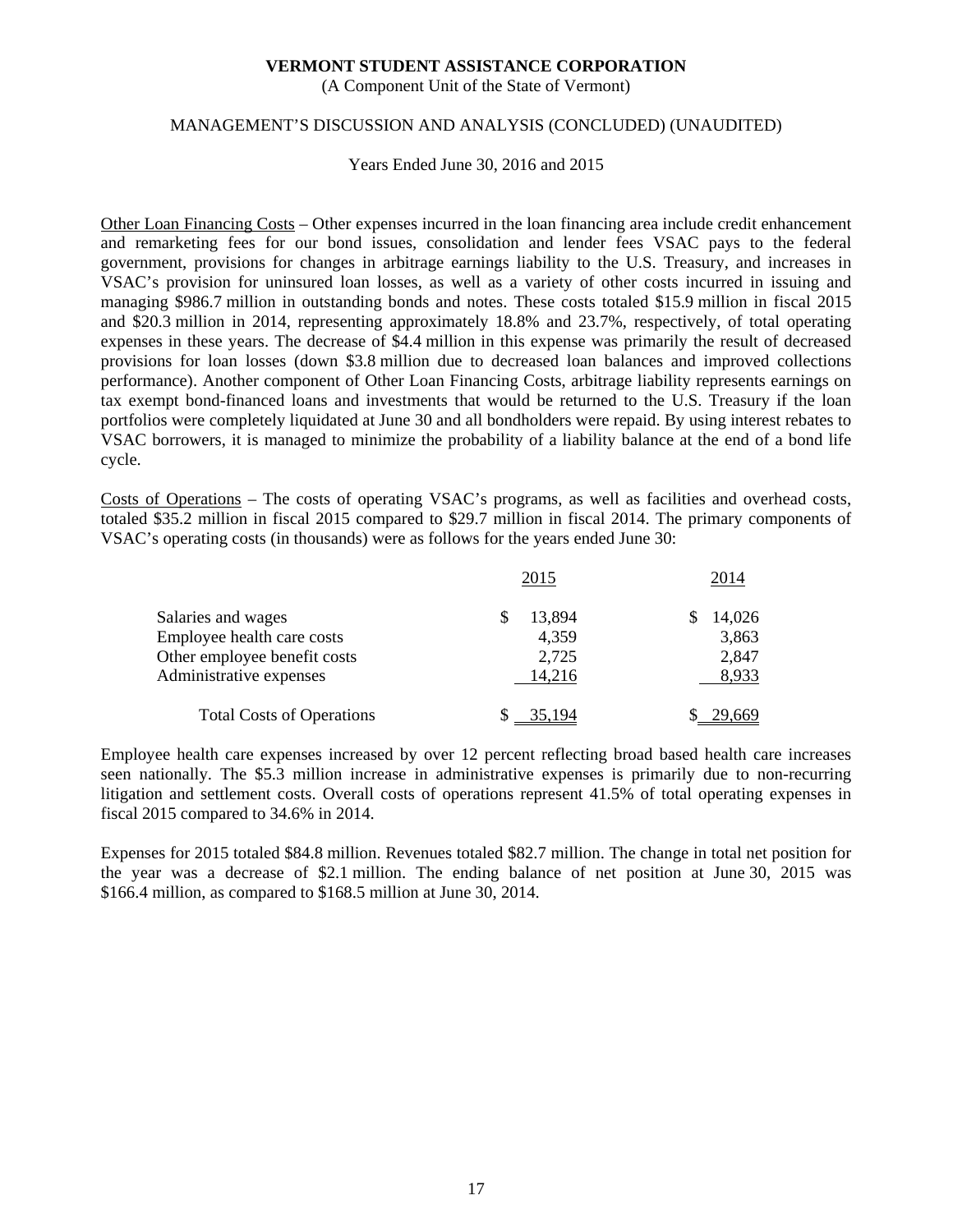**VERMONT STUDENT ASSISTANCE CORPORATION**
(A Component Unit of the State of Vermont)

MANAGEMENT'S DISCUSSION AND ANALYSIS (CONCLUDED) (UNAUDITED)

Years Ended June 30, 2016 and 2015

Other Loan Financing Costs – Other expenses incurred in the loan financing area include credit enhancement and remarketing fees for our bond issues, consolidation and lender fees VSAC pays to the federal government, provisions for changes in arbitrage earnings liability to the U.S. Treasury, and increases in VSAC's provision for uninsured loan losses, as well as a variety of other costs incurred in issuing and managing $986.7 million in outstanding bonds and notes. These costs totaled $15.9 million in fiscal 2015 and $20.3 million in 2014, representing approximately 18.8% and 23.7%, respectively, of total operating expenses in these years. The decrease of $4.4 million in this expense was primarily the result of decreased provisions for loan losses (down $3.8 million due to decreased loan balances and improved collections performance). Another component of Other Loan Financing Costs, arbitrage liability represents earnings on tax exempt bond-financed loans and investments that would be returned to the U.S. Treasury if the loan portfolios were completely liquidated at June 30 and all bondholders were repaid. By using interest rebates to VSAC borrowers, it is managed to minimize the probability of a liability balance at the end of a bond life cycle.

Costs of Operations – The costs of operating VSAC's programs, as well as facilities and overhead costs, totaled $35.2 million in fiscal 2015 compared to $29.7 million in fiscal 2014. The primary components of VSAC's operating costs (in thousands) were as follows for the years ended June 30:

| | 2015 | 2014 |
|---|---|---|
| Salaries and wages | $ 13,894 | $ 14,026 |
| Employee health care costs | 4,359 | 3,863 |
| Other employee benefit costs | 2,725 | 2,847 |
| Administrative expenses | 14,216 | 8,933 |
| Total Costs of Operations | $ 35,194 | $ 29,669 |

Employee health care expenses increased by over 12 percent reflecting broad based health care increases seen nationally. The $5.3 million increase in administrative expenses is primarily due to non-recurring litigation and settlement costs. Overall costs of operations represent 41.5% of total operating expenses in fiscal 2015 compared to 34.6% in 2014.

Expenses for 2015 totaled $84.8 million. Revenues totaled $82.7 million. The change in total net position for the year was a decrease of $2.1 million. The ending balance of net position at June 30, 2015 was $166.4 million, as compared to $168.5 million at June 30, 2014.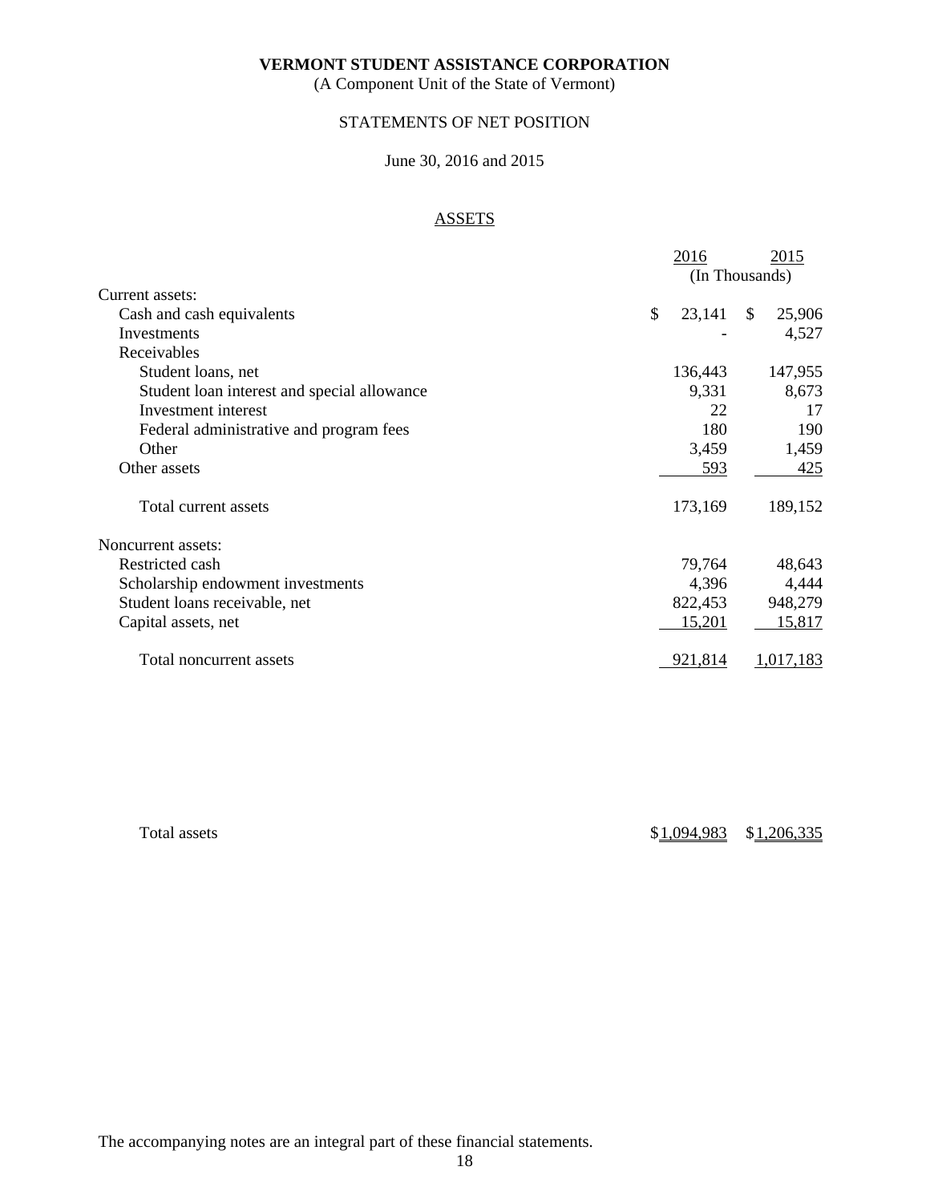# VERMONT STUDENT ASSISTANCE CORPORATION

(A Component Unit of the State of Vermont)

STATEMENTS OF NET POSITION

June 30, 2016 and 2015

## ASSETS

| | 2016 | 2015 |
|---|---|---|
| | (In Thousands) | |
| Current assets: | | |
| Cash and cash equivalents | $ 23,141 | $ 25,906 |
| Investments | - | 4,527 |
| Receivables | | |
| Student loans, net | 136,443 | 147,955 |
| Student loan interest and special allowance | 9,331 | 8,673 |
| Investment interest | 22 | 17 |
| Federal administrative and program fees | 180 | 190 |
| Other | 3,459 | 1,459 |
| Other assets | 593 | 425 |
| Total current assets | 173,169 | 189,152 |
| Noncurrent assets: | | |
| Restricted cash | 79,764 | 48,643 |
| Scholarship endowment investments | 4,396 | 4,444 |
| Student loans receivable, net | 822,453 | 948,279 |
| Capital assets, net | 15,201 | 15,817 |
| Total noncurrent assets | 921,814 | 1,017,183 |
| Total assets | $1,094,983 | $1,206,335 |

The accompanying notes are an integral part of these financial statements.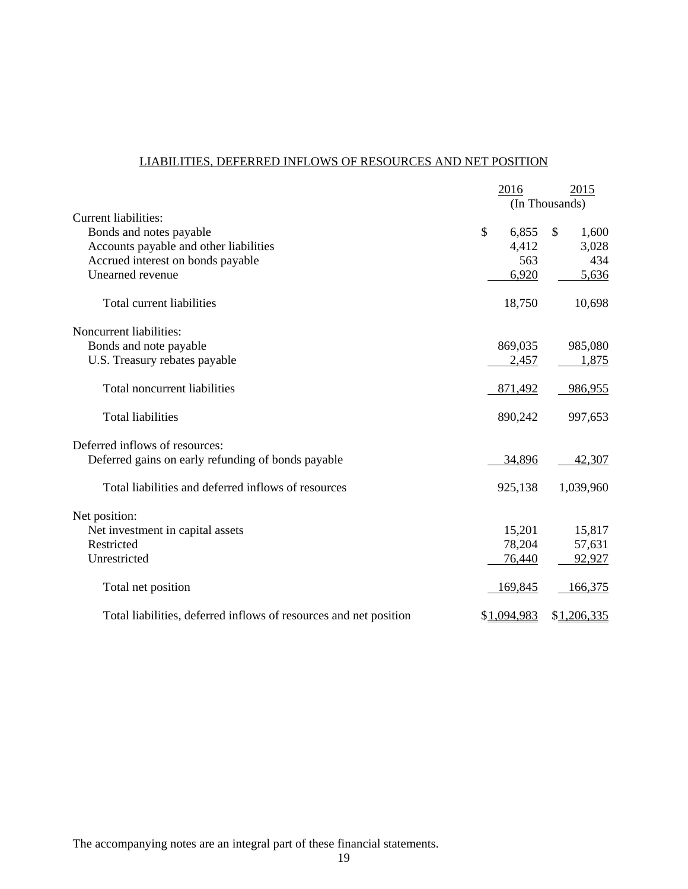## LIABILITIES, DEFERRED INFLOWS OF RESOURCES AND NET POSITION

| | 2016 | 2015 |
|---|---|---|
| | (In Thousands) | |
| Current liabilities: | | |
| Bonds and notes payable | $ 6,855 | $ 1,600 |
| Accounts payable and other liabilities | 4,412 | 3,028 |
| Accrued interest on bonds payable | 563 | 434 |
| Unearned revenue | 6,920 | 5,636 |
| Total current liabilities | 18,750 | 10,698 |
| Noncurrent liabilities: | | |
| Bonds and note payable | 869,035 | 985,080 |
| U.S. Treasury rebates payable | 2,457 | 1,875 |
| Total noncurrent liabilities | 871,492 | 986,955 |
| Total liabilities | 890,242 | 997,653 |
| Deferred inflows of resources: | | |
| Deferred gains on early refunding of bonds payable | 34,896 | 42,307 |
| Total liabilities and deferred inflows of resources | 925,138 | 1,039,960 |
| Net position: | | |
| Net investment in capital assets | 15,201 | 15,817 |
| Restricted | 78,204 | 57,631 |
| Unrestricted | 76,440 | 92,927 |
| Total net position | 169,845 | 166,375 |
| Total liabilities, deferred inflows of resources and net position | $1,094,983 | $1,206,335 |

The accompanying notes are an integral part of these financial statements.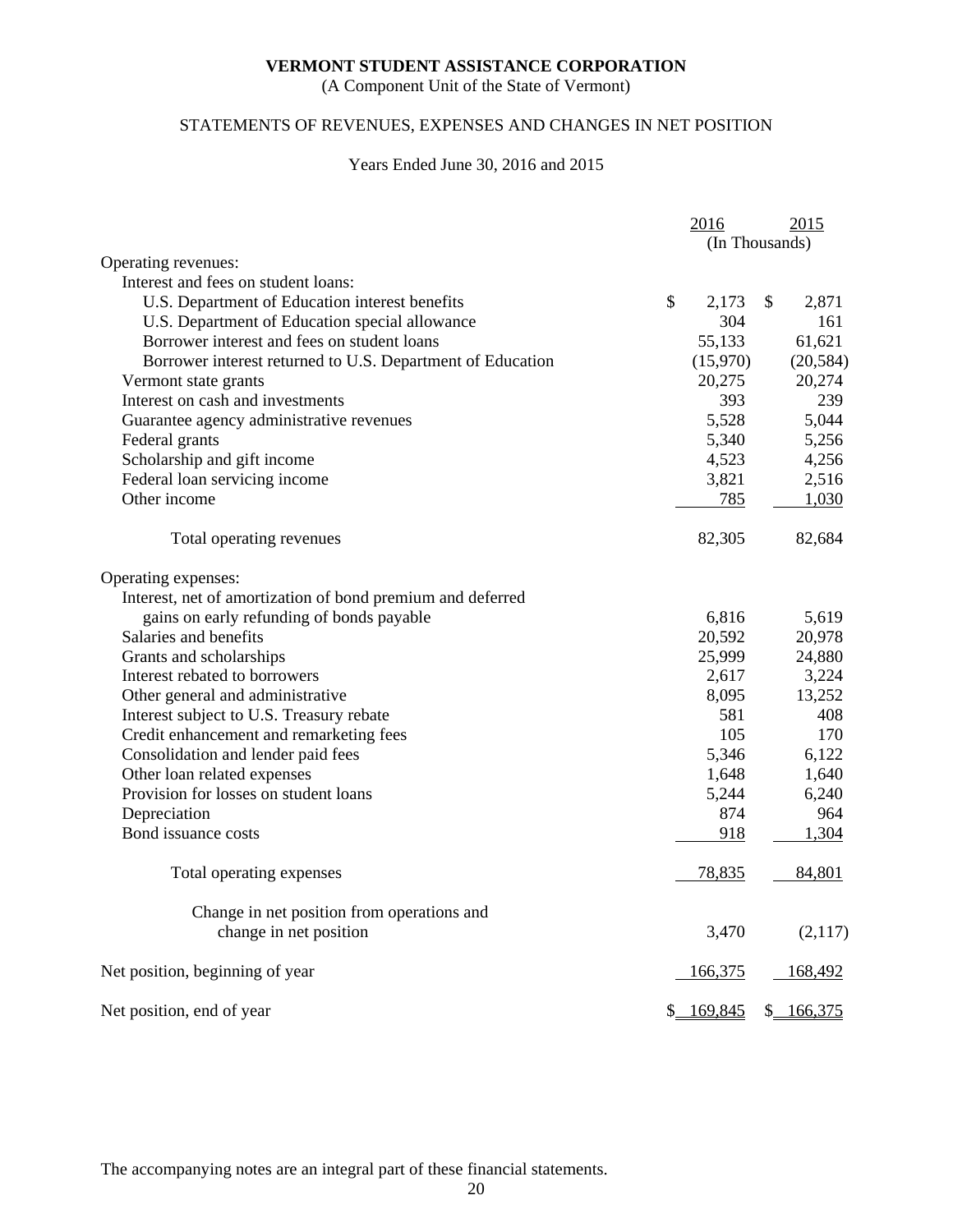**VERMONT STUDENT ASSISTANCE CORPORATION**

(A Component Unit of the State of Vermont)

STATEMENTS OF REVENUES, EXPENSES AND CHANGES IN NET POSITION

Years Ended June 30, 2016 and 2015

| | 2016 | 2015 |
|---|---|---|
| | (In Thousands) | |
| Operating revenues: | | |
| Interest and fees on student loans: | | |
| U.S. Department of Education interest benefits | $ 2,173 | $ 2,871 |
| U.S. Department of Education special allowance | 304 | 161 |
| Borrower interest and fees on student loans | 55,133 | 61,621 |
| Borrower interest returned to U.S. Department of Education | (15,970) | (20,584) |
| Vermont state grants | 20,275 | 20,274 |
| Interest on cash and investments | 393 | 239 |
| Guarantee agency administrative revenues | 5,528 | 5,044 |
| Federal grants | 5,340 | 5,256 |
| Scholarship and gift income | 4,523 | 4,256 |
| Federal loan servicing income | 3,821 | 2,516 |
| Other income | 785 | 1,030 |
| Total operating revenues | 82,305 | 82,684 |
| Operating expenses: | | |
| Interest, net of amortization of bond premium and deferred gains on early refunding of bonds payable | 6,816 | 5,619 |
| Salaries and benefits | 20,592 | 20,978 |
| Grants and scholarships | 25,999 | 24,880 |
| Interest rebated to borrowers | 2,617 | 3,224 |
| Other general and administrative | 8,095 | 13,252 |
| Interest subject to U.S. Treasury rebate | 581 | 408 |
| Credit enhancement and remarketing fees | 105 | 170 |
| Consolidation and lender paid fees | 5,346 | 6,122 |
| Other loan related expenses | 1,648 | 1,640 |
| Provision for losses on student loans | 5,244 | 6,240 |
| Depreciation | 874 | 964 |
| Bond issuance costs | 918 | 1,304 |
| Total operating expenses | 78,835 | 84,801 |
| Change in net position from operations and change in net position | 3,470 | (2,117) |
| Net position, beginning of year | 166,375 | 168,492 |
| Net position, end of year | $ 169,845 | $ 166,375 |

The accompanying notes are an integral part of these financial statements.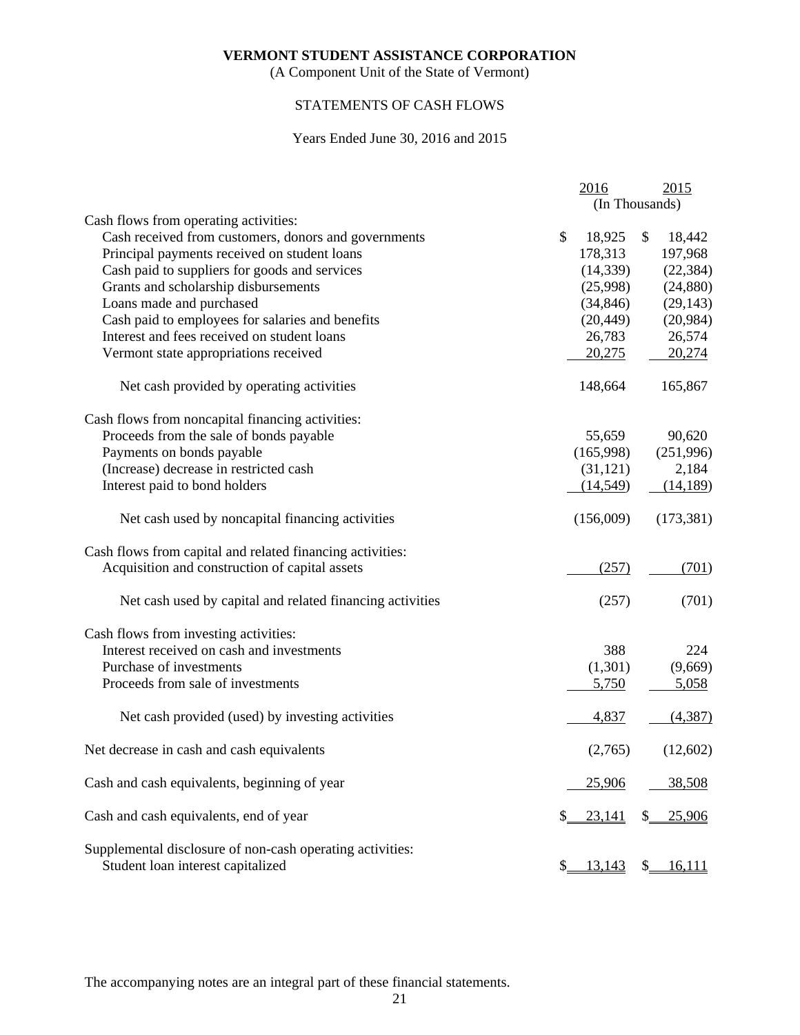**VERMONT STUDENT ASSISTANCE CORPORATION**

(A Component Unit of the State of Vermont)

STATEMENTS OF CASH FLOWS

Years Ended June 30, 2016 and 2015

| | 2016 | 2015 |
|---|---|---|
| | (In Thousands) | |
| Cash flows from operating activities: | | |
| Cash received from customers, donors and governments | $ 18,925 | $ 18,442 |
| Principal payments received on student loans | 178,313 | 197,968 |
| Cash paid to suppliers for goods and services | (14,339) | (22,384) |
| Grants and scholarship disbursements | (25,998) | (24,880) |
| Loans made and purchased | (34,846) | (29,143) |
| Cash paid to employees for salaries and benefits | (20,449) | (20,984) |
| Interest and fees received on student loans | 26,783 | 26,574 |
| Vermont state appropriations received | 20,275 | 20,274 |
| Net cash provided by operating activities | 148,664 | 165,867 |
| Cash flows from noncapital financing activities: | | |
| Proceeds from the sale of bonds payable | 55,659 | 90,620 |
| Payments on bonds payable | (165,998) | (251,996) |
| (Increase) decrease in restricted cash | (31,121) | 2,184 |
| Interest paid to bond holders | (14,549) | (14,189) |
| Net cash used by noncapital financing activities | (156,009) | (173,381) |
| Cash flows from capital and related financing activities: | | |
| Acquisition and construction of capital assets | (257) | (701) |
| Net cash used by capital and related financing activities | (257) | (701) |
| Cash flows from investing activities: | | |
| Interest received on cash and investments | 388 | 224 |
| Purchase of investments | (1,301) | (9,669) |
| Proceeds from sale of investments | 5,750 | 5,058 |
| Net cash provided (used) by investing activities | 4,837 | (4,387) |
| Net decrease in cash and cash equivalents | (2,765) | (12,602) |
| Cash and cash equivalents, beginning of year | 25,906 | 38,508 |
| Cash and cash equivalents, end of year | $ 23,141 | $ 25,906 |
| Supplemental disclosure of non-cash operating activities: | | |
| Student loan interest capitalized | $ 13,143 | $ 16,111 |

The accompanying notes are an integral part of these financial statements.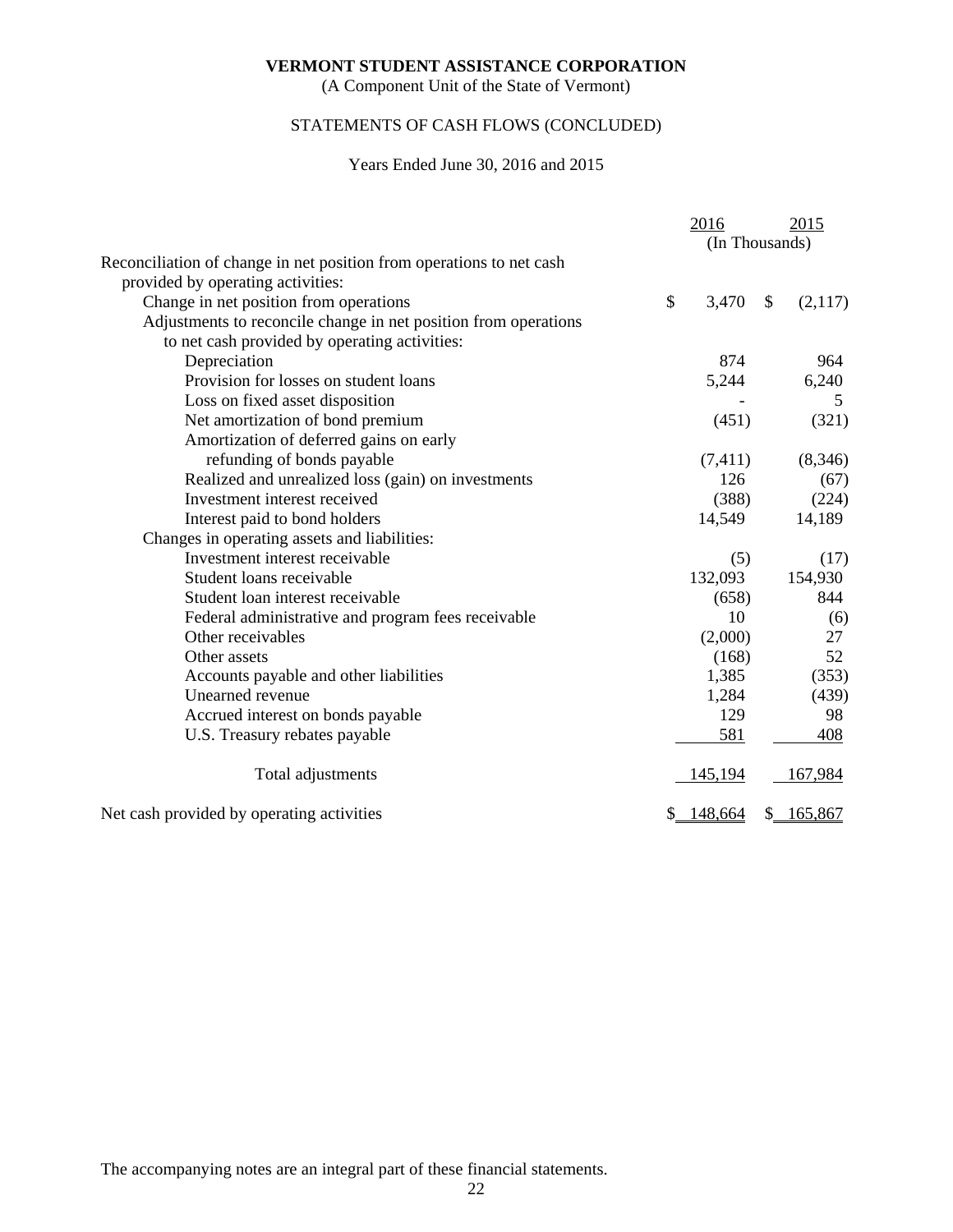**VERMONT STUDENT ASSISTANCE CORPORATION**

(A Component Unit of the State of Vermont)

STATEMENTS OF CASH FLOWS (CONCLUDED)

Years Ended June 30, 2016 and 2015

| | 2016 | 2015 |
|---|---|---|
| | (In Thousands) | |
| Reconciliation of change in net position from operations to net cash provided by operating activities: | | |
| Change in net position from operations | $ 3,470 | $ (2,117) |
| Adjustments to reconcile change in net position from operations to net cash provided by operating activities: | | |
| Depreciation | 874 | 964 |
| Provision for losses on student loans | 5,244 | 6,240 |
| Loss on fixed asset disposition | - | 5 |
| Net amortization of bond premium | (451) | (321) |
| Amortization of deferred gains on early refunding of bonds payable | (7,411) | (8,346) |
| Realized and unrealized loss (gain) on investments | 126 | (67) |
| Investment interest received | (388) | (224) |
| Interest paid to bond holders | 14,549 | 14,189 |
| Changes in operating assets and liabilities: | | |
| Investment interest receivable | (5) | (17) |
| Student loans receivable | 132,093 | 154,930 |
| Student loan interest receivable | (658) | 844 |
| Federal administrative and program fees receivable | 10 | (6) |
| Other receivables | (2,000) | 27 |
| Other assets | (168) | 52 |
| Accounts payable and other liabilities | 1,385 | (353) |
| Unearned revenue | 1,284 | (439) |
| Accrued interest on bonds payable | 129 | 98 |
| U.S. Treasury rebates payable | 581 | 408 |
| Total adjustments | 145,194 | 167,984 |
| Net cash provided by operating activities | $ 148,664 | $ 165,867 |

The accompanying notes are an integral part of these financial statements.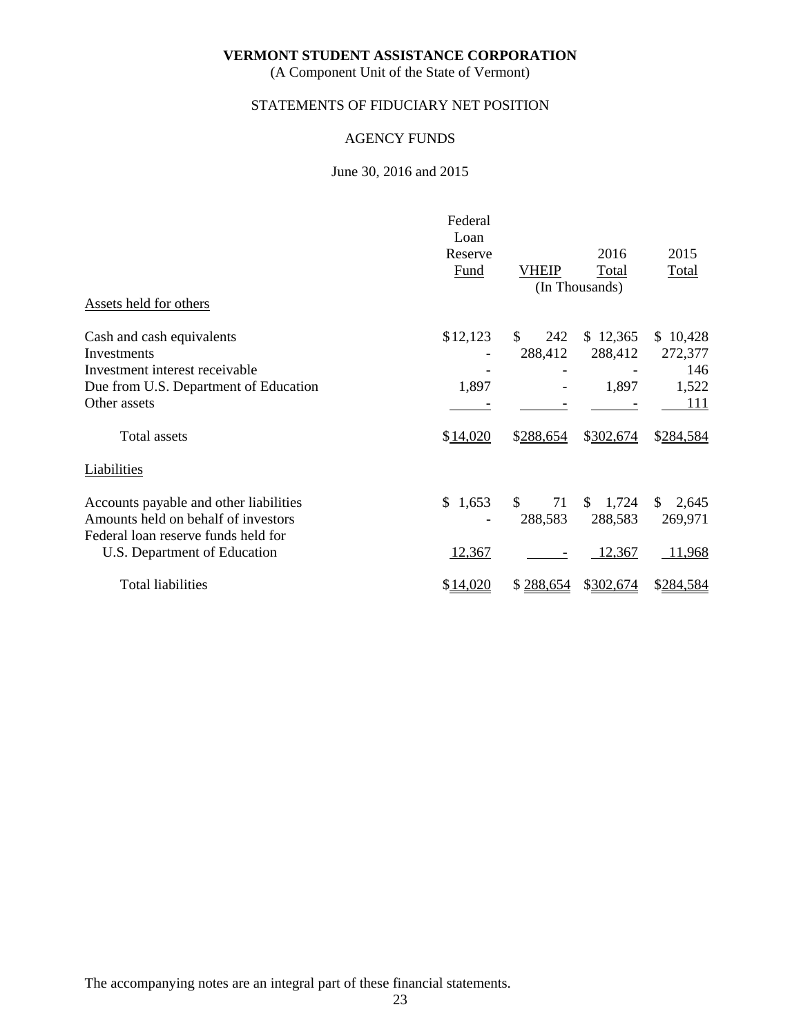**VERMONT STUDENT ASSISTANCE CORPORATION**
(A Component Unit of the State of Vermont)

STATEMENTS OF FIDUCIARY NET POSITION

AGENCY FUNDS

June 30, 2016 and 2015

| | Federal Loan Reserve Fund | VHEIP | 2016 Total | 2015 Total |
|---|---|---|---|---|
| | | (In Thousands) | | |
| Assets held for others | | | | |
| Cash and cash equivalents | $12,123 | $ 242 | $ 12,365 | $ 10,428 |
| Investments | - | 288,412 | 288,412 | 272,377 |
| Investment interest receivable | - | - | - | 146 |
| Due from U.S. Department of Education | 1,897 | - | 1,897 | 1,522 |
| Other assets | - | - | - | 111 |
| Total assets | $14,020 | $288,654 | $302,674 | $284,584 |
| Liabilities | | | | |
| Accounts payable and other liabilities | $ 1,653 | $ 71 | $ 1,724 | $ 2,645 |
| Amounts held on behalf of investors | - | 288,583 | 288,583 | 269,971 |
| Federal loan reserve funds held for U.S. Department of Education | 12,367 | - | 12,367 | 11,968 |
| Total liabilities | $14,020 | $ 288,654 | $302,674 | $284,584 |

The accompanying notes are an integral part of these financial statements.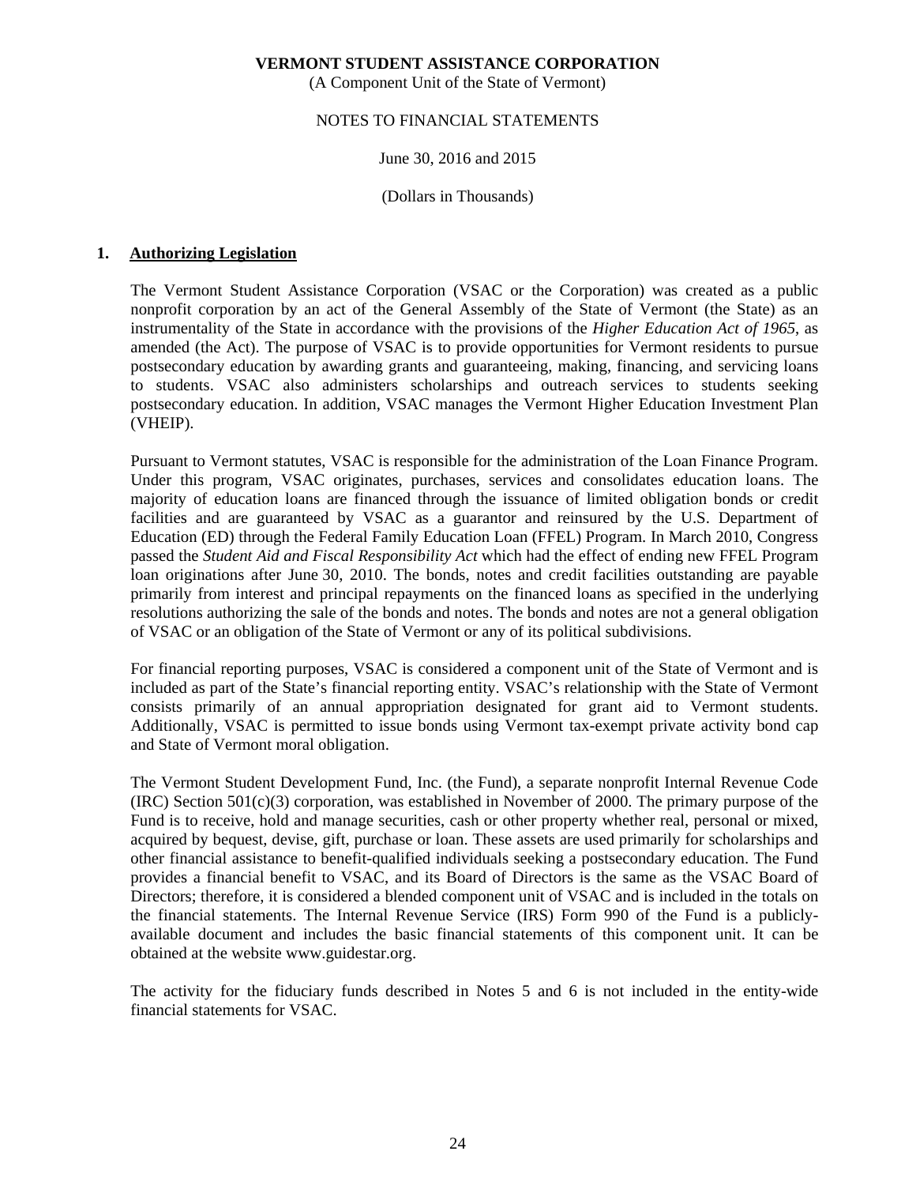**VERMONT STUDENT ASSISTANCE CORPORATION**
(A Component Unit of the State of Vermont)

NOTES TO FINANCIAL STATEMENTS

June 30, 2016 and 2015

(Dollars in Thousands)

## 1. Authorizing Legislation

The Vermont Student Assistance Corporation (VSAC or the Corporation) was created as a public nonprofit corporation by an act of the General Assembly of the State of Vermont (the State) as an instrumentality of the State in accordance with the provisions of the *Higher Education Act of 1965*, as amended (the Act). The purpose of VSAC is to provide opportunities for Vermont residents to pursue postsecondary education by awarding grants and guaranteeing, making, financing, and servicing loans to students. VSAC also administers scholarships and outreach services to students seeking postsecondary education. In addition, VSAC manages the Vermont Higher Education Investment Plan (VHEIP).

Pursuant to Vermont statutes, VSAC is responsible for the administration of the Loan Finance Program. Under this program, VSAC originates, purchases, services and consolidates education loans. The majority of education loans are financed through the issuance of limited obligation bonds or credit facilities and are guaranteed by VSAC as a guarantor and reinsured by the U.S. Department of Education (ED) through the Federal Family Education Loan (FFEL) Program. In March 2010, Congress passed the *Student Aid and Fiscal Responsibility Act* which had the effect of ending new FFEL Program loan originations after June 30, 2010. The bonds, notes and credit facilities outstanding are payable primarily from interest and principal repayments on the financed loans as specified in the underlying resolutions authorizing the sale of the bonds and notes. The bonds and notes are not a general obligation of VSAC or an obligation of the State of Vermont or any of its political subdivisions.

For financial reporting purposes, VSAC is considered a component unit of the State of Vermont and is included as part of the State's financial reporting entity. VSAC's relationship with the State of Vermont consists primarily of an annual appropriation designated for grant aid to Vermont students. Additionally, VSAC is permitted to issue bonds using Vermont tax-exempt private activity bond cap and State of Vermont moral obligation.

The Vermont Student Development Fund, Inc. (the Fund), a separate nonprofit Internal Revenue Code (IRC) Section 501(c)(3) corporation, was established in November of 2000. The primary purpose of the Fund is to receive, hold and manage securities, cash or other property whether real, personal or mixed, acquired by bequest, devise, gift, purchase or loan. These assets are used primarily for scholarships and other financial assistance to benefit-qualified individuals seeking a postsecondary education. The Fund provides a financial benefit to VSAC, and its Board of Directors is the same as the VSAC Board of Directors; therefore, it is considered a blended component unit of VSAC and is included in the totals on the financial statements. The Internal Revenue Service (IRS) Form 990 of the Fund is a publicly-available document and includes the basic financial statements of this component unit. It can be obtained at the website www.guidestar.org.

The activity for the fiduciary funds described in Notes 5 and 6 is not included in the entity-wide financial statements for VSAC.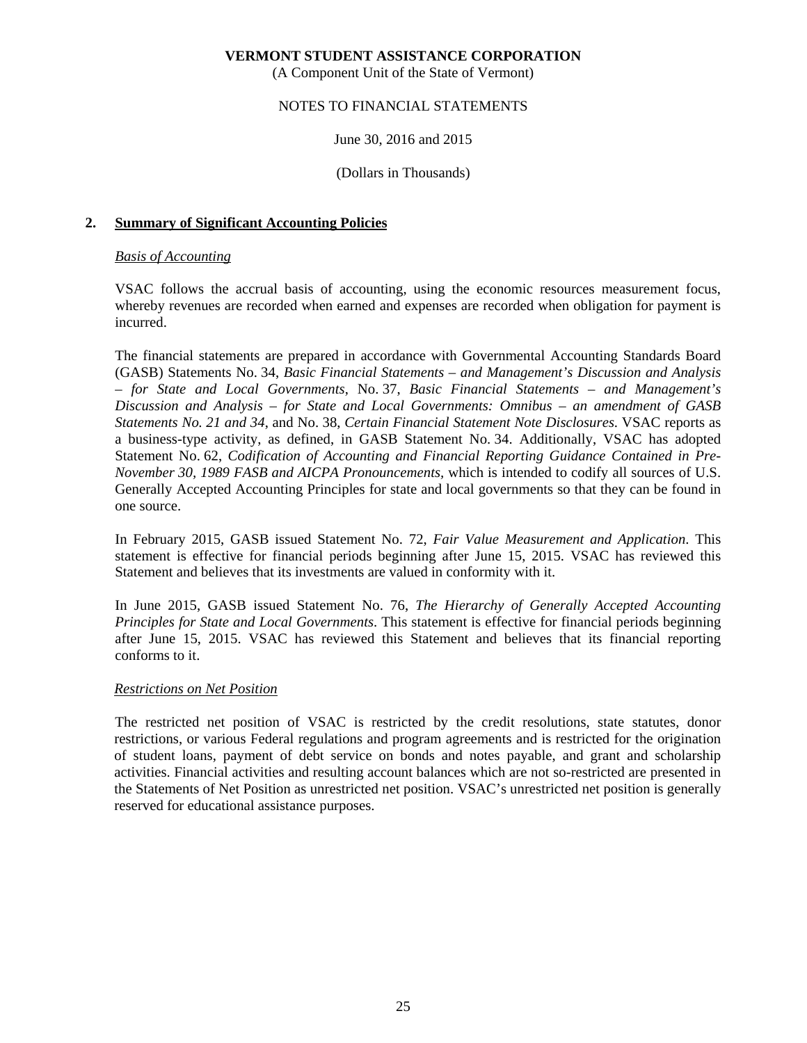**VERMONT STUDENT ASSISTANCE CORPORATION**
(A Component Unit of the State of Vermont)

NOTES TO FINANCIAL STATEMENTS

June 30, 2016 and 2015

(Dollars in Thousands)

## 2. Summary of Significant Accounting Policies

### *Basis of Accounting*

VSAC follows the accrual basis of accounting, using the economic resources measurement focus, whereby revenues are recorded when earned and expenses are recorded when obligation for payment is incurred.

The financial statements are prepared in accordance with Governmental Accounting Standards Board (GASB) Statements No. 34, *Basic Financial Statements – and Management's Discussion and Analysis – for State and Local Governments*, No. 37, *Basic Financial Statements – and Management's Discussion and Analysis – for State and Local Governments: Omnibus – an amendment of GASB Statements No. 21 and 34*, and No. 38, *Certain Financial Statement Note Disclosures*. VSAC reports as a business-type activity, as defined, in GASB Statement No. 34. Additionally, VSAC has adopted Statement No. 62, *Codification of Accounting and Financial Reporting Guidance Contained in Pre-November 30, 1989 FASB and AICPA Pronouncements*, which is intended to codify all sources of U.S. Generally Accepted Accounting Principles for state and local governments so that they can be found in one source.

In February 2015, GASB issued Statement No. 72, *Fair Value Measurement and Application*. This statement is effective for financial periods beginning after June 15, 2015. VSAC has reviewed this Statement and believes that its investments are valued in conformity with it.

In June 2015, GASB issued Statement No. 76, *The Hierarchy of Generally Accepted Accounting Principles for State and Local Governments*. This statement is effective for financial periods beginning after June 15, 2015. VSAC has reviewed this Statement and believes that its financial reporting conforms to it.

### *Restrictions on Net Position*

The restricted net position of VSAC is restricted by the credit resolutions, state statutes, donor restrictions, or various Federal regulations and program agreements and is restricted for the origination of student loans, payment of debt service on bonds and notes payable, and grant and scholarship activities. Financial activities and resulting account balances which are not so-restricted are presented in the Statements of Net Position as unrestricted net position. VSAC's unrestricted net position is generally reserved for educational assistance purposes.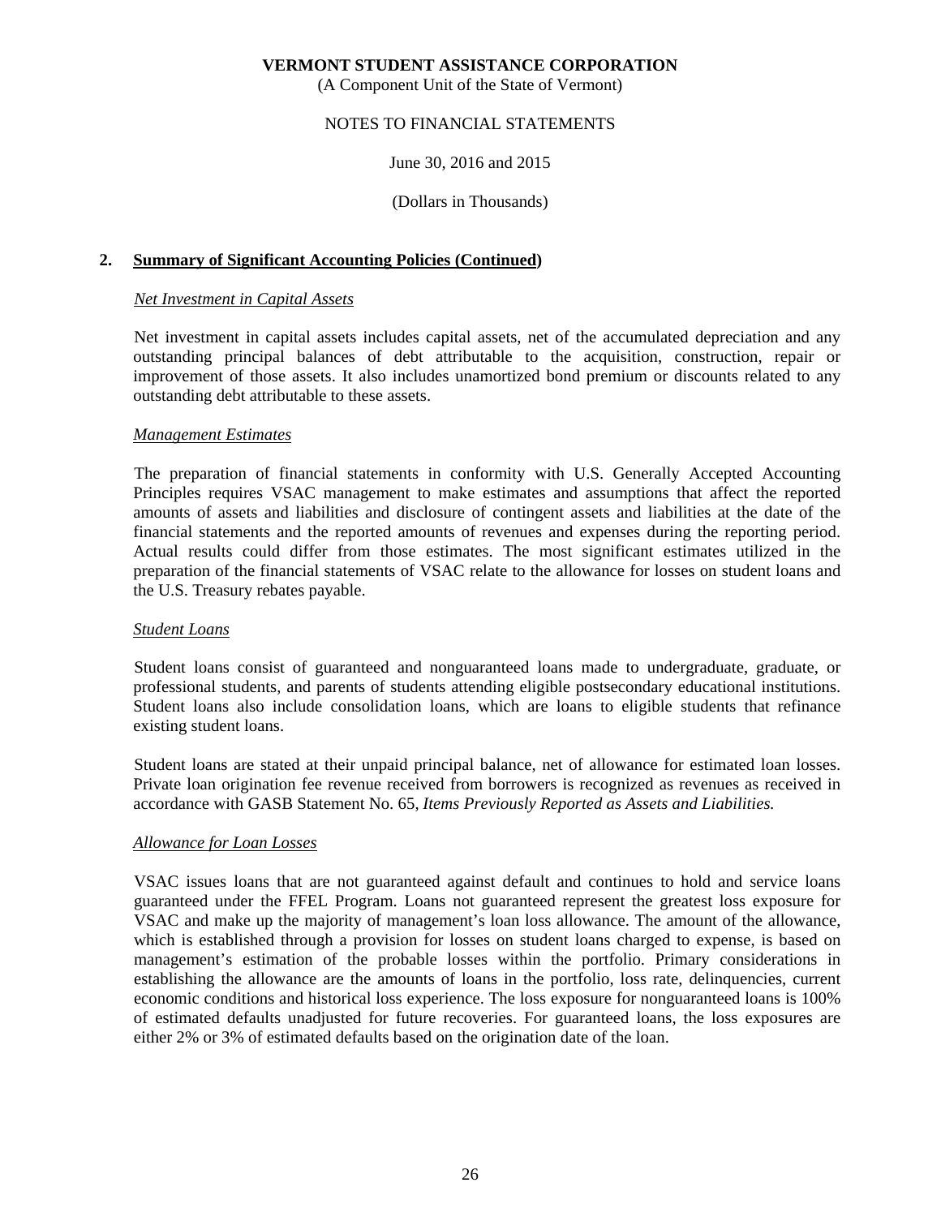## 2. Summary of Significant Accounting Policies (Continued)

### *Net Investment in Capital Assets*

Net investment in capital assets includes capital assets, net of the accumulated depreciation and any outstanding principal balances of debt attributable to the acquisition, construction, repair or improvement of those assets. It also includes unamortized bond premium or discounts related to any outstanding debt attributable to these assets.

### *Management Estimates*

The preparation of financial statements in conformity with U.S. Generally Accepted Accounting Principles requires VSAC management to make estimates and assumptions that affect the reported amounts of assets and liabilities and disclosure of contingent assets and liabilities at the date of the financial statements and the reported amounts of revenues and expenses during the reporting period. Actual results could differ from those estimates. The most significant estimates utilized in the preparation of the financial statements of VSAC relate to the allowance for losses on student loans and the U.S. Treasury rebates payable.

### *Student Loans*

Student loans consist of guaranteed and nonguaranteed loans made to undergraduate, graduate, or professional students, and parents of students attending eligible postsecondary educational institutions. Student loans also include consolidation loans, which are loans to eligible students that refinance existing student loans.

Student loans are stated at their unpaid principal balance, net of allowance for estimated loan losses. Private loan origination fee revenue received from borrowers is recognized as revenues as received in accordance with GASB Statement No. 65, *Items Previously Reported as Assets and Liabilities.*

### *Allowance for Loan Losses*

VSAC issues loans that are not guaranteed against default and continues to hold and service loans guaranteed under the FFEL Program. Loans not guaranteed represent the greatest loss exposure for VSAC and make up the majority of management's loan loss allowance. The amount of the allowance, which is established through a provision for losses on student loans charged to expense, is based on management's estimation of the probable losses within the portfolio. Primary considerations in establishing the allowance are the amounts of loans in the portfolio, loss rate, delinquencies, current economic conditions and historical loss experience. The loss exposure for nonguaranteed loans is 100% of estimated defaults unadjusted for future recoveries. For guaranteed loans, the loss exposures are either 2% or 3% of estimated defaults based on the origination date of the loan.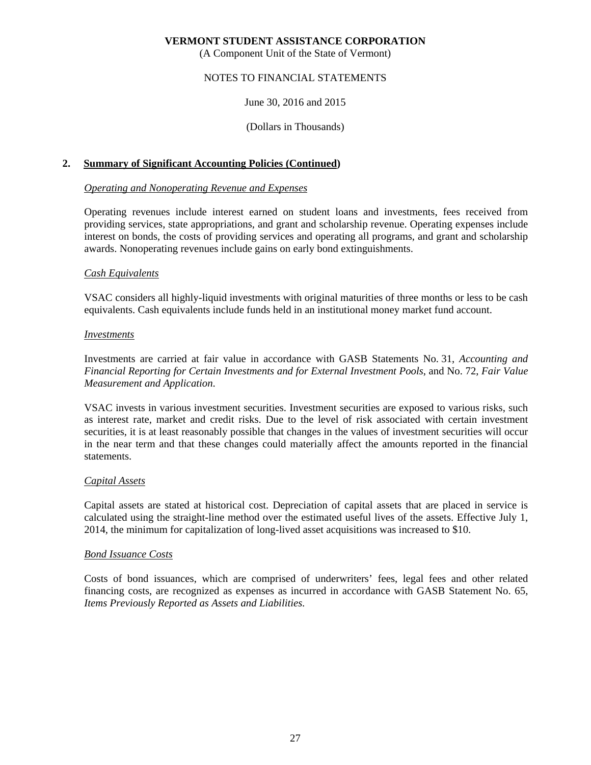## 2. Summary of Significant Accounting Policies (Continued)

### *Operating and Nonoperating Revenue and Expenses*

Operating revenues include interest earned on student loans and investments, fees received from providing services, state appropriations, and grant and scholarship revenue. Operating expenses include interest on bonds, the costs of providing services and operating all programs, and grant and scholarship awards. Nonoperating revenues include gains on early bond extinguishments.

### *Cash Equivalents*

VSAC considers all highly-liquid investments with original maturities of three months or less to be cash equivalents. Cash equivalents include funds held in an institutional money market fund account.

### *Investments*

Investments are carried at fair value in accordance with GASB Statements No. 31, *Accounting and Financial Reporting for Certain Investments and for External Investment Pools,* and No. 72, *Fair Value Measurement and Application.*

VSAC invests in various investment securities. Investment securities are exposed to various risks, such as interest rate, market and credit risks. Due to the level of risk associated with certain investment securities, it is at least reasonably possible that changes in the values of investment securities will occur in the near term and that these changes could materially affect the amounts reported in the financial statements.

### *Capital Assets*

Capital assets are stated at historical cost. Depreciation of capital assets that are placed in service is calculated using the straight-line method over the estimated useful lives of the assets. Effective July 1, 2014, the minimum for capitalization of long-lived asset acquisitions was increased to $10.

### *Bond Issuance Costs*

Costs of bond issuances, which are comprised of underwriters' fees, legal fees and other related financing costs, are recognized as expenses as incurred in accordance with GASB Statement No. 65, *Items Previously Reported as Assets and Liabilities.*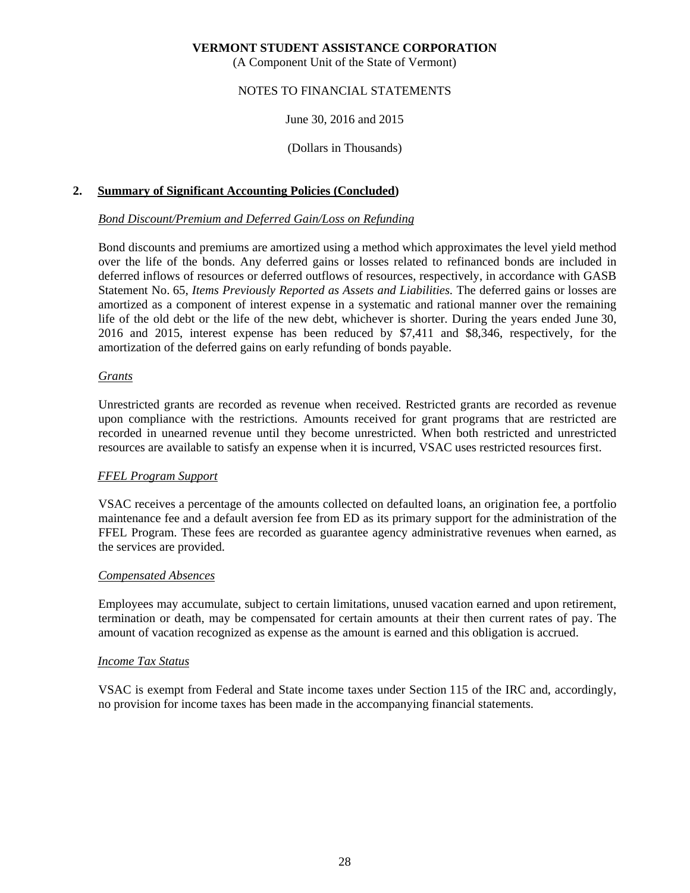## 2. Summary of Significant Accounting Policies (Concluded)

### *Bond Discount/Premium and Deferred Gain/Loss on Refunding*

Bond discounts and premiums are amortized using a method which approximates the level yield method over the life of the bonds. Any deferred gains or losses related to refinanced bonds are included in deferred inflows of resources or deferred outflows of resources, respectively, in accordance with GASB Statement No. 65, *Items Previously Reported as Assets and Liabilities*. The deferred gains or losses are amortized as a component of interest expense in a systematic and rational manner over the remaining life of the old debt or the life of the new debt, whichever is shorter. During the years ended June 30, 2016 and 2015, interest expense has been reduced by $7,411 and $8,346, respectively, for the amortization of the deferred gains on early refunding of bonds payable.

### *Grants*

Unrestricted grants are recorded as revenue when received. Restricted grants are recorded as revenue upon compliance with the restrictions. Amounts received for grant programs that are restricted are recorded in unearned revenue until they become unrestricted. When both restricted and unrestricted resources are available to satisfy an expense when it is incurred, VSAC uses restricted resources first.

### *FFEL Program Support*

VSAC receives a percentage of the amounts collected on defaulted loans, an origination fee, a portfolio maintenance fee and a default aversion fee from ED as its primary support for the administration of the FFEL Program. These fees are recorded as guarantee agency administrative revenues when earned, as the services are provided.

### *Compensated Absences*

Employees may accumulate, subject to certain limitations, unused vacation earned and upon retirement, termination or death, may be compensated for certain amounts at their then current rates of pay. The amount of vacation recognized as expense as the amount is earned and this obligation is accrued.

### *Income Tax Status*

VSAC is exempt from Federal and State income taxes under Section 115 of the IRC and, accordingly, no provision for income taxes has been made in the accompanying financial statements.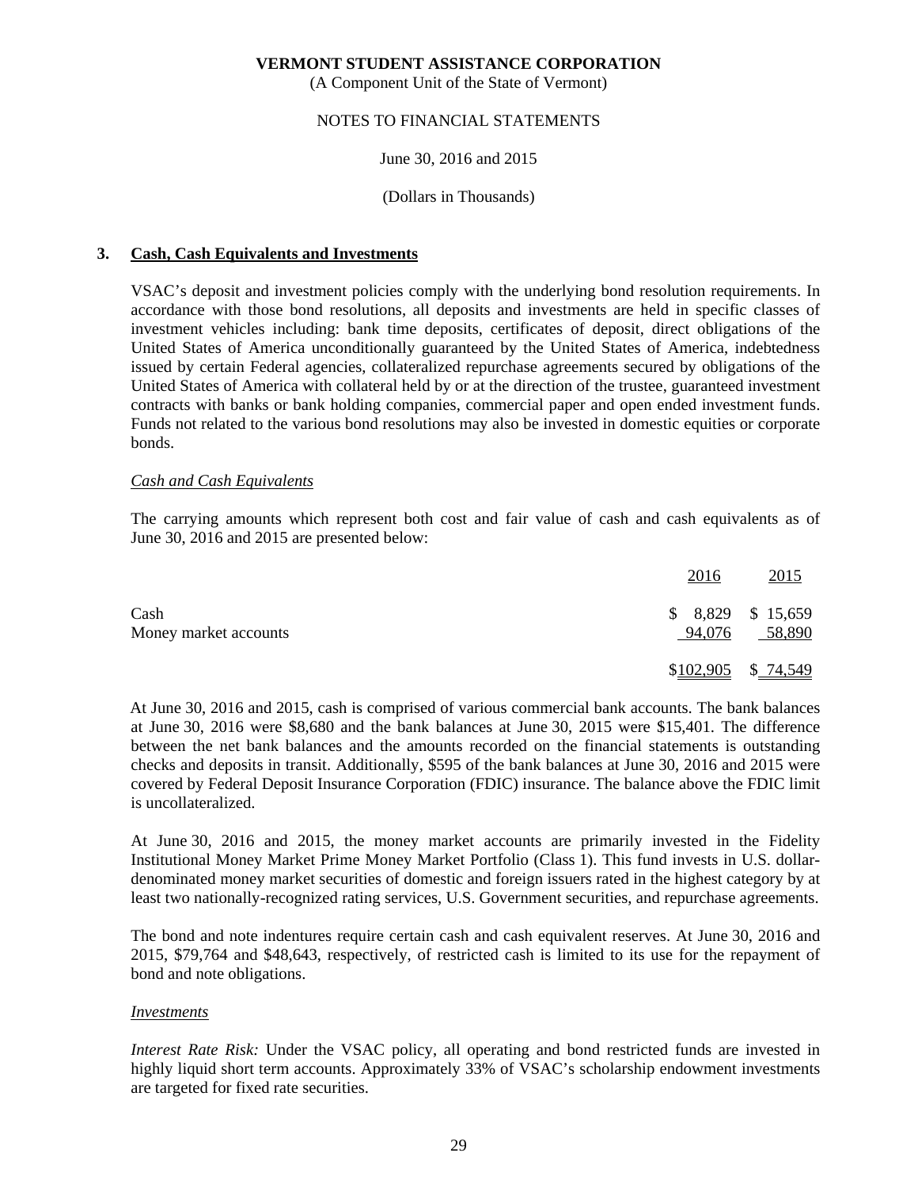**VERMONT STUDENT ASSISTANCE CORPORATION**
(A Component Unit of the State of Vermont)

NOTES TO FINANCIAL STATEMENTS

June 30, 2016 and 2015

(Dollars in Thousands)

## 3. Cash, Cash Equivalents and Investments

VSAC's deposit and investment policies comply with the underlying bond resolution requirements. In accordance with those bond resolutions, all deposits and investments are held in specific classes of investment vehicles including: bank time deposits, certificates of deposit, direct obligations of the United States of America unconditionally guaranteed by the United States of America, indebtedness issued by certain Federal agencies, collateralized repurchase agreements secured by obligations of the United States of America with collateral held by or at the direction of the trustee, guaranteed investment contracts with banks or bank holding companies, commercial paper and open ended investment funds. Funds not related to the various bond resolutions may also be invested in domestic equities or corporate bonds.

*Cash and Cash Equivalents*

The carrying amounts which represent both cost and fair value of cash and cash equivalents as of June 30, 2016 and 2015 are presented below:

| | 2016 | 2015 |
|---|---|---|
| Cash | $ 8,829 | $ 15,659 |
| Money market accounts | 94,076 | 58,890 |
| | $102,905 | $ 74,549 |

At June 30, 2016 and 2015, cash is comprised of various commercial bank accounts. The bank balances at June 30, 2016 were $8,680 and the bank balances at June 30, 2015 were $15,401. The difference between the net bank balances and the amounts recorded on the financial statements is outstanding checks and deposits in transit. Additionally, $595 of the bank balances at June 30, 2016 and 2015 were covered by Federal Deposit Insurance Corporation (FDIC) insurance. The balance above the FDIC limit is uncollateralized.

At June 30, 2016 and 2015, the money market accounts are primarily invested in the Fidelity Institutional Money Market Prime Money Market Portfolio (Class 1). This fund invests in U.S. dollar-denominated money market securities of domestic and foreign issuers rated in the highest category by at least two nationally-recognized rating services, U.S. Government securities, and repurchase agreements.

The bond and note indentures require certain cash and cash equivalent reserves. At June 30, 2016 and 2015, $79,764 and $48,643, respectively, of restricted cash is limited to its use for the repayment of bond and note obligations.

*Investments*

*Interest Rate Risk:* Under the VSAC policy, all operating and bond restricted funds are invested in highly liquid short term accounts. Approximately 33% of VSAC's scholarship endowment investments are targeted for fixed rate securities.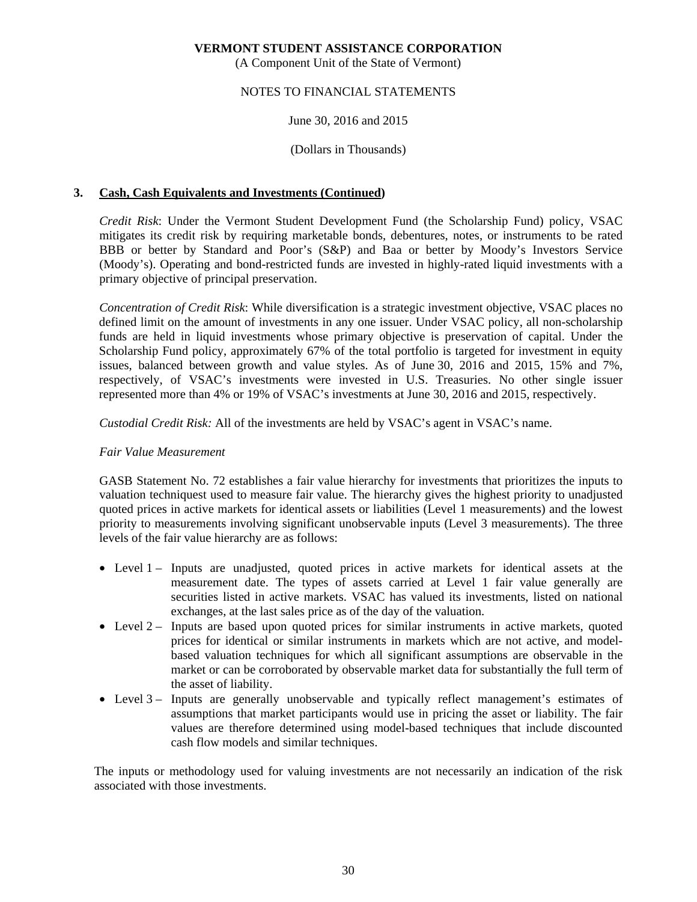## 3. Cash, Cash Equivalents and Investments (Continued)

*Credit Risk*: Under the Vermont Student Development Fund (the Scholarship Fund) policy, VSAC mitigates its credit risk by requiring marketable bonds, debentures, notes, or instruments to be rated BBB or better by Standard and Poor's (S&P) and Baa or better by Moody's Investors Service (Moody's). Operating and bond-restricted funds are invested in highly-rated liquid investments with a primary objective of principal preservation.

*Concentration of Credit Risk*: While diversification is a strategic investment objective, VSAC places no defined limit on the amount of investments in any one issuer. Under VSAC policy, all non-scholarship funds are held in liquid investments whose primary objective is preservation of capital. Under the Scholarship Fund policy, approximately 67% of the total portfolio is targeted for investment in equity issues, balanced between growth and value styles. As of June 30, 2016 and 2015, 15% and 7%, respectively, of VSAC's investments were invested in U.S. Treasuries. No other single issuer represented more than 4% or 19% of VSAC's investments at June 30, 2016 and 2015, respectively.

*Custodial Credit Risk:* All of the investments are held by VSAC's agent in VSAC's name.

*Fair Value Measurement*

GASB Statement No. 72 establishes a fair value hierarchy for investments that prioritizes the inputs to valuation techniquest used to measure fair value. The hierarchy gives the highest priority to unadjusted quoted prices in active markets for identical assets or liabilities (Level 1 measurements) and the lowest priority to measurements involving significant unobservable inputs (Level 3 measurements). The three levels of the fair value hierarchy are as follows:

- Level 1 – Inputs are unadjusted, quoted prices in active markets for identical assets at the measurement date. The types of assets carried at Level 1 fair value generally are securities listed in active markets. VSAC has valued its investments, listed on national exchanges, at the last sales price as of the day of the valuation.
- Level 2 – Inputs are based upon quoted prices for similar instruments in active markets, quoted prices for identical or similar instruments in markets which are not active, and model-based valuation techniques for which all significant assumptions are observable in the market or can be corroborated by observable market data for substantially the full term of the asset of liability.
- Level 3 – Inputs are generally unobservable and typically reflect management's estimates of assumptions that market participants would use in pricing the asset or liability. The fair values are therefore determined using model-based techniques that include discounted cash flow models and similar techniques.

The inputs or methodology used for valuing investments are not necessarily an indication of the risk associated with those investments.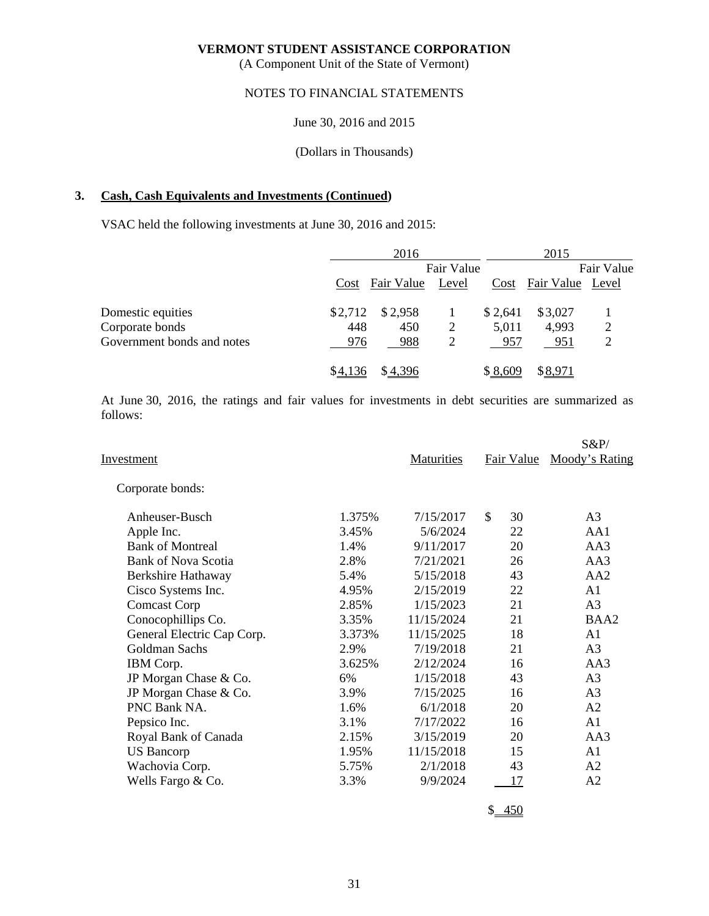**VERMONT STUDENT ASSISTANCE CORPORATION**
(A Component Unit of the State of Vermont)

NOTES TO FINANCIAL STATEMENTS

June 30, 2016 and 2015

(Dollars in Thousands)

## 3. Cash, Cash Equivalents and Investments (Continued)

VSAC held the following investments at June 30, 2016 and 2015:

| | 2016 | | | 2015 | | |
|---|---|---|---|---|---|---|
| | Cost | Fair Value | Fair Value Level | Cost | Fair Value | Fair Value Level |
| Domestic equities | $2,712 | $2,958 | 1 | $2,641 | $3,027 | 1 |
| Corporate bonds | 448 | 450 | 2 | 5,011 | 4,993 | 2 |
| Government bonds and notes | 976 | 988 | 2 | 957 | 951 | 2 |
| | $4,136 | $4,396 | | $8,609 | $8,971 | |

At June 30, 2016, the ratings and fair values for investments in debt securities are summarized as follows:

| Investment | | Maturities | Fair Value | S&P/ Moody's Rating |
|---|---|---|---|---|
| Corporate bonds: | | | | |
| Anheuser-Busch | 1.375% | 7/15/2017 | $ 30 | A3 |
| Apple Inc. | 3.45% | 5/6/2024 | 22 | AA1 |
| Bank of Montreal | 1.4% | 9/11/2017 | 20 | AA3 |
| Bank of Nova Scotia | 2.8% | 7/21/2021 | 26 | AA3 |
| Berkshire Hathaway | 5.4% | 5/15/2018 | 43 | AA2 |
| Cisco Systems Inc. | 4.95% | 2/15/2019 | 22 | A1 |
| Comcast Corp | 2.85% | 1/15/2023 | 21 | A3 |
| Conocophillips Co. | 3.35% | 11/15/2024 | 21 | BAA2 |
| General Electric Cap Corp. | 3.373% | 11/15/2025 | 18 | A1 |
| Goldman Sachs | 2.9% | 7/19/2018 | 21 | A3 |
| IBM Corp. | 3.625% | 2/12/2024 | 16 | AA3 |
| JP Morgan Chase & Co. | 6% | 1/15/2018 | 43 | A3 |
| JP Morgan Chase & Co. | 3.9% | 7/15/2025 | 16 | A3 |
| PNC Bank NA. | 1.6% | 6/1/2018 | 20 | A2 |
| Pepsico Inc. | 3.1% | 7/17/2022 | 16 | A1 |
| Royal Bank of Canada | 2.15% | 3/15/2019 | 20 | AA3 |
| US Bancorp | 1.95% | 11/15/2018 | 15 | A1 |
| Wachovia Corp. | 5.75% | 2/1/2018 | 43 | A2 |
| Wells Fargo & Co. | 3.3% | 9/9/2024 | 17 | A2 |
| | | | $ 450 | |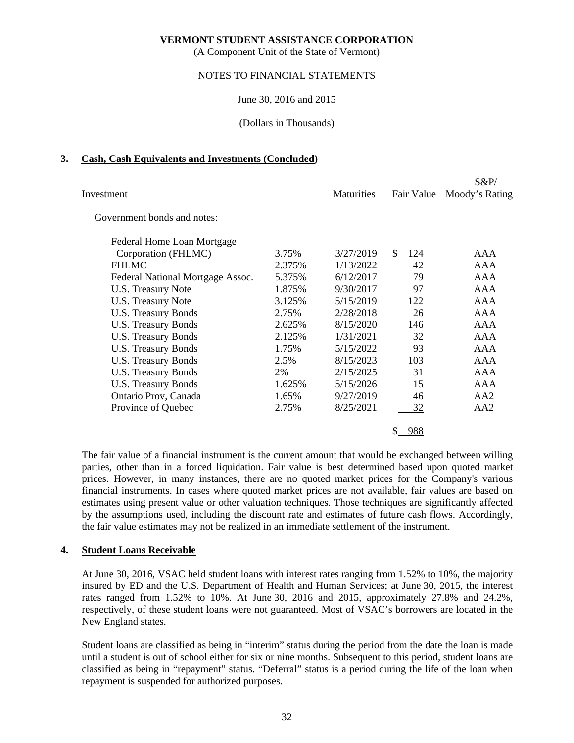## 3. Cash, Cash Equivalents and Investments (Concluded)

| Investment | | Maturities | Fair Value | S&P/ Moody's Rating |
|---|---|---|---|---|
| Government bonds and notes: | | | | |
| Federal Home Loan Mortgage Corporation (FHLMC) | 3.75% | 3/27/2019 | $ 124 | AAA |
| FHLMC | 2.375% | 1/13/2022 | 42 | AAA |
| Federal National Mortgage Assoc. | 5.375% | 6/12/2017 | 79 | AAA |
| U.S. Treasury Note | 1.875% | 9/30/2017 | 97 | AAA |
| U.S. Treasury Note | 3.125% | 5/15/2019 | 122 | AAA |
| U.S. Treasury Bonds | 2.75% | 2/28/2018 | 26 | AAA |
| U.S. Treasury Bonds | 2.625% | 8/15/2020 | 146 | AAA |
| U.S. Treasury Bonds | 2.125% | 1/31/2021 | 32 | AAA |
| U.S. Treasury Bonds | 1.75% | 5/15/2022 | 93 | AAA |
| U.S. Treasury Bonds | 2.5% | 8/15/2023 | 103 | AAA |
| U.S. Treasury Bonds | 2% | 2/15/2025 | 31 | AAA |
| U.S. Treasury Bonds | 1.625% | 5/15/2026 | 15 | AAA |
| Ontario Prov, Canada | 1.65% | 9/27/2019 | 46 | AA2 |
| Province of Quebec | 2.75% | 8/25/2021 | 32 | AA2 |
| | | | $ 988 | |

The fair value of a financial instrument is the current amount that would be exchanged between willing parties, other than in a forced liquidation. Fair value is best determined based upon quoted market prices. However, in many instances, there are no quoted market prices for the Company's various financial instruments. In cases where quoted market prices are not available, fair values are based on estimates using present value or other valuation techniques. Those techniques are significantly affected by the assumptions used, including the discount rate and estimates of future cash flows. Accordingly, the fair value estimates may not be realized in an immediate settlement of the instrument.

## 4. Student Loans Receivable

At June 30, 2016, VSAC held student loans with interest rates ranging from 1.52% to 10%, the majority insured by ED and the U.S. Department of Health and Human Services; at June 30, 2015, the interest rates ranged from 1.52% to 10%. At June 30, 2016 and 2015, approximately 27.8% and 24.2%, respectively, of these student loans were not guaranteed. Most of VSAC's borrowers are located in the New England states.

Student loans are classified as being in "interim" status during the period from the date the loan is made until a student is out of school either for six or nine months. Subsequent to this period, student loans are classified as being in "repayment" status. "Deferral" status is a period during the life of the loan when repayment is suspended for authorized purposes.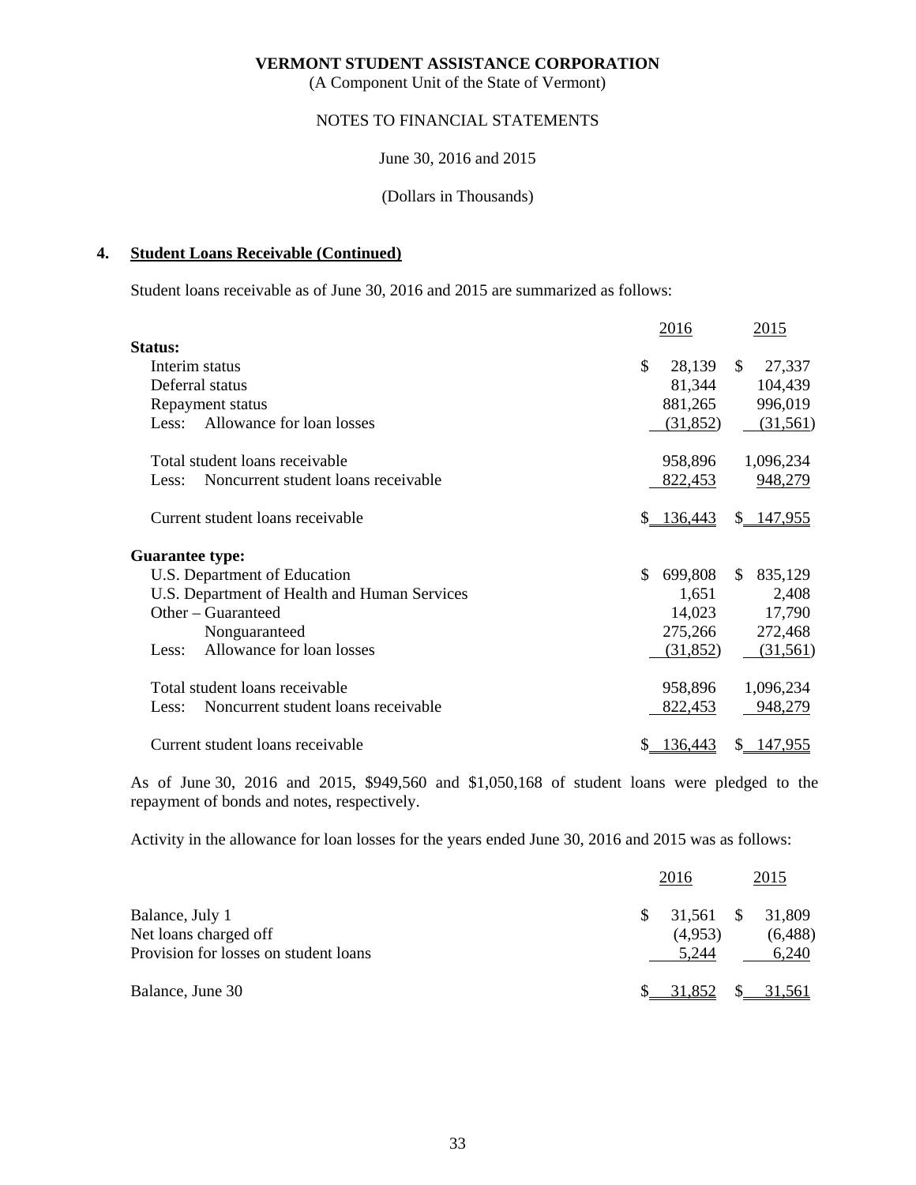## 4. Student Loans Receivable (Continued)

Student loans receivable as of June 30, 2016 and 2015 are summarized as follows:

| | 2016 | 2015 |
|---|---|---|
| **Status:** | | |
| Interim status | $ 28,139 | $ 27,337 |
| Deferral status | 81,344 | 104,439 |
| Repayment status | 881,265 | 996,019 |
| Less: Allowance for loan losses | (31,852) | (31,561) |
| Total student loans receivable | 958,896 | 1,096,234 |
| Less: Noncurrent student loans receivable | 822,453 | 948,279 |
| Current student loans receivable | $ 136,443 | $ 147,955 |
| **Guarantee type:** | | |
| U.S. Department of Education | $ 699,808 | $ 835,129 |
| U.S. Department of Health and Human Services | 1,651 | 2,408 |
| Other – Guaranteed | 14,023 | 17,790 |
| Nonguaranteed | 275,266 | 272,468 |
| Less: Allowance for loan losses | (31,852) | (31,561) |
| Total student loans receivable | 958,896 | 1,096,234 |
| Less: Noncurrent student loans receivable | 822,453 | 948,279 |
| Current student loans receivable | $ 136,443 | $ 147,955 |

As of June 30, 2016 and 2015, $949,560 and $1,050,168 of student loans were pledged to the repayment of bonds and notes, respectively.

Activity in the allowance for loan losses for the years ended June 30, 2016 and 2015 was as follows:

| | 2016 | 2015 |
|---|---|---|
| Balance, July 1 | $ 31,561 | $ 31,809 |
| Net loans charged off | (4,953) | (6,488) |
| Provision for losses on student loans | 5,244 | 6,240 |
| Balance, June 30 | $ 31,852 | $ 31,561 |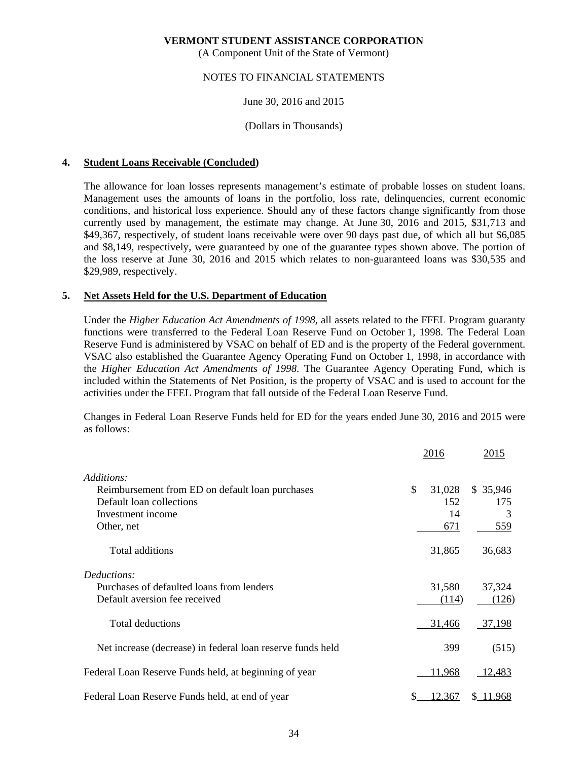**VERMONT STUDENT ASSISTANCE CORPORATION**
(A Component Unit of the State of Vermont)

NOTES TO FINANCIAL STATEMENTS

June 30, 2016 and 2015

(Dollars in Thousands)

## 4. Student Loans Receivable (Concluded)

The allowance for loan losses represents management's estimate of probable losses on student loans. Management uses the amounts of loans in the portfolio, loss rate, delinquencies, current economic conditions, and historical loss experience. Should any of these factors change significantly from those currently used by management, the estimate may change. At June 30, 2016 and 2015, $31,713 and $49,367, respectively, of student loans receivable were over 90 days past due, of which all but $6,085 and $8,149, respectively, were guaranteed by one of the guarantee types shown above. The portion of the loss reserve at June 30, 2016 and 2015 which relates to non-guaranteed loans was $30,535 and $29,989, respectively.

## 5. Net Assets Held for the U.S. Department of Education

Under the *Higher Education Act Amendments of 1998*, all assets related to the FFEL Program guaranty functions were transferred to the Federal Loan Reserve Fund on October 1, 1998. The Federal Loan Reserve Fund is administered by VSAC on behalf of ED and is the property of the Federal government. VSAC also established the Guarantee Agency Operating Fund on October 1, 1998, in accordance with the *Higher Education Act Amendments of 1998*. The Guarantee Agency Operating Fund, which is included within the Statements of Net Position, is the property of VSAC and is used to account for the activities under the FFEL Program that fall outside of the Federal Loan Reserve Fund.

Changes in Federal Loan Reserve Funds held for ED for the years ended June 30, 2016 and 2015 were as follows:

| | 2016 | 2015 |
|---|---|---|
| *Additions:* | | |
| Reimbursement from ED on default loan purchases | $ 31,028 | $ 35,946 |
| Default loan collections | 152 | 175 |
| Investment income | 14 | 3 |
| Other, net | 671 | 559 |
| Total additions | 31,865 | 36,683 |
| *Deductions:* | | |
| Purchases of defaulted loans from lenders | 31,580 | 37,324 |
| Default aversion fee received | (114) | (126) |
| Total deductions | 31,466 | 37,198 |
| Net increase (decrease) in federal loan reserve funds held | 399 | (515) |
| Federal Loan Reserve Funds held, at beginning of year | 11,968 | 12,483 |
| Federal Loan Reserve Funds held, at end of year | $ 12,367 | $ 11,968 |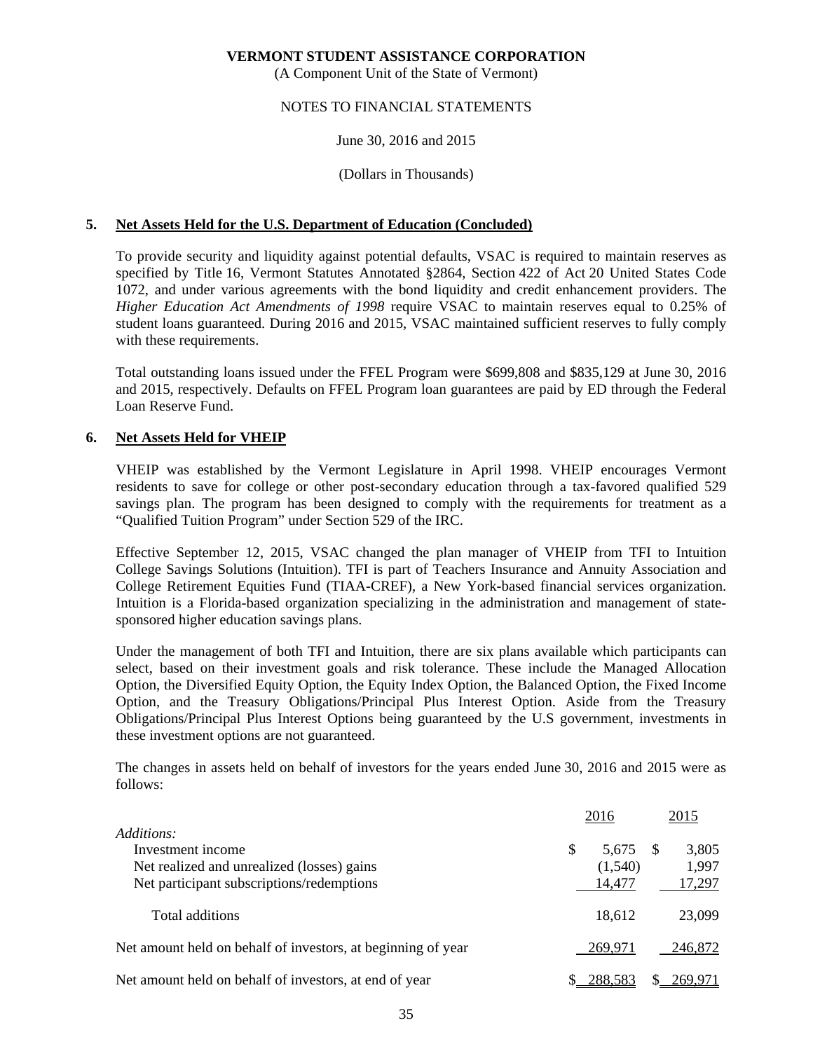VERMONT STUDENT ASSISTANCE CORPORATION
(A Component Unit of the State of Vermont)

NOTES TO FINANCIAL STATEMENTS

June 30, 2016 and 2015

(Dollars in Thousands)

## 5. Net Assets Held for the U.S. Department of Education (Concluded)

To provide security and liquidity against potential defaults, VSAC is required to maintain reserves as specified by Title 16, Vermont Statutes Annotated §2864, Section 422 of Act 20 United States Code 1072, and under various agreements with the bond liquidity and credit enhancement providers. The *Higher Education Act Amendments of 1998* require VSAC to maintain reserves equal to 0.25% of student loans guaranteed. During 2016 and 2015, VSAC maintained sufficient reserves to fully comply with these requirements.

Total outstanding loans issued under the FFEL Program were $699,808 and $835,129 at June 30, 2016 and 2015, respectively. Defaults on FFEL Program loan guarantees are paid by ED through the Federal Loan Reserve Fund.

## 6. Net Assets Held for VHEIP

VHEIP was established by the Vermont Legislature in April 1998. VHEIP encourages Vermont residents to save for college or other post-secondary education through a tax-favored qualified 529 savings plan. The program has been designed to comply with the requirements for treatment as a "Qualified Tuition Program" under Section 529 of the IRC.

Effective September 12, 2015, VSAC changed the plan manager of VHEIP from TFI to Intuition College Savings Solutions (Intuition). TFI is part of Teachers Insurance and Annuity Association and College Retirement Equities Fund (TIAA-CREF), a New York-based financial services organization. Intuition is a Florida-based organization specializing in the administration and management of state-sponsored higher education savings plans.

Under the management of both TFI and Intuition, there are six plans available which participants can select, based on their investment goals and risk tolerance. These include the Managed Allocation Option, the Diversified Equity Option, the Equity Index Option, the Balanced Option, the Fixed Income Option, and the Treasury Obligations/Principal Plus Interest Option. Aside from the Treasury Obligations/Principal Plus Interest Options being guaranteed by the U.S government, investments in these investment options are not guaranteed.

The changes in assets held on behalf of investors for the years ended June 30, 2016 and 2015 were as follows:

| | 2016 | 2015 |
|---|---|---|
| *Additions:* | | |
| Investment income | $ 5,675 | $ 3,805 |
| Net realized and unrealized (losses) gains | (1,540) | 1,997 |
| Net participant subscriptions/redemptions | 14,477 | 17,297 |
| Total additions | 18,612 | 23,099 |
| Net amount held on behalf of investors, at beginning of year | 269,971 | 246,872 |
| Net amount held on behalf of investors, at end of year | $ 288,583 | $ 269,971 |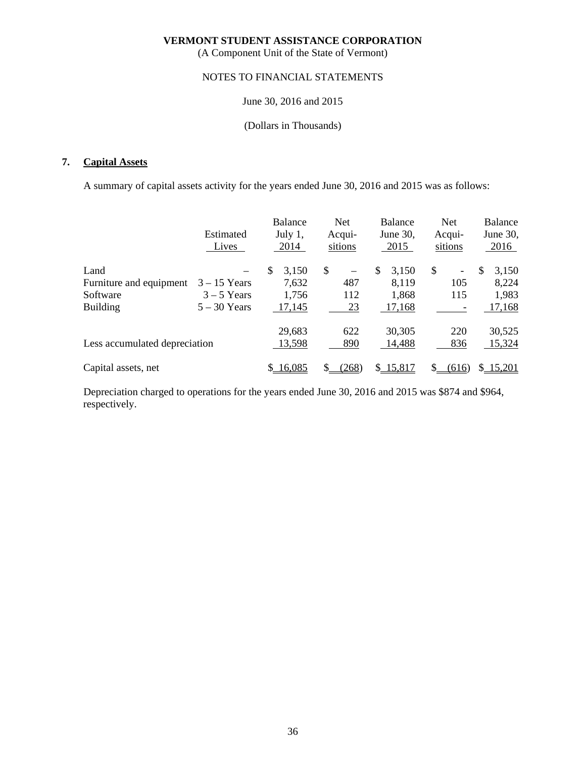VERMONT STUDENT ASSISTANCE CORPORATION
(A Component Unit of the State of Vermont)

NOTES TO FINANCIAL STATEMENTS

June 30, 2016 and 2015

(Dollars in Thousands)

## 7. Capital Assets

A summary of capital assets activity for the years ended June 30, 2016 and 2015 was as follows:

| | Estimated Lives | Balance July 1, 2014 | Net Acqui-sitions | Balance June 30, 2015 | Net Acqui-sitions | Balance June 30, 2016 |
|---|---|---|---|---|---|---|
| Land | – | $ 3,150 | $ – | $ 3,150 | $ - | $ 3,150 |
| Furniture and equipment | 3 – 15 Years | 7,632 | 487 | 8,119 | 105 | 8,224 |
| Software | 3 – 5 Years | 1,756 | 112 | 1,868 | 115 | 1,983 |
| Building | 5 – 30 Years | 17,145 | 23 | 17,168 | - | 17,168 |
| | | 29,683 | 622 | 30,305 | 220 | 30,525 |
| Less accumulated depreciation | | 13,598 | 890 | 14,488 | 836 | 15,324 |
| Capital assets, net | | $ 16,085 | $ (268) | $ 15,817 | $ (616) | $ 15,201 |

Depreciation charged to operations for the years ended June 30, 2016 and 2015 was $874 and $964, respectively.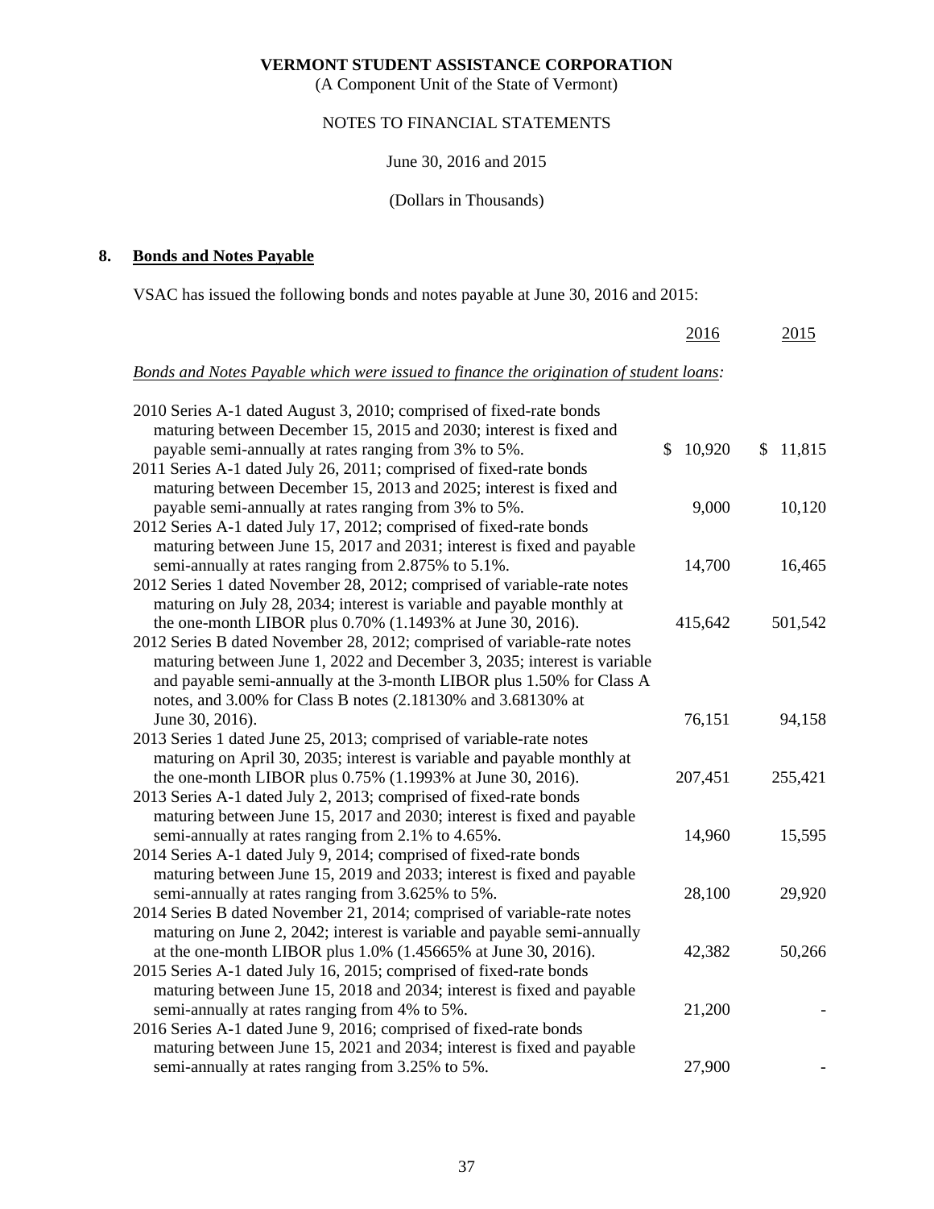**VERMONT STUDENT ASSISTANCE CORPORATION**
(A Component Unit of the State of Vermont)

NOTES TO FINANCIAL STATEMENTS

June 30, 2016 and 2015

(Dollars in Thousands)

## 8. Bonds and Notes Payable

VSAC has issued the following bonds and notes payable at June 30, 2016 and 2015:

| | 2016 | 2015 |
|---|---|---|
| *Bonds and Notes Payable which were issued to finance the origination of student loans:* | | |
| 2010 Series A-1 dated August 3, 2010; comprised of fixed-rate bonds maturing between December 15, 2015 and 2030; interest is fixed and payable semi-annually at rates ranging from 3% to 5%. | $ 10,920 | $ 11,815 |
| 2011 Series A-1 dated July 26, 2011; comprised of fixed-rate bonds maturing between December 15, 2013 and 2025; interest is fixed and payable semi-annually at rates ranging from 3% to 5%. | 9,000 | 10,120 |
| 2012 Series A-1 dated July 17, 2012; comprised of fixed-rate bonds maturing between June 15, 2017 and 2031; interest is fixed and payable semi-annually at rates ranging from 2.875% to 5.1%. | 14,700 | 16,465 |
| 2012 Series 1 dated November 28, 2012; comprised of variable-rate notes maturing on July 28, 2034; interest is variable and payable monthly at the one-month LIBOR plus 0.70% (1.1493% at June 30, 2016). | 415,642 | 501,542 |
| 2012 Series B dated November 28, 2012; comprised of variable-rate notes maturing between June 1, 2022 and December 3, 2035; interest is variable and payable semi-annually at the 3-month LIBOR plus 1.50% for Class A notes, and 3.00% for Class B notes (2.18130% and 3.68130% at June 30, 2016). | 76,151 | 94,158 |
| 2013 Series 1 dated June 25, 2013; comprised of variable-rate notes maturing on April 30, 2035; interest is variable and payable monthly at the one-month LIBOR plus 0.75% (1.1993% at June 30, 2016). | 207,451 | 255,421 |
| 2013 Series A-1 dated July 2, 2013; comprised of fixed-rate bonds maturing between June 15, 2017 and 2030; interest is fixed and payable semi-annually at rates ranging from 2.1% to 4.65%. | 14,960 | 15,595 |
| 2014 Series A-1 dated July 9, 2014; comprised of fixed-rate bonds maturing between June 15, 2019 and 2033; interest is fixed and payable semi-annually at rates ranging from 3.625% to 5%. | 28,100 | 29,920 |
| 2014 Series B dated November 21, 2014; comprised of variable-rate notes maturing on June 2, 2042; interest is variable and payable semi-annually at the one-month LIBOR plus 1.0% (1.45665% at June 30, 2016). | 42,382 | 50,266 |
| 2015 Series A-1 dated July 16, 2015; comprised of fixed-rate bonds maturing between June 15, 2018 and 2034; interest is fixed and payable semi-annually at rates ranging from 4% to 5%. | 21,200 | - |
| 2016 Series A-1 dated June 9, 2016; comprised of fixed-rate bonds maturing between June 15, 2021 and 2034; interest is fixed and payable semi-annually at rates ranging from 3.25% to 5%. | 27,900 | - |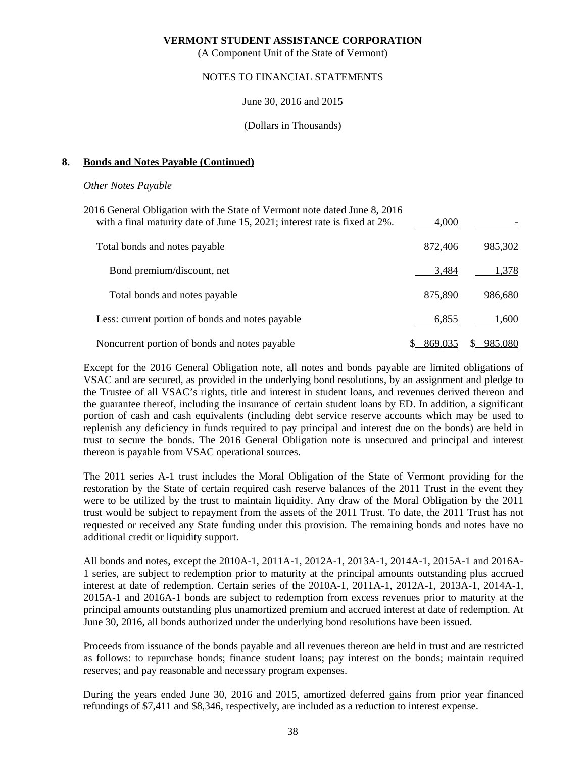**VERMONT STUDENT ASSISTANCE CORPORATION**
(A Component Unit of the State of Vermont)

NOTES TO FINANCIAL STATEMENTS

June 30, 2016 and 2015

(Dollars in Thousands)

## 8. Bonds and Notes Payable (Continued)

*Other Notes Payable*

| | 2016 | 2015 |
|---|---|---|
| 2016 General Obligation with the State of Vermont note dated June 8, 2016 with a final maturity date of June 15, 2021; interest rate is fixed at 2%. | 4,000 | - |
| Total bonds and notes payable | 872,406 | 985,302 |
| Bond premium/discount, net | 3,484 | 1,378 |
| Total bonds and notes payable | 875,890 | 986,680 |
| Less: current portion of bonds and notes payable | 6,855 | 1,600 |
| Noncurrent portion of bonds and notes payable | $ 869,035 | $ 985,080 |

Except for the 2016 General Obligation note, all notes and bonds payable are limited obligations of VSAC and are secured, as provided in the underlying bond resolutions, by an assignment and pledge to the Trustee of all VSAC's rights, title and interest in student loans, and revenues derived thereon and the guarantee thereof, including the insurance of certain student loans by ED. In addition, a significant portion of cash and cash equivalents (including debt service reserve accounts which may be used to replenish any deficiency in funds required to pay principal and interest due on the bonds) are held in trust to secure the bonds. The 2016 General Obligation note is unsecured and principal and interest thereon is payable from VSAC operational sources.

The 2011 series A-1 trust includes the Moral Obligation of the State of Vermont providing for the restoration by the State of certain required cash reserve balances of the 2011 Trust in the event they were to be utilized by the trust to maintain liquidity. Any draw of the Moral Obligation by the 2011 trust would be subject to repayment from the assets of the 2011 Trust. To date, the 2011 Trust has not requested or received any State funding under this provision. The remaining bonds and notes have no additional credit or liquidity support.

All bonds and notes, except the 2010A-1, 2011A-1, 2012A-1, 2013A-1, 2014A-1, 2015A-1 and 2016A-1 series, are subject to redemption prior to maturity at the principal amounts outstanding plus accrued interest at date of redemption. Certain series of the 2010A-1, 2011A-1, 2012A-1, 2013A-1, 2014A-1, 2015A-1 and 2016A-1 bonds are subject to redemption from excess revenues prior to maturity at the principal amounts outstanding plus unamortized premium and accrued interest at date of redemption. At June 30, 2016, all bonds authorized under the underlying bond resolutions have been issued.

Proceeds from issuance of the bonds payable and all revenues thereon are held in trust and are restricted as follows: to repurchase bonds; finance student loans; pay interest on the bonds; maintain required reserves; and pay reasonable and necessary program expenses.

During the years ended June 30, 2016 and 2015, amortized deferred gains from prior year financed refundings of $7,411 and $8,346, respectively, are included as a reduction to interest expense.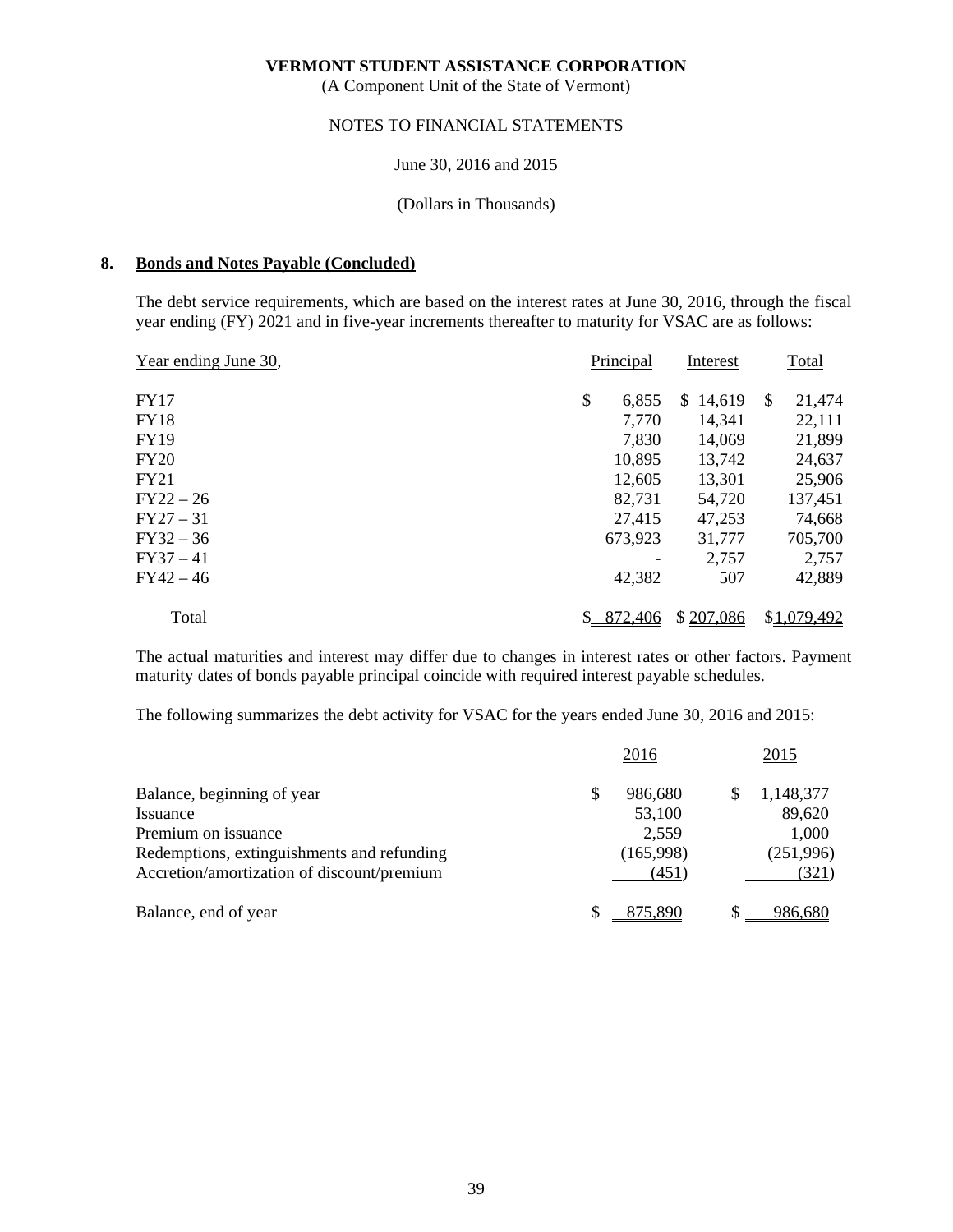# VERMONT STUDENT ASSISTANCE CORPORATION

(A Component Unit of the State of Vermont)

NOTES TO FINANCIAL STATEMENTS

June 30, 2016 and 2015

(Dollars in Thousands)

## 8. Bonds and Notes Payable (Concluded)

The debt service requirements, which are based on the interest rates at June 30, 2016, through the fiscal year ending (FY) 2021 and in five-year increments thereafter to maturity for VSAC are as follows:

| Year ending June 30, | Principal | Interest | Total |
|---|---|---|---|
| FY17 | $ 6,855 | $ 14,619 | $ 21,474 |
| FY18 | 7,770 | 14,341 | 22,111 |
| FY19 | 7,830 | 14,069 | 21,899 |
| FY20 | 10,895 | 13,742 | 24,637 |
| FY21 | 12,605 | 13,301 | 25,906 |
| FY22 – 26 | 82,731 | 54,720 | 137,451 |
| FY27 – 31 | 27,415 | 47,253 | 74,668 |
| FY32 – 36 | 673,923 | 31,777 | 705,700 |
| FY37 – 41 | - | 2,757 | 2,757 |
| FY42 – 46 | 42,382 | 507 | 42,889 |
| Total | $ 872,406 | $ 207,086 | $ 1,079,492 |

The actual maturities and interest may differ due to changes in interest rates or other factors. Payment maturity dates of bonds payable principal coincide with required interest payable schedules.

The following summarizes the debt activity for VSAC for the years ended June 30, 2016 and 2015:

| | 2016 | 2015 |
|---|---|---|
| Balance, beginning of year | $ 986,680 | $ 1,148,377 |
| Issuance | 53,100 | 89,620 |
| Premium on issuance | 2,559 | 1,000 |
| Redemptions, extinguishments and refunding | (165,998) | (251,996) |
| Accretion/amortization of discount/premium | (451) | (321) |
| Balance, end of year | $ 875,890 | $ 986,680 |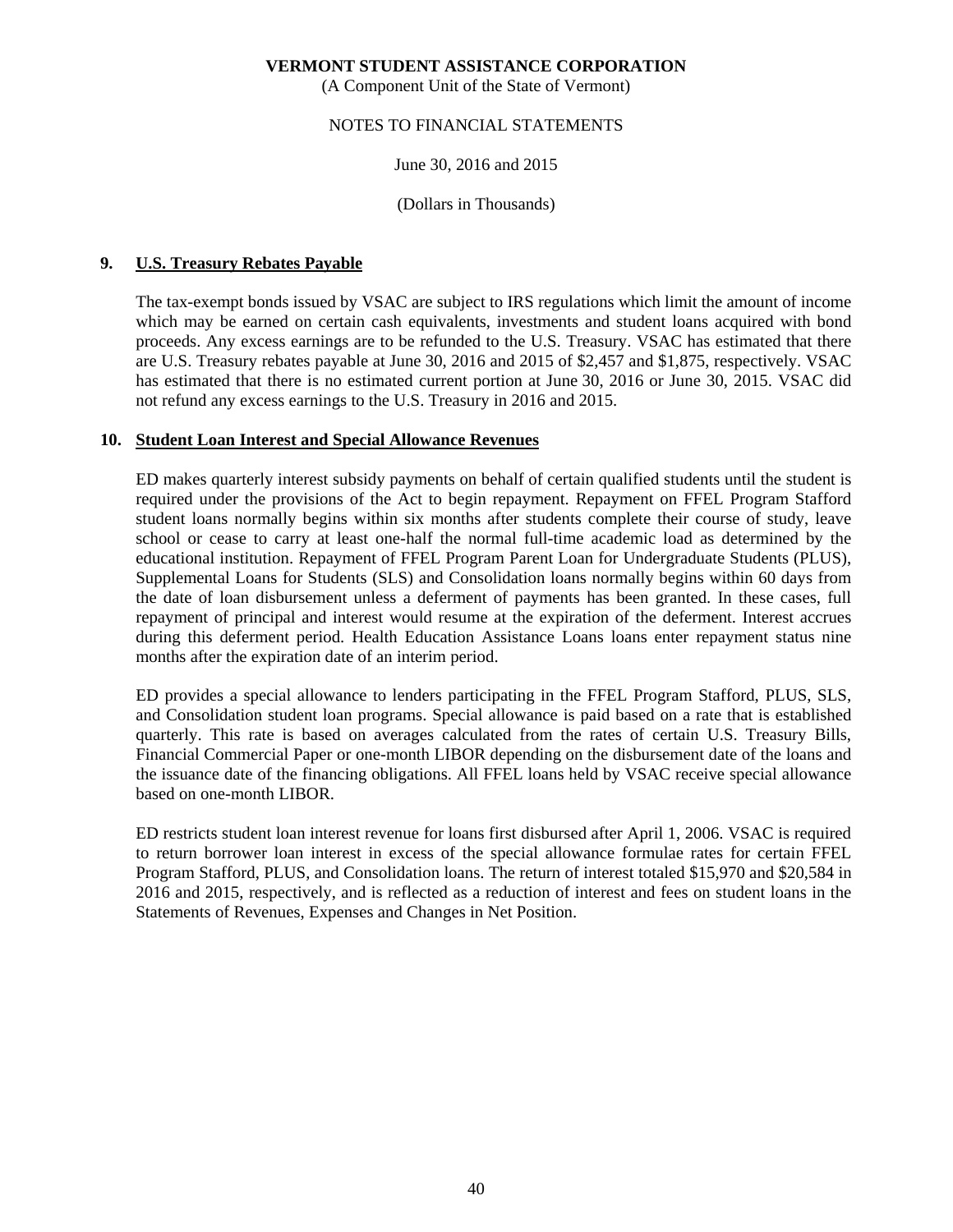## 9. U.S. Treasury Rebates Payable

The tax-exempt bonds issued by VSAC are subject to IRS regulations which limit the amount of income which may be earned on certain cash equivalents, investments and student loans acquired with bond proceeds. Any excess earnings are to be refunded to the U.S. Treasury. VSAC has estimated that there are U.S. Treasury rebates payable at June 30, 2016 and 2015 of $2,457 and $1,875, respectively. VSAC has estimated that there is no estimated current portion at June 30, 2016 or June 30, 2015. VSAC did not refund any excess earnings to the U.S. Treasury in 2016 and 2015.

## 10. Student Loan Interest and Special Allowance Revenues

ED makes quarterly interest subsidy payments on behalf of certain qualified students until the student is required under the provisions of the Act to begin repayment. Repayment on FFEL Program Stafford student loans normally begins within six months after students complete their course of study, leave school or cease to carry at least one-half the normal full-time academic load as determined by the educational institution. Repayment of FFEL Program Parent Loan for Undergraduate Students (PLUS), Supplemental Loans for Students (SLS) and Consolidation loans normally begins within 60 days from the date of loan disbursement unless a deferment of payments has been granted. In these cases, full repayment of principal and interest would resume at the expiration of the deferment. Interest accrues during this deferment period. Health Education Assistance Loans loans enter repayment status nine months after the expiration date of an interim period.

ED provides a special allowance to lenders participating in the FFEL Program Stafford, PLUS, SLS, and Consolidation student loan programs. Special allowance is paid based on a rate that is established quarterly. This rate is based on averages calculated from the rates of certain U.S. Treasury Bills, Financial Commercial Paper or one-month LIBOR depending on the disbursement date of the loans and the issuance date of the financing obligations. All FFEL loans held by VSAC receive special allowance based on one-month LIBOR.

ED restricts student loan interest revenue for loans first disbursed after April 1, 2006. VSAC is required to return borrower loan interest in excess of the special allowance formulae rates for certain FFEL Program Stafford, PLUS, and Consolidation loans. The return of interest totaled $15,970 and $20,584 in 2016 and 2015, respectively, and is reflected as a reduction of interest and fees on student loans in the Statements of Revenues, Expenses and Changes in Net Position.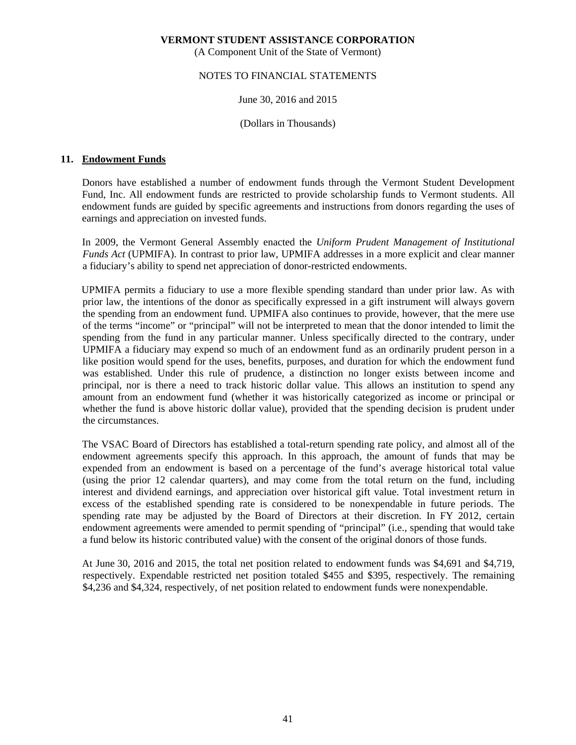VERMONT STUDENT ASSISTANCE CORPORATION
(A Component Unit of the State of Vermont)

NOTES TO FINANCIAL STATEMENTS

June 30, 2016 and 2015

(Dollars in Thousands)

## 11. Endowment Funds

Donors have established a number of endowment funds through the Vermont Student Development Fund, Inc. All endowment funds are restricted to provide scholarship funds to Vermont students. All endowment funds are guided by specific agreements and instructions from donors regarding the uses of earnings and appreciation on invested funds.

In 2009, the Vermont General Assembly enacted the *Uniform Prudent Management of Institutional Funds Act* (UPMIFA). In contrast to prior law, UPMIFA addresses in a more explicit and clear manner a fiduciary's ability to spend net appreciation of donor-restricted endowments.

UPMIFA permits a fiduciary to use a more flexible spending standard than under prior law. As with prior law, the intentions of the donor as specifically expressed in a gift instrument will always govern the spending from an endowment fund. UPMIFA also continues to provide, however, that the mere use of the terms "income" or "principal" will not be interpreted to mean that the donor intended to limit the spending from the fund in any particular manner. Unless specifically directed to the contrary, under UPMIFA a fiduciary may expend so much of an endowment fund as an ordinarily prudent person in a like position would spend for the uses, benefits, purposes, and duration for which the endowment fund was established. Under this rule of prudence, a distinction no longer exists between income and principal, nor is there a need to track historic dollar value. This allows an institution to spend any amount from an endowment fund (whether it was historically categorized as income or principal or whether the fund is above historic dollar value), provided that the spending decision is prudent under the circumstances.

The VSAC Board of Directors has established a total-return spending rate policy, and almost all of the endowment agreements specify this approach. In this approach, the amount of funds that may be expended from an endowment is based on a percentage of the fund's average historical total value (using the prior 12 calendar quarters), and may come from the total return on the fund, including interest and dividend earnings, and appreciation over historical gift value. Total investment return in excess of the established spending rate is considered to be nonexpendable in future periods. The spending rate may be adjusted by the Board of Directors at their discretion. In FY 2012, certain endowment agreements were amended to permit spending of "principal" (i.e., spending that would take a fund below its historic contributed value) with the consent of the original donors of those funds.

At June 30, 2016 and 2015, the total net position related to endowment funds was $4,691 and $4,719, respectively. Expendable restricted net position totaled $455 and $395, respectively. The remaining $4,236 and $4,324, respectively, of net position related to endowment funds were nonexpendable.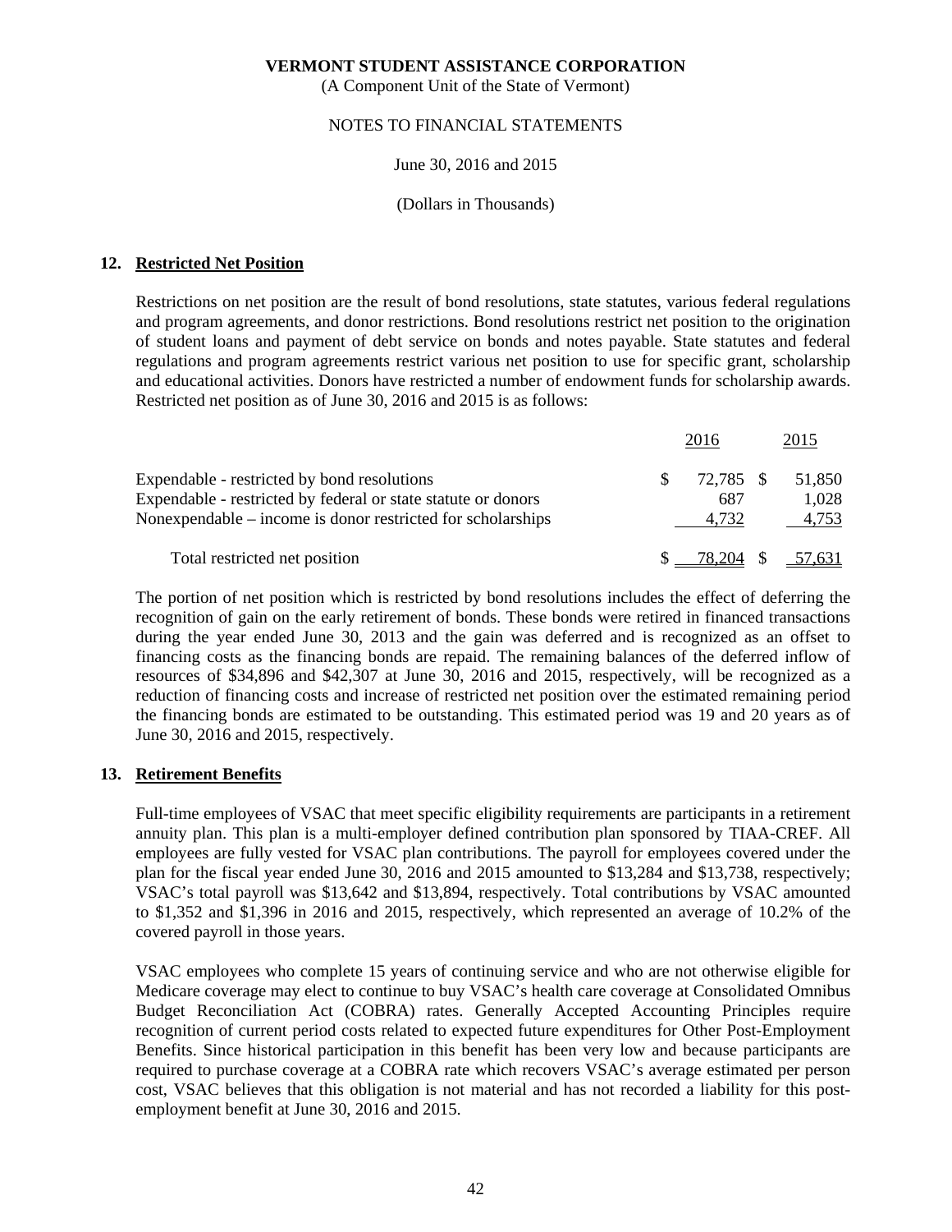**VERMONT STUDENT ASSISTANCE CORPORATION**
(A Component Unit of the State of Vermont)

NOTES TO FINANCIAL STATEMENTS

June 30, 2016 and 2015

(Dollars in Thousands)

## 12. Restricted Net Position

Restrictions on net position are the result of bond resolutions, state statutes, various federal regulations and program agreements, and donor restrictions. Bond resolutions restrict net position to the origination of student loans and payment of debt service on bonds and notes payable. State statutes and federal regulations and program agreements restrict various net position to use for specific grant, scholarship and educational activities. Donors have restricted a number of endowment funds for scholarship awards. Restricted net position as of June 30, 2016 and 2015 is as follows:

| | 2016 | 2015 |
|---|---|---|
| Expendable - restricted by bond resolutions | $ 72,785 | $ 51,850 |
| Expendable - restricted by federal or state statute or donors | 687 | 1,028 |
| Nonexpendable – income is donor restricted for scholarships | 4,732 | 4,753 |
| Total restricted net position | $ 78,204 | $ 57,631 |

The portion of net position which is restricted by bond resolutions includes the effect of deferring the recognition of gain on the early retirement of bonds. These bonds were retired in financed transactions during the year ended June 30, 2013 and the gain was deferred and is recognized as an offset to financing costs as the financing bonds are repaid. The remaining balances of the deferred inflow of resources of $34,896 and $42,307 at June 30, 2016 and 2015, respectively, will be recognized as a reduction of financing costs and increase of restricted net position over the estimated remaining period the financing bonds are estimated to be outstanding. This estimated period was 19 and 20 years as of June 30, 2016 and 2015, respectively.

## 13. Retirement Benefits

Full-time employees of VSAC that meet specific eligibility requirements are participants in a retirement annuity plan. This plan is a multi-employer defined contribution plan sponsored by TIAA-CREF. All employees are fully vested for VSAC plan contributions. The payroll for employees covered under the plan for the fiscal year ended June 30, 2016 and 2015 amounted to $13,284 and $13,738, respectively; VSAC's total payroll was $13,642 and $13,894, respectively. Total contributions by VSAC amounted to $1,352 and $1,396 in 2016 and 2015, respectively, which represented an average of 10.2% of the covered payroll in those years.

VSAC employees who complete 15 years of continuing service and who are not otherwise eligible for Medicare coverage may elect to continue to buy VSAC's health care coverage at Consolidated Omnibus Budget Reconciliation Act (COBRA) rates. Generally Accepted Accounting Principles require recognition of current period costs related to expected future expenditures for Other Post-Employment Benefits. Since historical participation in this benefit has been very low and because participants are required to purchase coverage at a COBRA rate which recovers VSAC's average estimated per person cost, VSAC believes that this obligation is not material and has not recorded a liability for this post-employment benefit at June 30, 2016 and 2015.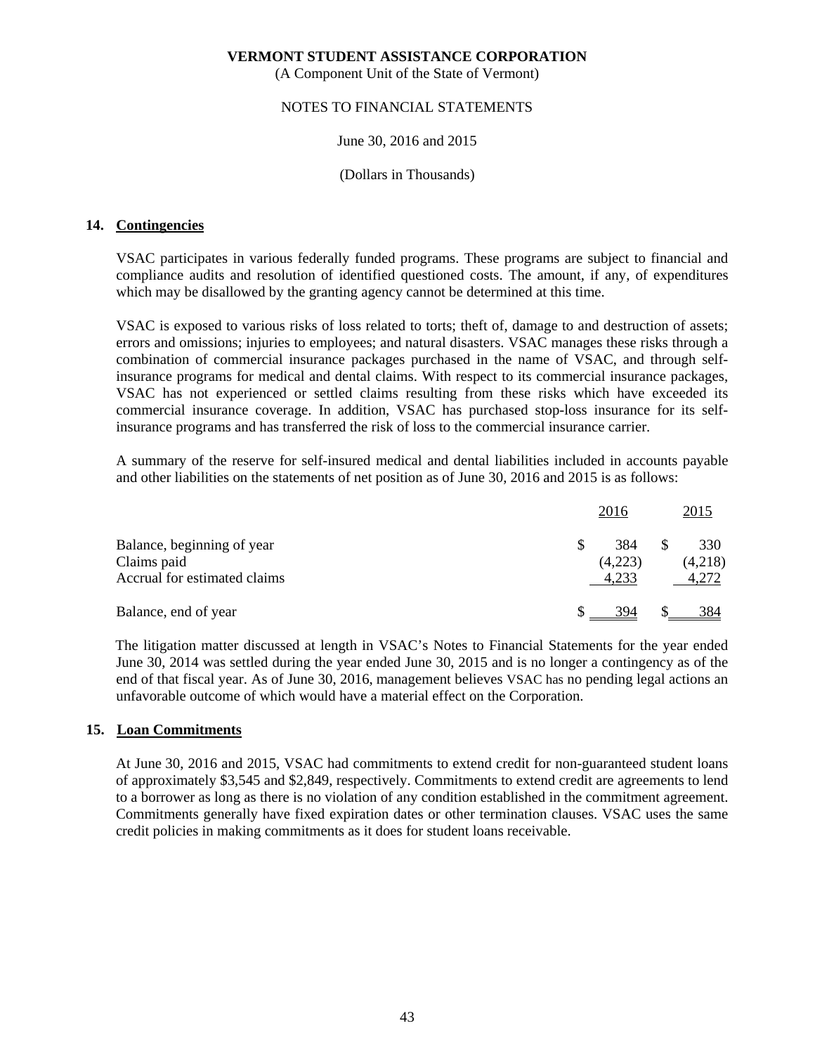**VERMONT STUDENT ASSISTANCE CORPORATION**
(A Component Unit of the State of Vermont)

NOTES TO FINANCIAL STATEMENTS

June 30, 2016 and 2015

(Dollars in Thousands)

## 14. Contingencies

VSAC participates in various federally funded programs. These programs are subject to financial and compliance audits and resolution of identified questioned costs. The amount, if any, of expenditures which may be disallowed by the granting agency cannot be determined at this time.

VSAC is exposed to various risks of loss related to torts; theft of, damage to and destruction of assets; errors and omissions; injuries to employees; and natural disasters. VSAC manages these risks through a combination of commercial insurance packages purchased in the name of VSAC, and through self-insurance programs for medical and dental claims. With respect to its commercial insurance packages, VSAC has not experienced or settled claims resulting from these risks which have exceeded its commercial insurance coverage. In addition, VSAC has purchased stop-loss insurance for its self-insurance programs and has transferred the risk of loss to the commercial insurance carrier.

A summary of the reserve for self-insured medical and dental liabilities included in accounts payable and other liabilities on the statements of net position as of June 30, 2016 and 2015 is as follows:

| | 2016 | 2015 |
|---|---|---|
| Balance, beginning of year | $ 384 | $ 330 |
| Claims paid | (4,223) | (4,218) |
| Accrual for estimated claims | 4,233 | 4,272 |
| Balance, end of year | $ 394 | $ 384 |

The litigation matter discussed at length in VSAC's Notes to Financial Statements for the year ended June 30, 2014 was settled during the year ended June 30, 2015 and is no longer a contingency as of the end of that fiscal year. As of June 30, 2016, management believes VSAC has no pending legal actions an unfavorable outcome of which would have a material effect on the Corporation.

## 15. Loan Commitments

At June 30, 2016 and 2015, VSAC had commitments to extend credit for non-guaranteed student loans of approximately $3,545 and $2,849, respectively. Commitments to extend credit are agreements to lend to a borrower as long as there is no violation of any condition established in the commitment agreement. Commitments generally have fixed expiration dates or other termination clauses. VSAC uses the same credit policies in making commitments as it does for student loans receivable.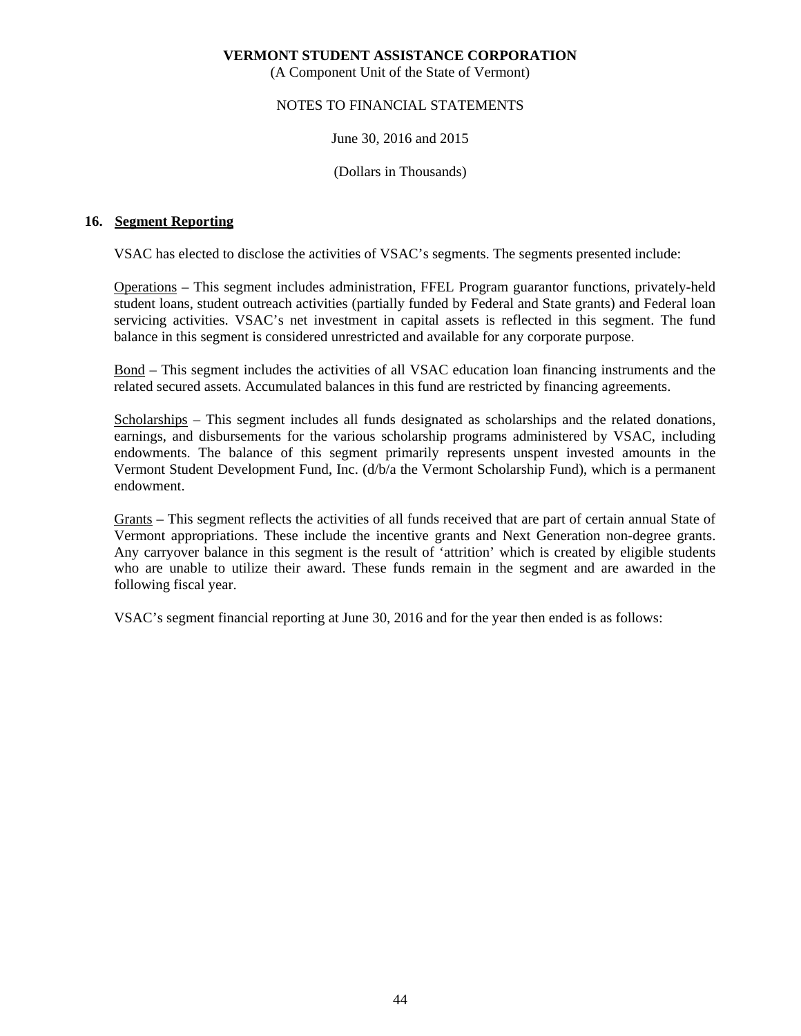**VERMONT STUDENT ASSISTANCE CORPORATION**
(A Component Unit of the State of Vermont)

NOTES TO FINANCIAL STATEMENTS

June 30, 2016 and 2015

(Dollars in Thousands)

## 16. Segment Reporting

VSAC has elected to disclose the activities of VSAC's segments. The segments presented include:

Operations – This segment includes administration, FFEL Program guarantor functions, privately-held student loans, student outreach activities (partially funded by Federal and State grants) and Federal loan servicing activities. VSAC's net investment in capital assets is reflected in this segment. The fund balance in this segment is considered unrestricted and available for any corporate purpose.

Bond – This segment includes the activities of all VSAC education loan financing instruments and the related secured assets. Accumulated balances in this fund are restricted by financing agreements.

Scholarships – This segment includes all funds designated as scholarships and the related donations, earnings, and disbursements for the various scholarship programs administered by VSAC, including endowments. The balance of this segment primarily represents unspent invested amounts in the Vermont Student Development Fund, Inc. (d/b/a the Vermont Scholarship Fund), which is a permanent endowment.

Grants – This segment reflects the activities of all funds received that are part of certain annual State of Vermont appropriations. These include the incentive grants and Next Generation non-degree grants. Any carryover balance in this segment is the result of 'attrition' which is created by eligible students who are unable to utilize their award. These funds remain in the segment and are awarded in the following fiscal year.

VSAC's segment financial reporting at June 30, 2016 and for the year then ended is as follows: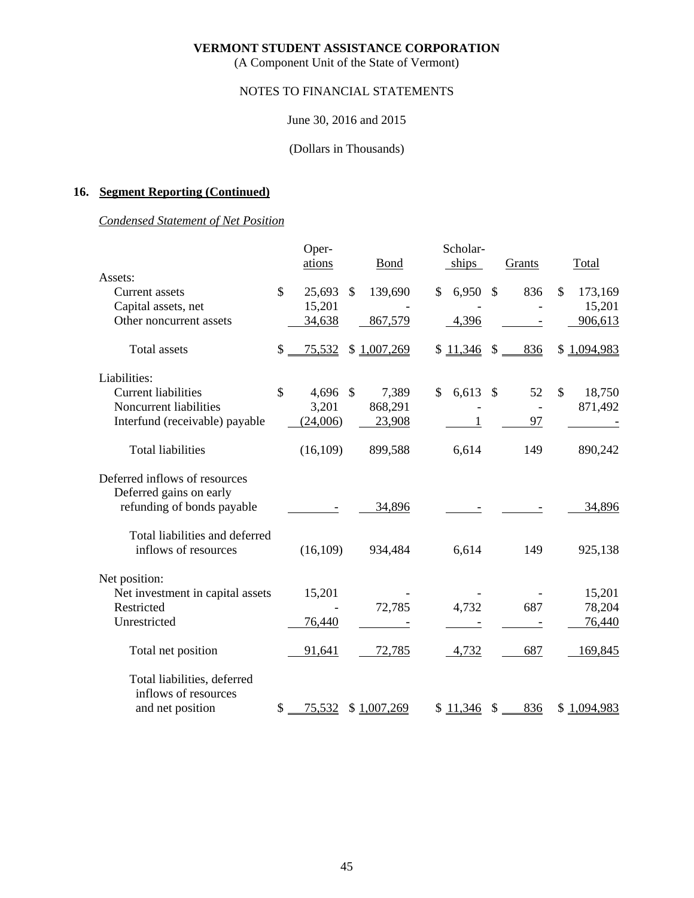**VERMONT STUDENT ASSISTANCE CORPORATION**
(A Component Unit of the State of Vermont)

NOTES TO FINANCIAL STATEMENTS

June 30, 2016 and 2015

(Dollars in Thousands)

## 16. Segment Reporting (Continued)

*Condensed Statement of Net Position*

| | Operations | Bond | Scholarships | Grants | Total |
|---|---|---|---|---|---|
| Assets: | | | | | |
| Current assets | $ 25,693 | $ 139,690 | $ 6,950 | $ 836 | $ 173,169 |
| Capital assets, net | 15,201 | - | - | - | 15,201 |
| Other noncurrent assets | 34,638 | 867,579 | 4,396 | - | 906,613 |
| Total assets | $ 75,532 | $ 1,007,269 | $ 11,346 | $ 836 | $ 1,094,983 |
| Liabilities: | | | | | |
| Current liabilities | $ 4,696 | $ 7,389 | $ 6,613 | $ 52 | $ 18,750 |
| Noncurrent liabilities | 3,201 | 868,291 | - | - | 871,492 |
| Interfund (receivable) payable | (24,006) | 23,908 | 1 | 97 | - |
| Total liabilities | (16,109) | 899,588 | 6,614 | 149 | 890,242 |
| Deferred inflows of resources | | | | | |
| Deferred gains on early refunding of bonds payable | - | 34,896 | - | - | 34,896 |
| Total liabilities and deferred inflows of resources | (16,109) | 934,484 | 6,614 | 149 | 925,138 |
| Net position: | | | | | |
| Net investment in capital assets | 15,201 | - | - | - | 15,201 |
| Restricted | - | 72,785 | 4,732 | 687 | 78,204 |
| Unrestricted | 76,440 | - | - | - | 76,440 |
| Total net position | 91,641 | 72,785 | 4,732 | 687 | 169,845 |
| Total liabilities, deferred inflows of resources and net position | $ 75,532 | $ 1,007,269 | $ 11,346 | $ 836 | $ 1,094,983 |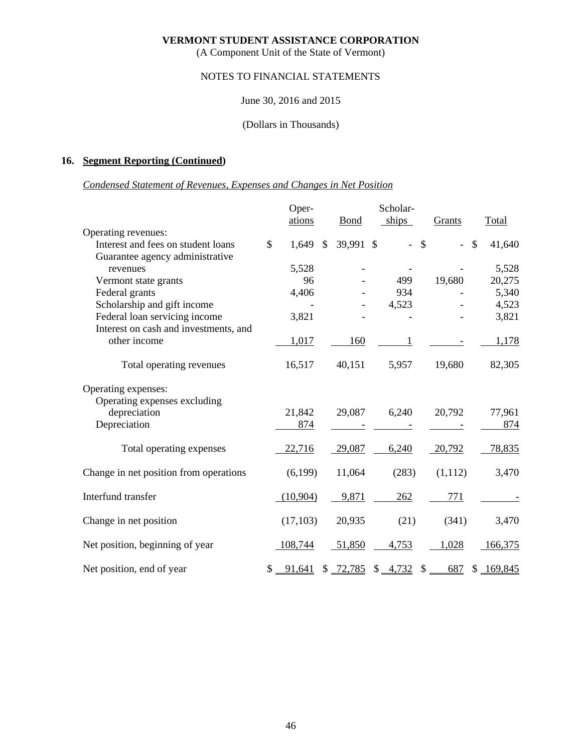**VERMONT STUDENT ASSISTANCE CORPORATION**
(A Component Unit of the State of Vermont)

NOTES TO FINANCIAL STATEMENTS

June 30, 2016 and 2015

(Dollars in Thousands)

## 16. Segment Reporting (Continued)

*Condensed Statement of Revenues, Expenses and Changes in Net Position*

| | Operations | Bond | Scholarships | Grants | Total |
|---|---|---|---|---|---|
| Operating revenues: | | | | | |
| Interest and fees on student loans | $ 1,649 | $ 39,991 | $ - | $ - | $ 41,640 |
| Guarantee agency administrative revenues | 5,528 | - | - | - | 5,528 |
| Vermont state grants | 96 | - | 499 | 19,680 | 20,275 |
| Federal grants | 4,406 | - | 934 | - | 5,340 |
| Scholarship and gift income | - | - | 4,523 | - | 4,523 |
| Federal loan servicing income | 3,821 | - | - | - | 3,821 |
| Interest on cash and investments, and other income | 1,017 | 160 | 1 | - | 1,178 |
| Total operating revenues | 16,517 | 40,151 | 5,957 | 19,680 | 82,305 |
| Operating expenses: | | | | | |
| Operating expenses excluding depreciation | 21,842 | 29,087 | 6,240 | 20,792 | 77,961 |
| Depreciation | 874 | - | - | - | 874 |
| Total operating expenses | 22,716 | 29,087 | 6,240 | 20,792 | 78,835 |
| Change in net position from operations | (6,199) | 11,064 | (283) | (1,112) | 3,470 |
| Interfund transfer | (10,904) | 9,871 | 262 | 771 | - |
| Change in net position | (17,103) | 20,935 | (21) | (341) | 3,470 |
| Net position, beginning of year | 108,744 | 51,850 | 4,753 | 1,028 | 166,375 |
| Net position, end of year | $ 91,641 | $ 72,785 | $ 4,732 | $ 687 | $ 169,845 |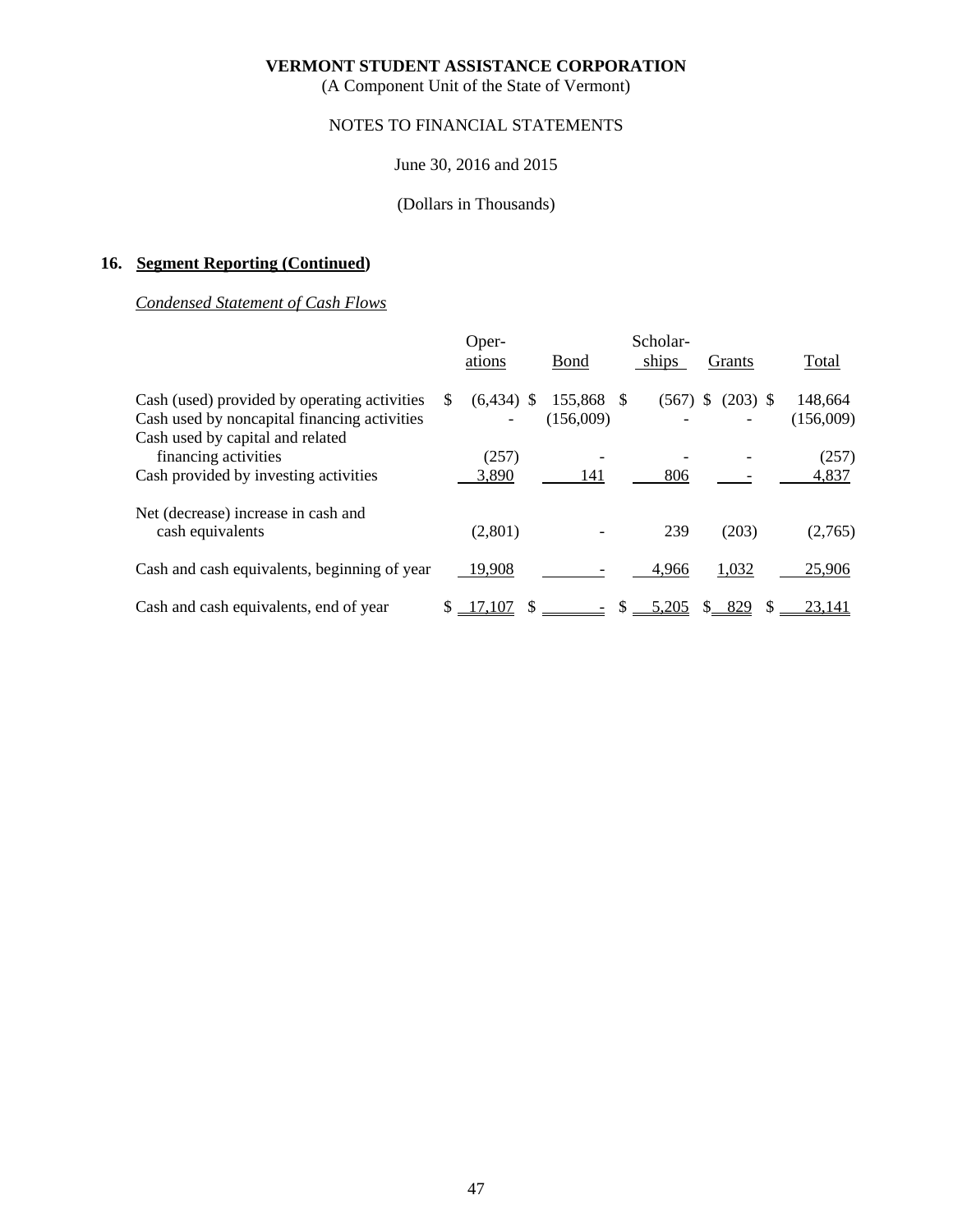**VERMONT STUDENT ASSISTANCE CORPORATION**
(A Component Unit of the State of Vermont)

NOTES TO FINANCIAL STATEMENTS

June 30, 2016 and 2015

(Dollars in Thousands)

## 16. Segment Reporting (Continued)

*Condensed Statement of Cash Flows*

| | Operations | Bond | Scholarships | Grants | Total |
|---|---|---|---|---|---|
| Cash (used) provided by operating activities | $ (6,434) | $ 155,868 | $ (567) | $ (203) | $ 148,664 |
| Cash used by noncapital financing activities | - | (156,009) | - | - | (156,009) |
| Cash used by capital and related financing activities | (257) | - | - | - | (257) |
| Cash provided by investing activities | 3,890 | 141 | 806 | - | 4,837 |
| Net (decrease) increase in cash and cash equivalents | (2,801) | - | 239 | (203) | (2,765) |
| Cash and cash equivalents, beginning of year | 19,908 | - | 4,966 | 1,032 | 25,906 |
| Cash and cash equivalents, end of year | $ 17,107 | $ - | $ 5,205 | $ 829 | $ 23,141 |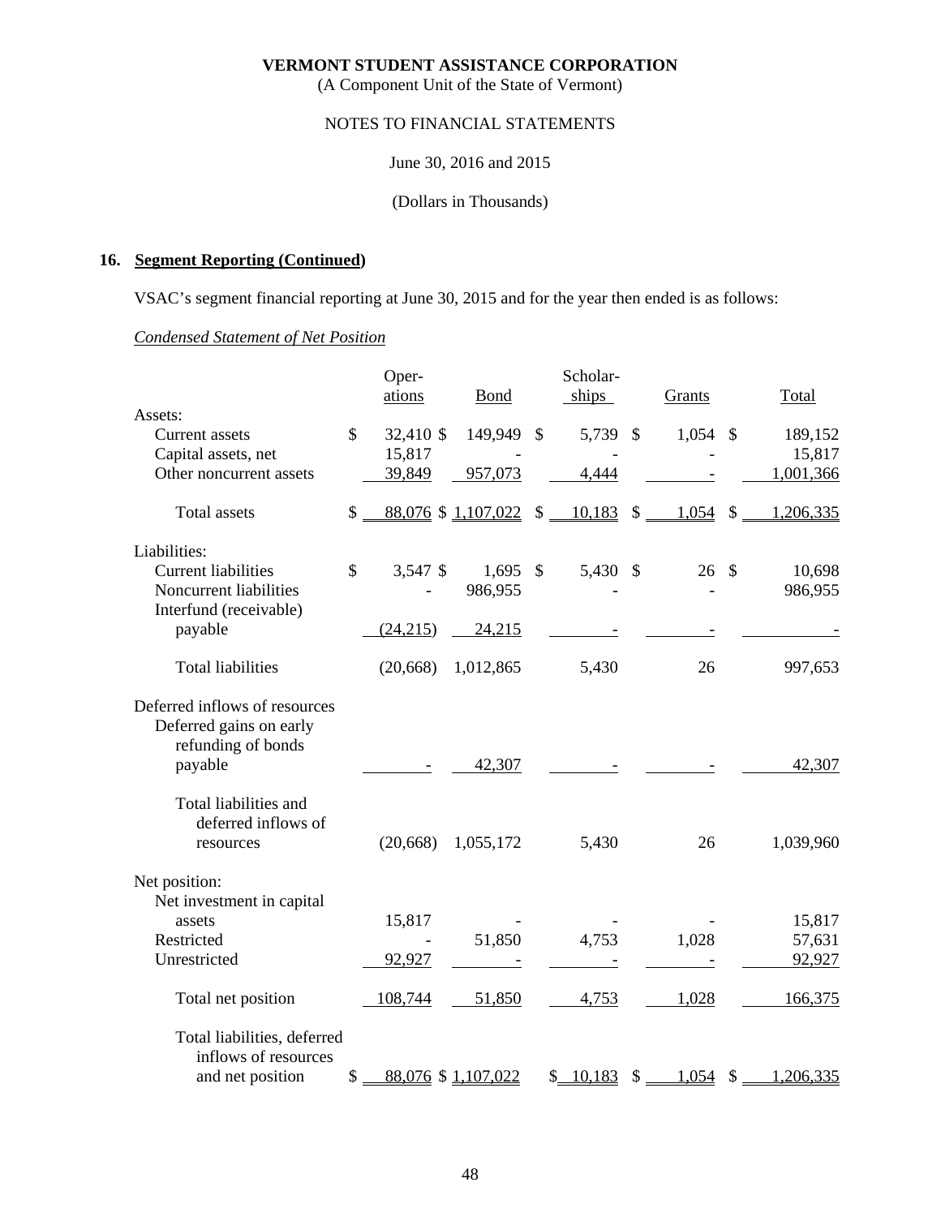# VERMONT STUDENT ASSISTANCE CORPORATION

(A Component Unit of the State of Vermont)

NOTES TO FINANCIAL STATEMENTS

June 30, 2016 and 2015

(Dollars in Thousands)

## 16. Segment Reporting (Continued)

VSAC's segment financial reporting at June 30, 2015 and for the year then ended is as follows:

*Condensed Statement of Net Position*

| | Operations | Bond | Scholarships | Grants | Total |
|---|---|---|---|---|---|
| Assets: | | | | | |
| Current assets | $ 32,410 | $ 149,949 | $ 5,739 | $ 1,054 | $ 189,152 |
| Capital assets, net | 15,817 | - | - | - | 15,817 |
| Other noncurrent assets | 39,849 | 957,073 | 4,444 | - | 1,001,366 |
| Total assets | $ 88,076 | $ 1,107,022 | $ 10,183 | $ 1,054 | $ 1,206,335 |
| Liabilities: | | | | | |
| Current liabilities | $ 3,547 | $ 1,695 | $ 5,430 | $ 26 | $ 10,698 |
| Noncurrent liabilities | - | 986,955 | - | - | 986,955 |
| Interfund (receivable) payable | (24,215) | 24,215 | - | - | - |
| Total liabilities | (20,668) | 1,012,865 | 5,430 | 26 | 997,653 |
| Deferred inflows of resources | | | | | |
| Deferred gains on early refunding of bonds payable | - | 42,307 | - | - | 42,307 |
| Total liabilities and deferred inflows of resources | (20,668) | 1,055,172 | 5,430 | 26 | 1,039,960 |
| Net position: | | | | | |
| Net investment in capital assets | 15,817 | - | - | - | 15,817 |
| Restricted | - | 51,850 | 4,753 | 1,028 | 57,631 |
| Unrestricted | 92,927 | - | - | - | 92,927 |
| Total net position | 108,744 | 51,850 | 4,753 | 1,028 | 166,375 |
| Total liabilities, deferred inflows of resources and net position | $ 88,076 | $ 1,107,022 | $ 10,183 | $ 1,054 | $ 1,206,335 |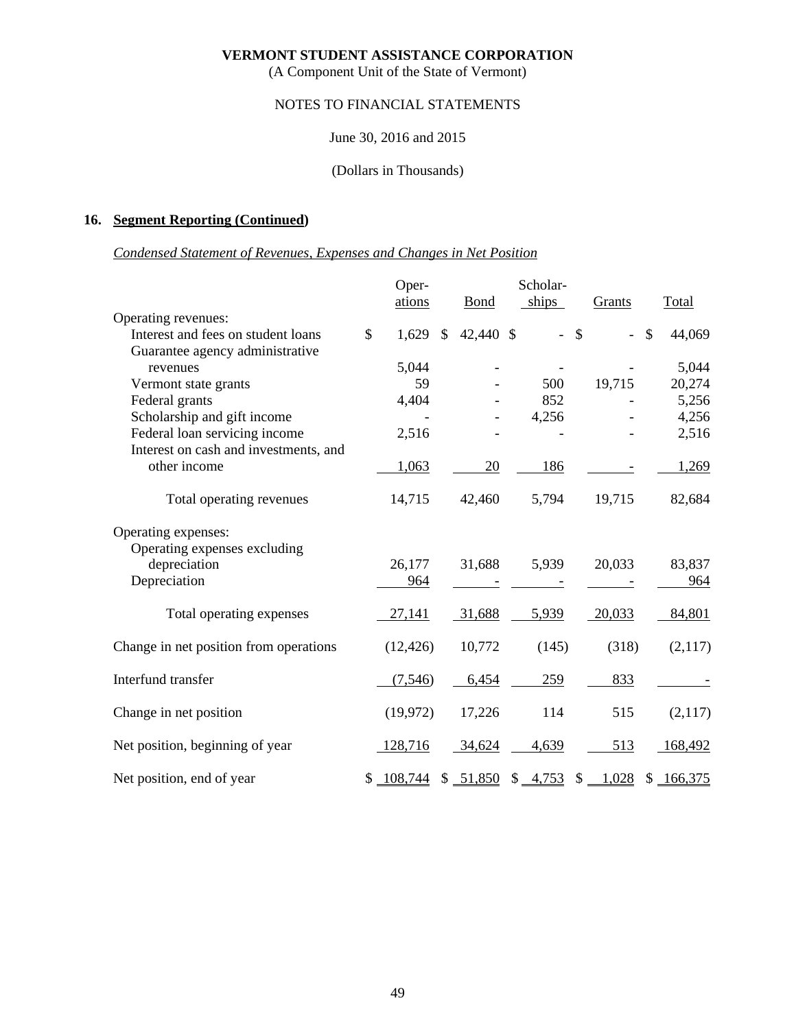**VERMONT STUDENT ASSISTANCE CORPORATION**
(A Component Unit of the State of Vermont)

NOTES TO FINANCIAL STATEMENTS

June 30, 2016 and 2015

(Dollars in Thousands)

## 16. Segment Reporting (Continued)

*Condensed Statement of Revenues, Expenses and Changes in Net Position*

| | Operations | Bond | Scholarships | Grants | Total |
|---|---|---|---|---|---|
| Operating revenues: | | | | | |
| Interest and fees on student loans | $ 1,629 | $ 42,440 | $ - | $ - | $ 44,069 |
| Guarantee agency administrative revenues | 5,044 | - | - | - | 5,044 |
| Vermont state grants | 59 | - | 500 | 19,715 | 20,274 |
| Federal grants | 4,404 | - | 852 | - | 5,256 |
| Scholarship and gift income | - | - | 4,256 | - | 4,256 |
| Federal loan servicing income | 2,516 | - | - | - | 2,516 |
| Interest on cash and investments, and other income | 1,063 | 20 | 186 | - | 1,269 |
| Total operating revenues | 14,715 | 42,460 | 5,794 | 19,715 | 82,684 |
| Operating expenses: | | | | | |
| Operating expenses excluding depreciation | 26,177 | 31,688 | 5,939 | 20,033 | 83,837 |
| Depreciation | 964 | - | - | - | 964 |
| Total operating expenses | 27,141 | 31,688 | 5,939 | 20,033 | 84,801 |
| Change in net position from operations | (12,426) | 10,772 | (145) | (318) | (2,117) |
| Interfund transfer | (7,546) | 6,454 | 259 | 833 | - |
| Change in net position | (19,972) | 17,226 | 114 | 515 | (2,117) |
| Net position, beginning of year | 128,716 | 34,624 | 4,639 | 513 | 168,492 |
| Net position, end of year | $ 108,744 | $ 51,850 | $ 4,753 | $ 1,028 | $ 166,375 |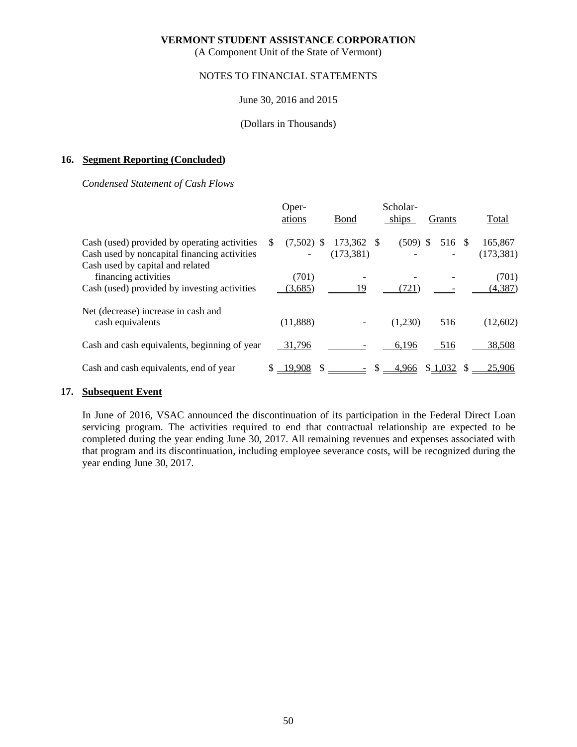**VERMONT STUDENT ASSISTANCE CORPORATION**
(A Component Unit of the State of Vermont)

NOTES TO FINANCIAL STATEMENTS

June 30, 2016 and 2015

(Dollars in Thousands)

## 16. Segment Reporting (Concluded)

*Condensed Statement of Cash Flows*

| | Operations | Bond | Scholarships | Grants | Total |
|---|---|---|---|---|---|
| Cash (used) provided by operating activities | $ (7,502) | $ 173,362 | $ (509) | $ 516 | $ 165,867 |
| Cash used by noncapital financing activities | - | (173,381) | - | - | (173,381) |
| Cash used by capital and related financing activities | (701) | - | - | - | (701) |
| Cash (used) provided by investing activities | (3,685) | 19 | (721) | - | (4,387) |
| Net (decrease) increase in cash and cash equivalents | (11,888) | - | (1,230) | 516 | (12,602) |
| Cash and cash equivalents, beginning of year | 31,796 | - | 6,196 | 516 | 38,508 |
| Cash and cash equivalents, end of year | $ 19,908 | $ - | $ 4,966 | $ 1,032 | $ 25,906 |

## 17. Subsequent Event

In June of 2016, VSAC announced the discontinuation of its participation in the Federal Direct Loan servicing program. The activities required to end that contractual relationship are expected to be completed during the year ending June 30, 2017. All remaining revenues and expenses associated with that program and its discontinuation, including employee severance costs, will be recognized during the year ending June 30, 2017.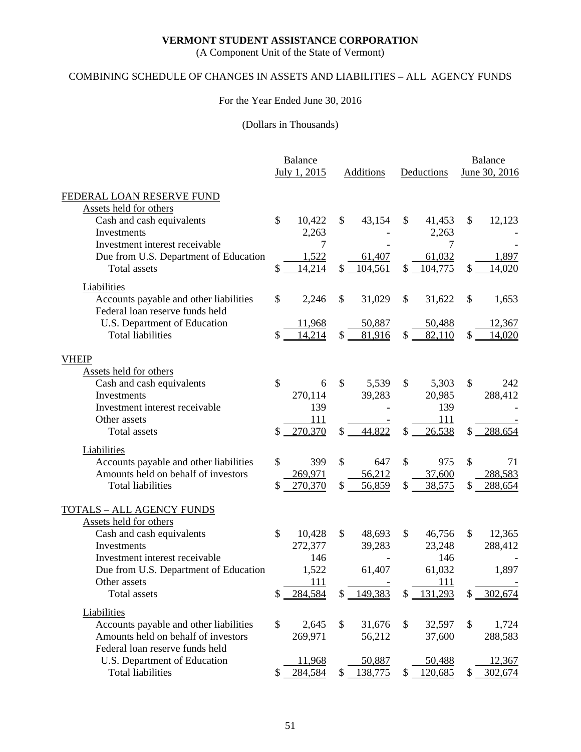**VERMONT STUDENT ASSISTANCE CORPORATION**

(A Component Unit of the State of Vermont)

COMBINING SCHEDULE OF CHANGES IN ASSETS AND LIABILITIES – ALL AGENCY FUNDS

For the Year Ended June 30, 2016

(Dollars in Thousands)

| | Balance July 1, 2015 | Additions | Deductions | Balance June 30, 2016 |
|---|---|---|---|---|
| FEDERAL LOAN RESERVE FUND | | | | |
| Assets held for others | | | | |
| Cash and cash equivalents | $ 10,422 | $ 43,154 | $ 41,453 | $ 12,123 |
| Investments | 2,263 | - | 2,263 | - |
| Investment interest receivable | 7 | - | 7 | - |
| Due from U.S. Department of Education | 1,522 | 61,407 | 61,032 | 1,897 |
| Total assets | $ 14,214 | $ 104,561 | $ 104,775 | $ 14,020 |
| Liabilities | | | | |
| Accounts payable and other liabilities | $ 2,246 | $ 31,029 | $ 31,622 | $ 1,653 |
| Federal loan reserve funds held U.S. Department of Education | 11,968 | 50,887 | 50,488 | 12,367 |
| Total liabilities | $ 14,214 | $ 81,916 | $ 82,110 | $ 14,020 |
| VHEIP | | | | |
| Assets held for others | | | | |
| Cash and cash equivalents | $ 6 | $ 5,539 | $ 5,303 | $ 242 |
| Investments | 270,114 | 39,283 | 20,985 | 288,412 |
| Investment interest receivable | 139 | - | 139 | - |
| Other assets | 111 | - | 111 | - |
| Total assets | $ 270,370 | $ 44,822 | $ 26,538 | $ 288,654 |
| Liabilities | | | | |
| Accounts payable and other liabilities | $ 399 | $ 647 | $ 975 | $ 71 |
| Amounts held on behalf of investors | 269,971 | 56,212 | 37,600 | 288,583 |
| Total liabilities | $ 270,370 | $ 56,859 | $ 38,575 | $ 288,654 |
| TOTALS – ALL AGENCY FUNDS | | | | |
| Assets held for others | | | | |
| Cash and cash equivalents | $ 10,428 | $ 48,693 | $ 46,756 | $ 12,365 |
| Investments | 272,377 | 39,283 | 23,248 | 288,412 |
| Investment interest receivable | 146 | - | 146 | - |
| Due from U.S. Department of Education | 1,522 | 61,407 | 61,032 | 1,897 |
| Other assets | 111 | - | 111 | - |
| Total assets | $ 284,584 | $ 149,383 | $ 131,293 | $ 302,674 |
| Liabilities | | | | |
| Accounts payable and other liabilities | $ 2,645 | $ 31,676 | $ 32,597 | $ 1,724 |
| Amounts held on behalf of investors | 269,971 | 56,212 | 37,600 | 288,583 |
| Federal loan reserve funds held U.S. Department of Education | 11,968 | 50,887 | 50,488 | 12,367 |
| Total liabilities | $ 284,584 | $ 138,775 | $ 120,685 | $ 302,674 |